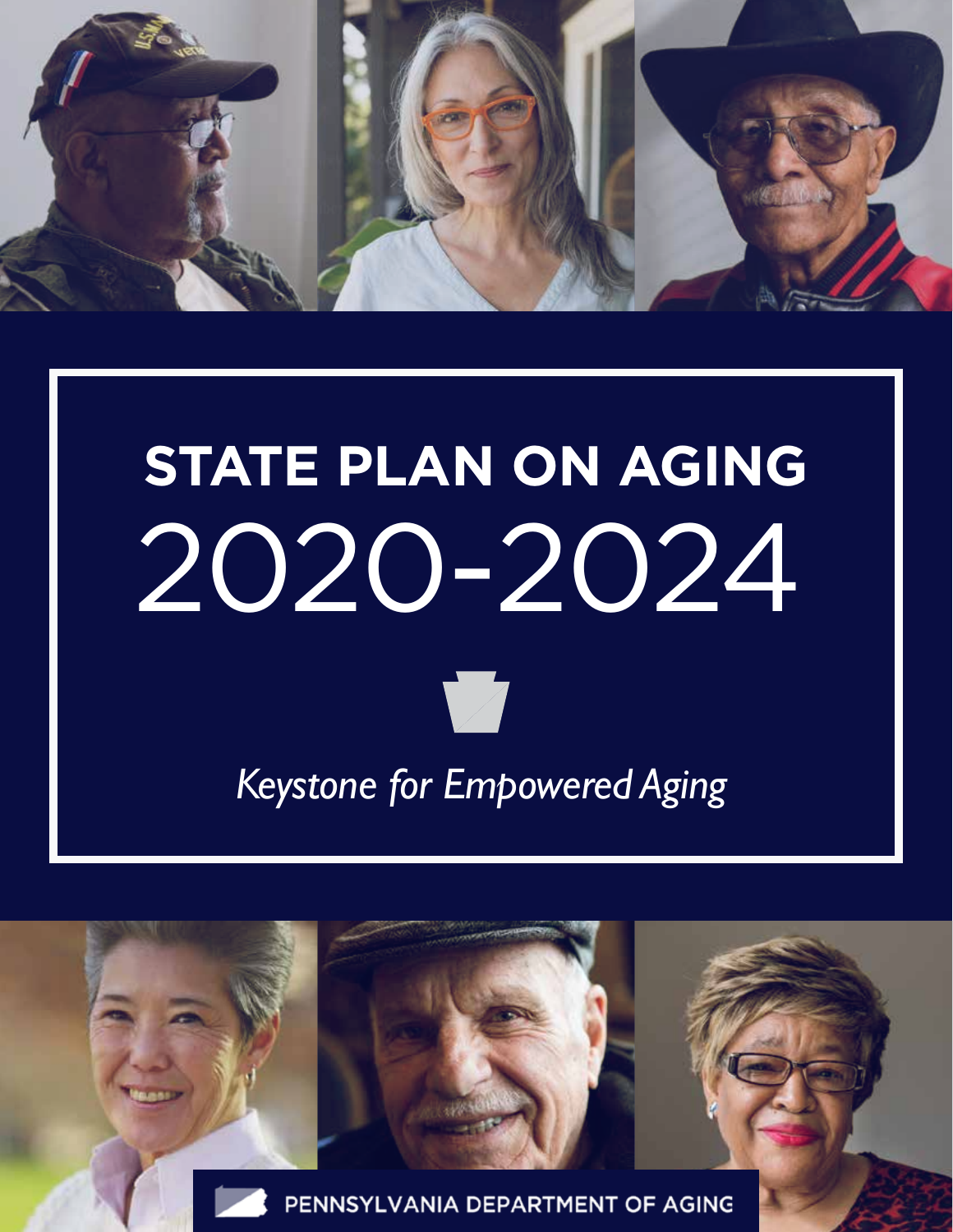# STATE PLAN ON AGING 2020-2024

*Keystone for Empowered Aging*

PENNSYLVANIA DEPARTMENT OF AGING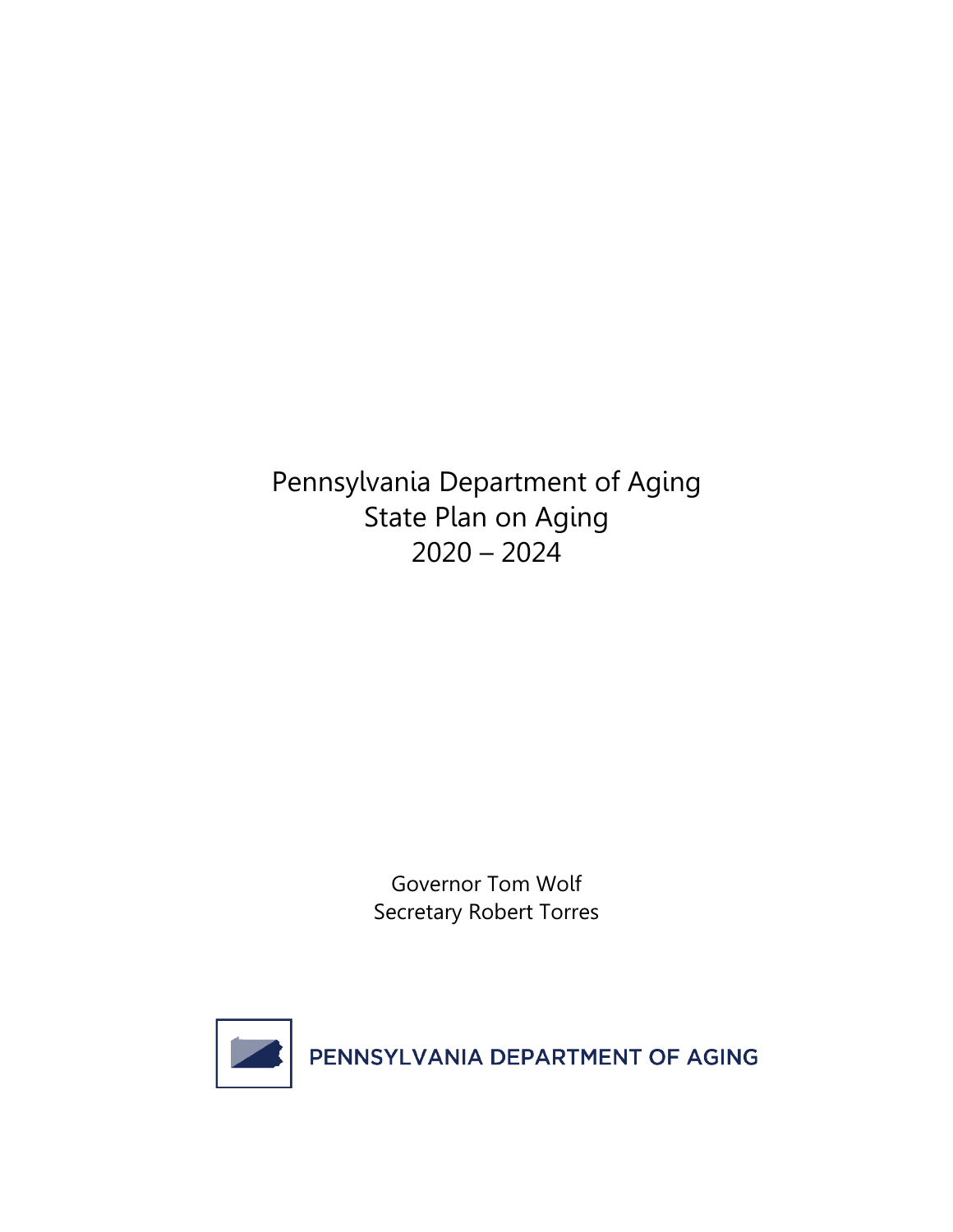# Pennsylvania Department of Aging
# State Plan on Aging
# 2020 – 2024

Governor Tom Wolf
Secretary Robert Torres

PENNSYLVANIA DEPARTMENT OF AGING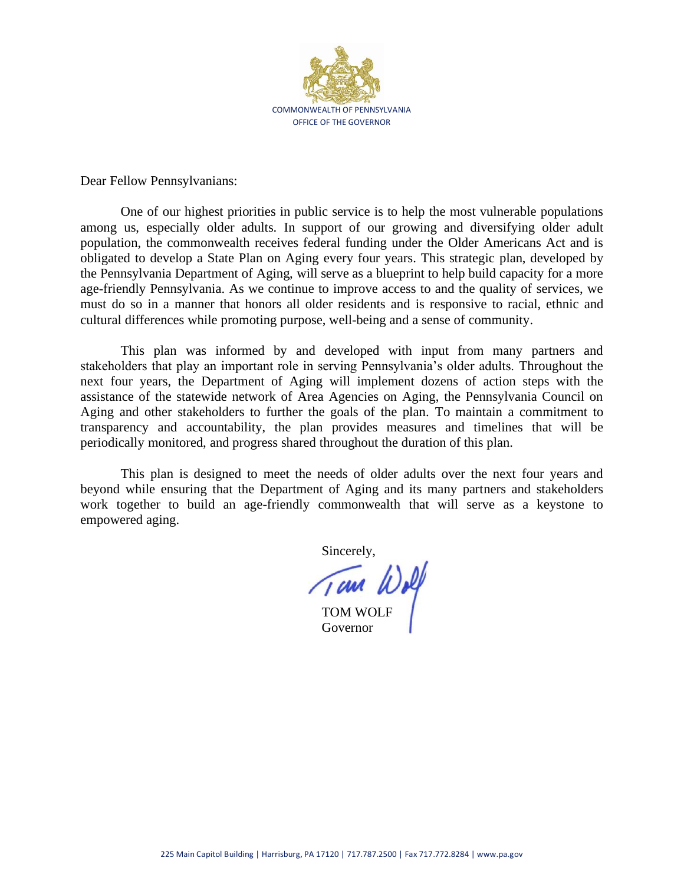COMMONWEALTH OF PENNSYLVANIA
OFFICE OF THE GOVERNOR

Dear Fellow Pennsylvanians:

One of our highest priorities in public service is to help the most vulnerable populations among us, especially older adults. In support of our growing and diversifying older adult population, the commonwealth receives federal funding under the Older Americans Act and is obligated to develop a State Plan on Aging every four years. This strategic plan, developed by the Pennsylvania Department of Aging, will serve as a blueprint to help build capacity for a more age-friendly Pennsylvania. As we continue to improve access to and the quality of services, we must do so in a manner that honors all older residents and is responsive to racial, ethnic and cultural differences while promoting purpose, well-being and a sense of community.

This plan was informed by and developed with input from many partners and stakeholders that play an important role in serving Pennsylvania's older adults. Throughout the next four years, the Department of Aging will implement dozens of action steps with the assistance of the statewide network of Area Agencies on Aging, the Pennsylvania Council on Aging and other stakeholders to further the goals of the plan. To maintain a commitment to transparency and accountability, the plan provides measures and timelines that will be periodically monitored, and progress shared throughout the duration of this plan.

This plan is designed to meet the needs of older adults over the next four years and beyond while ensuring that the Department of Aging and its many partners and stakeholders work together to build an age-friendly commonwealth that will serve as a keystone to empowered aging.

Sincerely,

TOM WOLF
Governor

225 Main Capitol Building | Harrisburg, PA 17120 | 717.787.2500 | Fax 717.772.8284 | www.pa.gov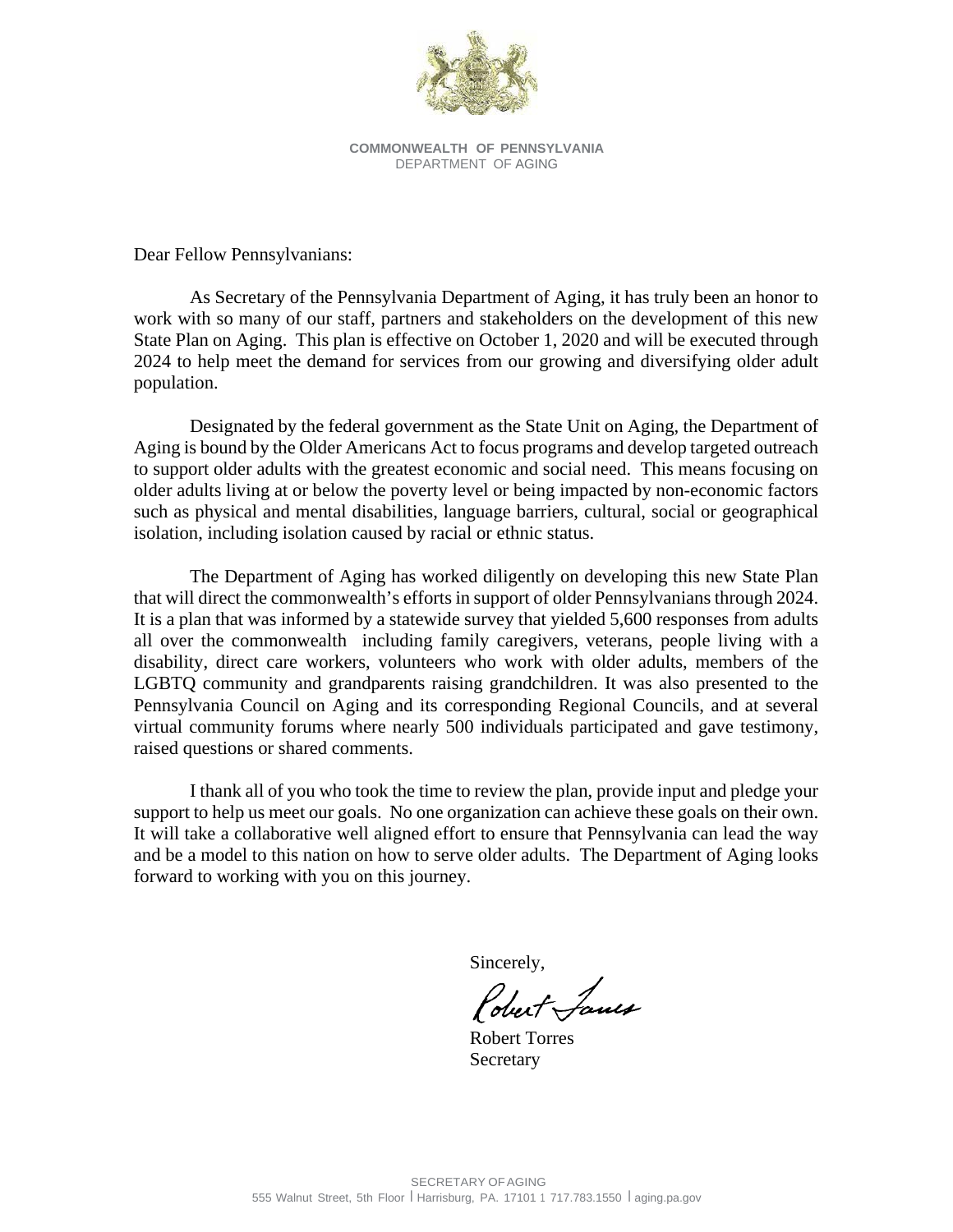**COMMONWEALTH OF PENNSYLVANIA**
DEPARTMENT OF AGING

Dear Fellow Pennsylvanians:

As Secretary of the Pennsylvania Department of Aging, it has truly been an honor to work with so many of our staff, partners and stakeholders on the development of this new State Plan on Aging. This plan is effective on October 1, 2020 and will be executed through 2024 to help meet the demand for services from our growing and diversifying older adult population.

Designated by the federal government as the State Unit on Aging, the Department of Aging is bound by the Older Americans Act to focus programs and develop targeted outreach to support older adults with the greatest economic and social need. This means focusing on older adults living at or below the poverty level or being impacted by non-economic factors such as physical and mental disabilities, language barriers, cultural, social or geographical isolation, including isolation caused by racial or ethnic status.

The Department of Aging has worked diligently on developing this new State Plan that will direct the commonwealth's efforts in support of older Pennsylvanians through 2024. It is a plan that was informed by a statewide survey that yielded 5,600 responses from adults all over the commonwealth including family caregivers, veterans, people living with a disability, direct care workers, volunteers who work with older adults, members of the LGBTQ community and grandparents raising grandchildren. It was also presented to the Pennsylvania Council on Aging and its corresponding Regional Councils, and at several virtual community forums where nearly 500 individuals participated and gave testimony, raised questions or shared comments.

I thank all of you who took the time to review the plan, provide input and pledge your support to help us meet our goals. No one organization can achieve these goals on their own. It will take a collaborative well aligned effort to ensure that Pennsylvania can lead the way and be a model to this nation on how to serve older adults. The Department of Aging looks forward to working with you on this journey.

Sincerely,

Robert Torres
Secretary

SECRETARY OF AGING
555 Walnut Street, 5th Floor | Harrisburg, PA. 17101 | 717.783.1550 | aging.pa.gov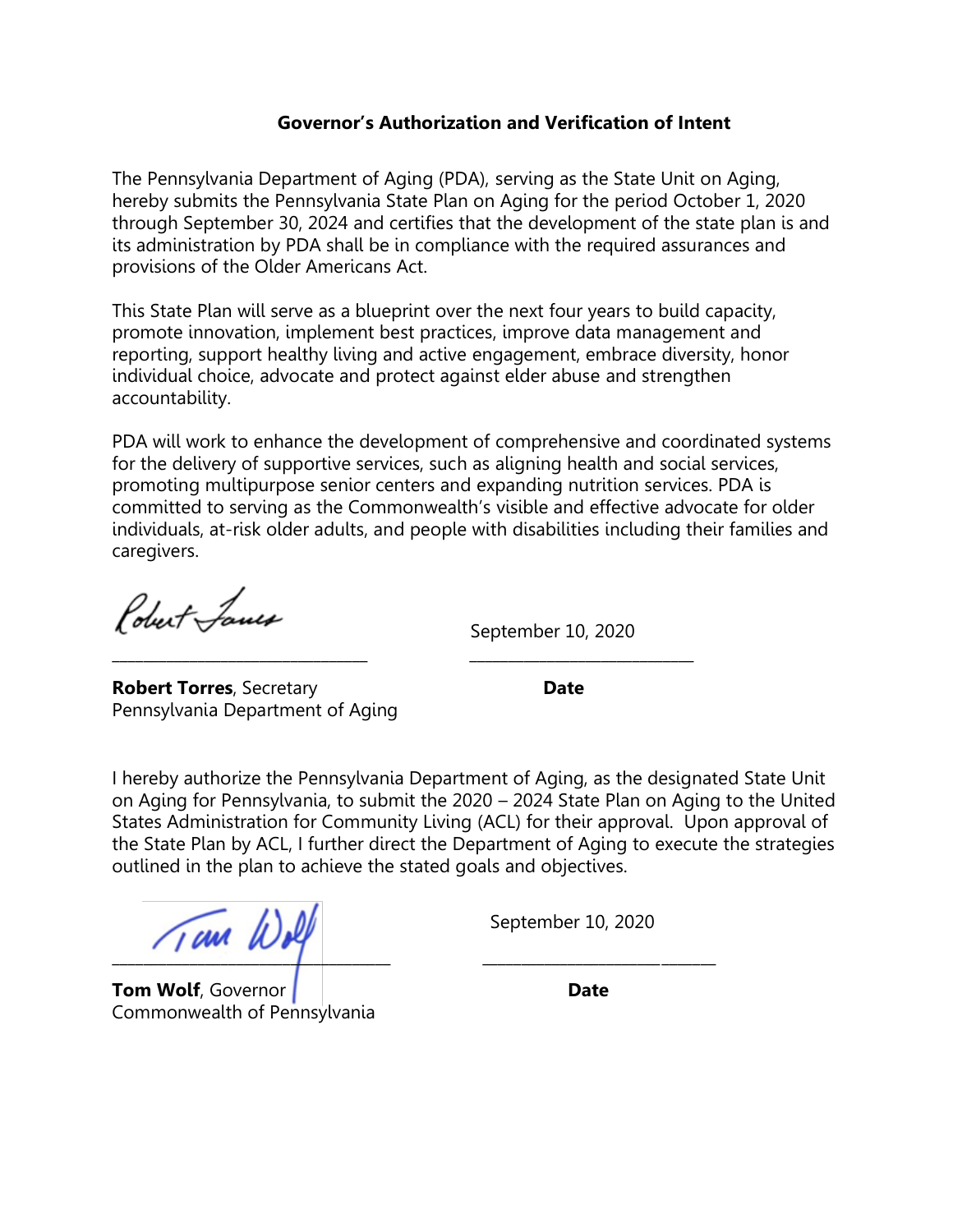### Governor's Authorization and Verification of Intent

The Pennsylvania Department of Aging (PDA), serving as the State Unit on Aging, hereby submits the Pennsylvania State Plan on Aging for the period October 1, 2020 through September 30, 2024 and certifies that the development of the state plan is and its administration by PDA shall be in compliance with the required assurances and provisions of the Older Americans Act.

This State Plan will serve as a blueprint over the next four years to build capacity, promote innovation, implement best practices, improve data management and reporting, support healthy living and active engagement, embrace diversity, honor individual choice, advocate and protect against elder abuse and strengthen accountability.

PDA will work to enhance the development of comprehensive and coordinated systems for the delivery of supportive services, such as aligning health and social services, promoting multipurpose senior centers and expanding nutrition services. PDA is committed to serving as the Commonwealth's visible and effective advocate for older individuals, at-risk older adults, and people with disabilities including their families and caregivers.

| | |
|---|---|
| _______________________________ | September 10, 2020 |
| **Robert Torres**, Secretary<br>Pennsylvania Department of Aging | **Date** |

I hereby authorize the Pennsylvania Department of Aging, as the designated State Unit on Aging for Pennsylvania, to submit the 2020 – 2024 State Plan on Aging to the United States Administration for Community Living (ACL) for their approval. Upon approval of the State Plan by ACL, I further direct the Department of Aging to execute the strategies outlined in the plan to achieve the stated goals and objectives.

| | |
|---|---|
| _______________________________ | September 10, 2020 |
| **Tom Wolf**, Governor<br>Commonwealth of Pennsylvania | **Date** |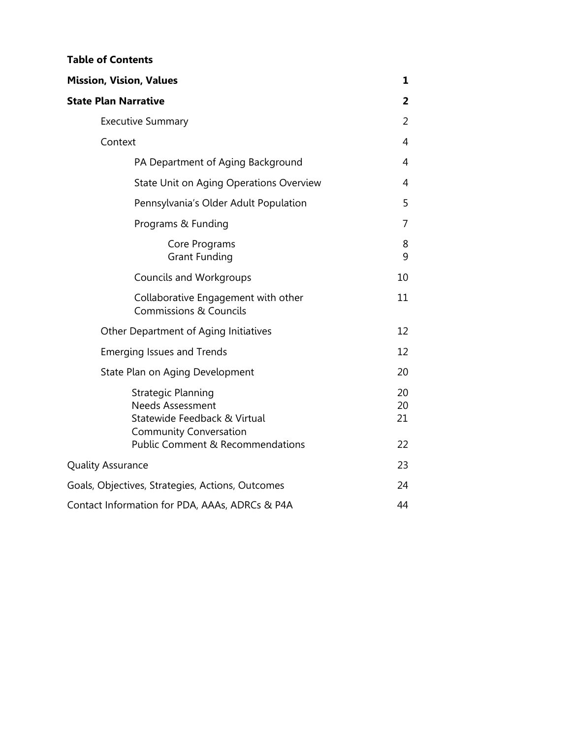**Table of Contents**

| | |
|---|---|
| **Mission, Vision, Values** | **1** |
| **State Plan Narrative** | **2** |
| Executive Summary | 2 |
| Context | 4 |
| PA Department of Aging Background | 4 |
| State Unit on Aging Operations Overview | 4 |
| Pennsylvania's Older Adult Population | 5 |
| Programs & Funding | 7 |
| Core Programs | 8 |
| Grant Funding | 9 |
| Councils and Workgroups | 10 |
| Collaborative Engagement with other Commissions & Councils | 11 |
| Other Department of Aging Initiatives | 12 |
| Emerging Issues and Trends | 12 |
| State Plan on Aging Development | 20 |
| Strategic Planning | 20 |
| Needs Assessment | 20 |
| Statewide Feedback & Virtual Community Conversation | 21 |
| Public Comment & Recommendations | 22 |
| Quality Assurance | 23 |
| Goals, Objectives, Strategies, Actions, Outcomes | 24 |
| Contact Information for PDA, AAAs, ADRCs & P4A | 44 |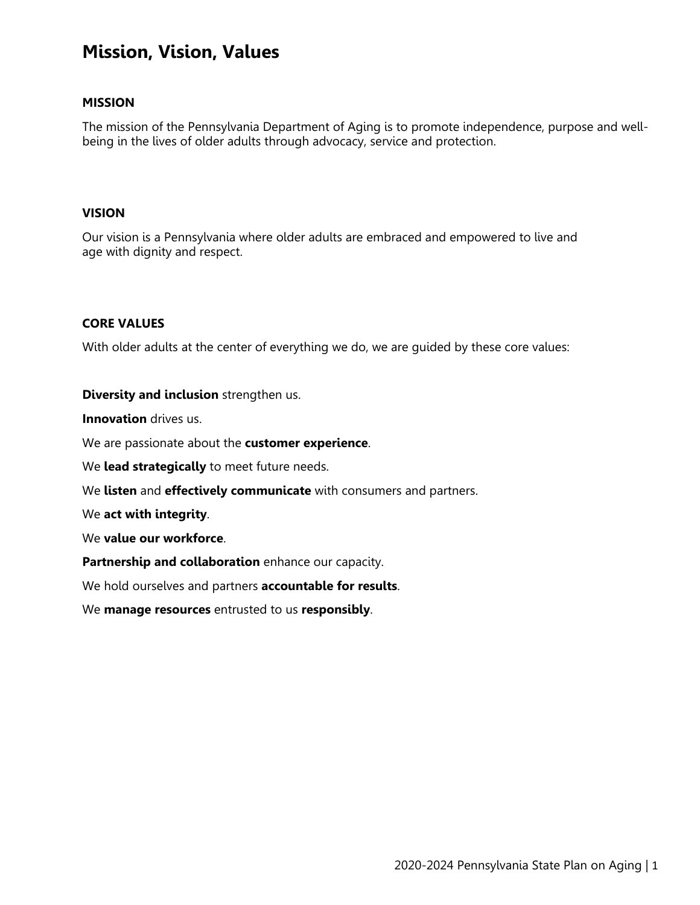# Mission, Vision, Values

### MISSION

The mission of the Pennsylvania Department of Aging is to promote independence, purpose and well-being in the lives of older adults through advocacy, service and protection.

### VISION

Our vision is a Pennsylvania where older adults are embraced and empowered to live and age with dignity and respect.

### CORE VALUES

With older adults at the center of everything we do, we are guided by these core values:

**Diversity and inclusion** strengthen us.

**Innovation** drives us.

We are passionate about the **customer experience**.

We **lead strategically** to meet future needs.

We **listen** and **effectively communicate** with consumers and partners.

We **act with integrity**.

We **value our workforce**.

**Partnership and collaboration** enhance our capacity.

We hold ourselves and partners **accountable for results**.

We **manage resources** entrusted to us **responsibly**.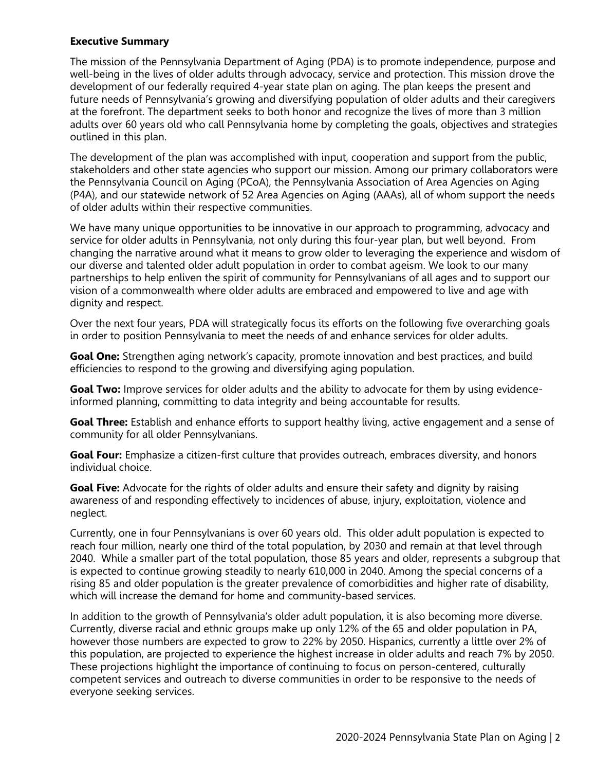## Executive Summary

The mission of the Pennsylvania Department of Aging (PDA) is to promote independence, purpose and well-being in the lives of older adults through advocacy, service and protection. This mission drove the development of our federally required 4-year state plan on aging. The plan keeps the present and future needs of Pennsylvania's growing and diversifying population of older adults and their caregivers at the forefront. The department seeks to both honor and recognize the lives of more than 3 million adults over 60 years old who call Pennsylvania home by completing the goals, objectives and strategies outlined in this plan.

The development of the plan was accomplished with input, cooperation and support from the public, stakeholders and other state agencies who support our mission. Among our primary collaborators were the Pennsylvania Council on Aging (PCoA), the Pennsylvania Association of Area Agencies on Aging (P4A), and our statewide network of 52 Area Agencies on Aging (AAAs), all of whom support the needs of older adults within their respective communities.

We have many unique opportunities to be innovative in our approach to programming, advocacy and service for older adults in Pennsylvania, not only during this four-year plan, but well beyond. From changing the narrative around what it means to grow older to leveraging the experience and wisdom of our diverse and talented older adult population in order to combat ageism. We look to our many partnerships to help enliven the spirit of community for Pennsylvanians of all ages and to support our vision of a commonwealth where older adults are embraced and empowered to live and age with dignity and respect.

Over the next four years, PDA will strategically focus its efforts on the following five overarching goals in order to position Pennsylvania to meet the needs of and enhance services for older adults.

**Goal One:** Strengthen aging network's capacity, promote innovation and best practices, and build efficiencies to respond to the growing and diversifying aging population.

**Goal Two:** Improve services for older adults and the ability to advocate for them by using evidence-informed planning, committing to data integrity and being accountable for results.

**Goal Three:** Establish and enhance efforts to support healthy living, active engagement and a sense of community for all older Pennsylvanians.

**Goal Four:** Emphasize a citizen-first culture that provides outreach, embraces diversity, and honors individual choice.

**Goal Five:** Advocate for the rights of older adults and ensure their safety and dignity by raising awareness of and responding effectively to incidences of abuse, injury, exploitation, violence and neglect.

Currently, one in four Pennsylvanians is over 60 years old. This older adult population is expected to reach four million, nearly one third of the total population, by 2030 and remain at that level through 2040. While a smaller part of the total population, those 85 years and older, represents a subgroup that is expected to continue growing steadily to nearly 610,000 in 2040. Among the special concerns of a rising 85 and older population is the greater prevalence of comorbidities and higher rate of disability, which will increase the demand for home and community-based services.

In addition to the growth of Pennsylvania's older adult population, it is also becoming more diverse. Currently, diverse racial and ethnic groups make up only 12% of the 65 and older population in PA, however those numbers are expected to grow to 22% by 2050. Hispanics, currently a little over 2% of this population, are projected to experience the highest increase in older adults and reach 7% by 2050. These projections highlight the importance of continuing to focus on person-centered, culturally competent services and outreach to diverse communities in order to be responsive to the needs of everyone seeking services.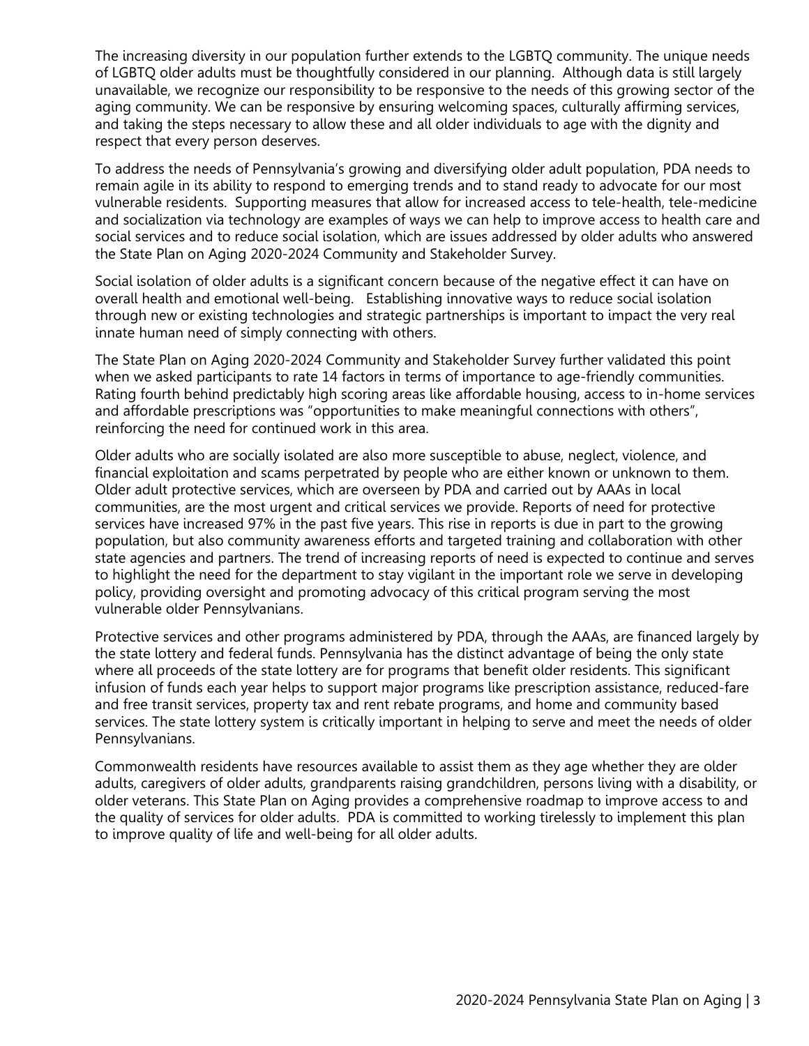The increasing diversity in our population further extends to the LGBTQ community. The unique needs of LGBTQ older adults must be thoughtfully considered in our planning. Although data is still largely unavailable, we recognize our responsibility to be responsive to the needs of this growing sector of the aging community. We can be responsive by ensuring welcoming spaces, culturally affirming services, and taking the steps necessary to allow these and all older individuals to age with the dignity and respect that every person deserves.

To address the needs of Pennsylvania's growing and diversifying older adult population, PDA needs to remain agile in its ability to respond to emerging trends and to stand ready to advocate for our most vulnerable residents. Supporting measures that allow for increased access to tele-health, tele-medicine and socialization via technology are examples of ways we can help to improve access to health care and social services and to reduce social isolation, which are issues addressed by older adults who answered the State Plan on Aging 2020-2024 Community and Stakeholder Survey.

Social isolation of older adults is a significant concern because of the negative effect it can have on overall health and emotional well-being. Establishing innovative ways to reduce social isolation through new or existing technologies and strategic partnerships is important to impact the very real innate human need of simply connecting with others.

The State Plan on Aging 2020-2024 Community and Stakeholder Survey further validated this point when we asked participants to rate 14 factors in terms of importance to age-friendly communities. Rating fourth behind predictably high scoring areas like affordable housing, access to in-home services and affordable prescriptions was "opportunities to make meaningful connections with others", reinforcing the need for continued work in this area.

Older adults who are socially isolated are also more susceptible to abuse, neglect, violence, and financial exploitation and scams perpetrated by people who are either known or unknown to them. Older adult protective services, which are overseen by PDA and carried out by AAAs in local communities, are the most urgent and critical services we provide. Reports of need for protective services have increased 97% in the past five years. This rise in reports is due in part to the growing population, but also community awareness efforts and targeted training and collaboration with other state agencies and partners. The trend of increasing reports of need is expected to continue and serves to highlight the need for the department to stay vigilant in the important role we serve in developing policy, providing oversight and promoting advocacy of this critical program serving the most vulnerable older Pennsylvanians.

Protective services and other programs administered by PDA, through the AAAs, are financed largely by the state lottery and federal funds. Pennsylvania has the distinct advantage of being the only state where all proceeds of the state lottery are for programs that benefit older residents. This significant infusion of funds each year helps to support major programs like prescription assistance, reduced-fare and free transit services, property tax and rent rebate programs, and home and community based services. The state lottery system is critically important in helping to serve and meet the needs of older Pennsylvanians.

Commonwealth residents have resources available to assist them as they age whether they are older adults, caregivers of older adults, grandparents raising grandchildren, persons living with a disability, or older veterans. This State Plan on Aging provides a comprehensive roadmap to improve access to and the quality of services for older adults. PDA is committed to working tirelessly to implement this plan to improve quality of life and well-being for all older adults.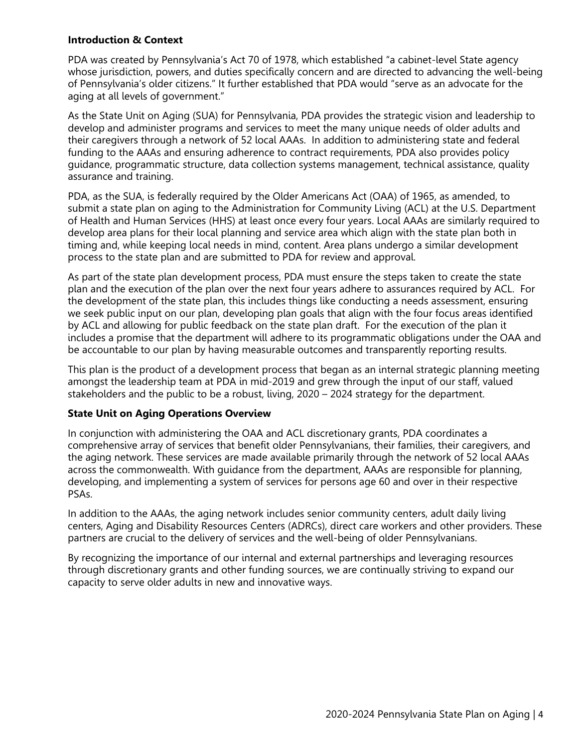### Introduction & Context

PDA was created by Pennsylvania's Act 70 of 1978, which established "a cabinet-level State agency whose jurisdiction, powers, and duties specifically concern and are directed to advancing the well-being of Pennsylvania's older citizens." It further established that PDA would "serve as an advocate for the aging at all levels of government."

As the State Unit on Aging (SUA) for Pennsylvania, PDA provides the strategic vision and leadership to develop and administer programs and services to meet the many unique needs of older adults and their caregivers through a network of 52 local AAAs. In addition to administering state and federal funding to the AAAs and ensuring adherence to contract requirements, PDA also provides policy guidance, programmatic structure, data collection systems management, technical assistance, quality assurance and training.

PDA, as the SUA, is federally required by the Older Americans Act (OAA) of 1965, as amended, to submit a state plan on aging to the Administration for Community Living (ACL) at the U.S. Department of Health and Human Services (HHS) at least once every four years. Local AAAs are similarly required to develop area plans for their local planning and service area which align with the state plan both in timing and, while keeping local needs in mind, content. Area plans undergo a similar development process to the state plan and are submitted to PDA for review and approval.

As part of the state plan development process, PDA must ensure the steps taken to create the state plan and the execution of the plan over the next four years adhere to assurances required by ACL. For the development of the state plan, this includes things like conducting a needs assessment, ensuring we seek public input on our plan, developing plan goals that align with the four focus areas identified by ACL and allowing for public feedback on the state plan draft. For the execution of the plan it includes a promise that the department will adhere to its programmatic obligations under the OAA and be accountable to our plan by having measurable outcomes and transparently reporting results.

This plan is the product of a development process that began as an internal strategic planning meeting amongst the leadership team at PDA in mid-2019 and grew through the input of our staff, valued stakeholders and the public to be a robust, living, 2020 – 2024 strategy for the department.

### State Unit on Aging Operations Overview

In conjunction with administering the OAA and ACL discretionary grants, PDA coordinates a comprehensive array of services that benefit older Pennsylvanians, their families, their caregivers, and the aging network. These services are made available primarily through the network of 52 local AAAs across the commonwealth. With guidance from the department, AAAs are responsible for planning, developing, and implementing a system of services for persons age 60 and over in their respective PSAs.

In addition to the AAAs, the aging network includes senior community centers, adult daily living centers, Aging and Disability Resources Centers (ADRCs), direct care workers and other providers. These partners are crucial to the delivery of services and the well-being of older Pennsylvanians.

By recognizing the importance of our internal and external partnerships and leveraging resources through discretionary grants and other funding sources, we are continually striving to expand our capacity to serve older adults in new and innovative ways.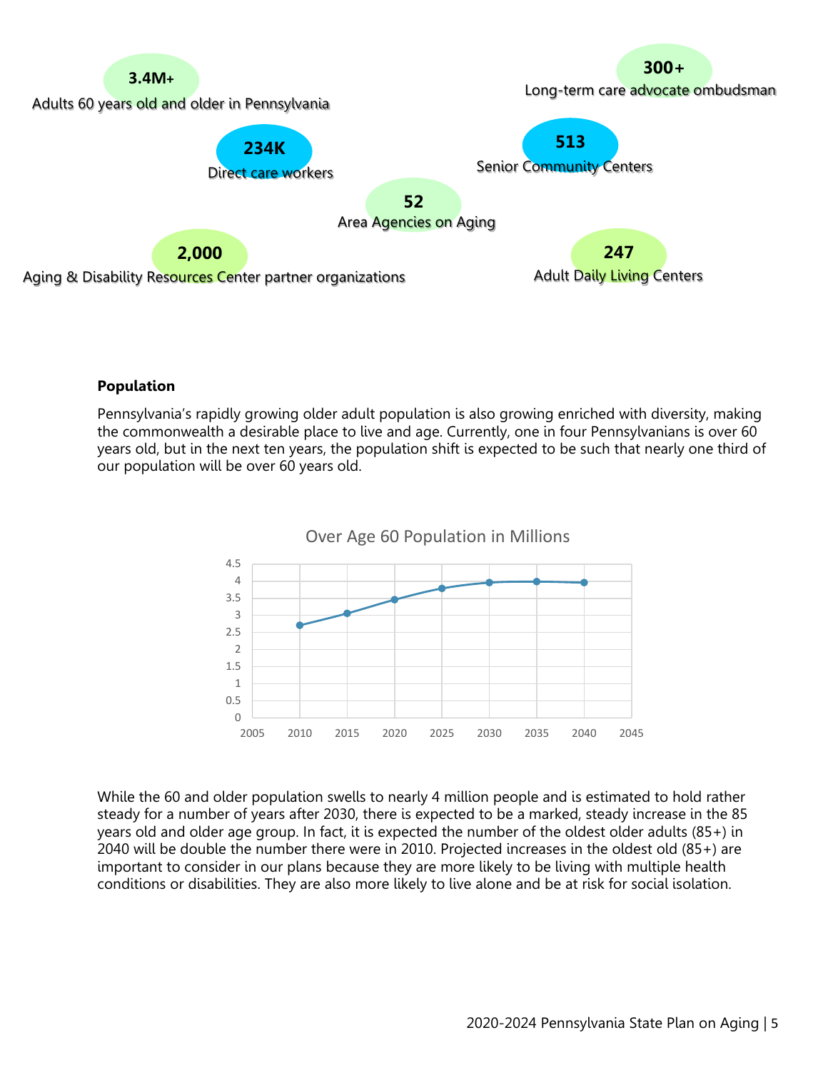**3.4M+**
Adults 60 years old and older in Pennsylvania

**300+**
Long-term care advocate ombudsman

**234K**
Direct care workers

**513**
Senior Community Centers

**52**
Area Agencies on Aging

**2,000**
Aging & Disability Resources Center partner organizations

**247**
Adult Daily Living Centers

**Population**

Pennsylvania's rapidly growing older adult population is also growing enriched with diversity, making the commonwealth a desirable place to live and age. Currently, one in four Pennsylvanians is over 60 years old, but in the next ten years, the population shift is expected to be such that nearly one third of our population will be over 60 years old.

Over Age 60 Population in Millions

While the 60 and older population swells to nearly 4 million people and is estimated to hold rather steady for a number of years after 2030, there is expected to be a marked, steady increase in the 85 years old and older age group. In fact, it is expected the number of the oldest older adults (85+) in 2040 will be double the number there were in 2010. Projected increases in the oldest old (85+) are important to consider in our plans because they are more likely to be living with multiple health conditions or disabilities. They are also more likely to live alone and be at risk for social isolation.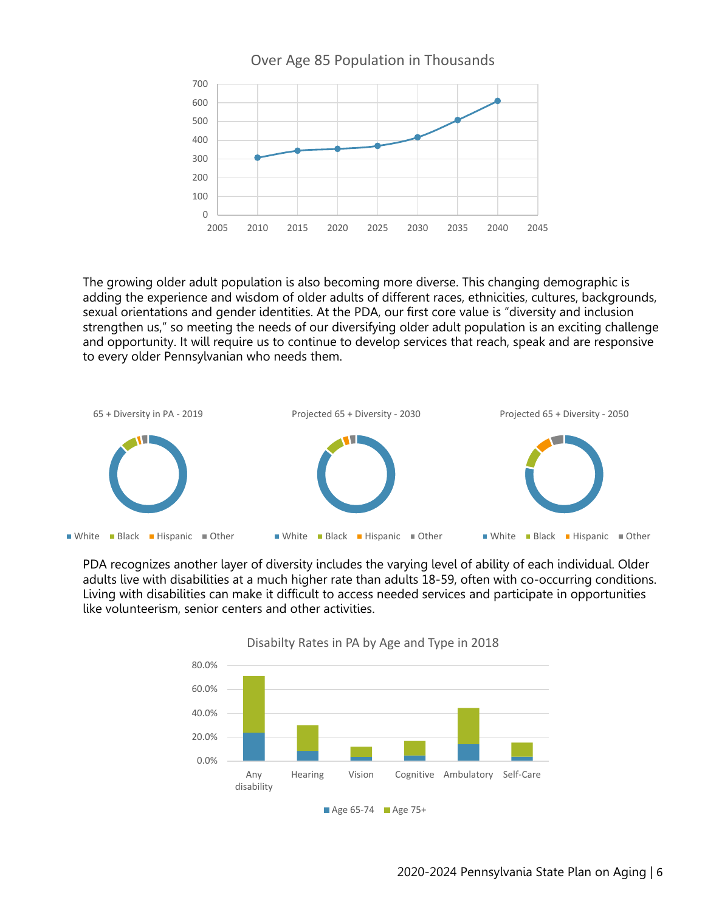Over Age 85 Population in Thousands

The growing older adult population is also becoming more diverse. This changing demographic is adding the experience and wisdom of older adults of different races, ethnicities, cultures, backgrounds, sexual orientations and gender identities. At the PDA, our first core value is "diversity and inclusion strengthen us," so meeting the needs of our diversifying older adult population is an exciting challenge and opportunity. It will require us to continue to develop services that reach, speak and are responsive to every older Pennsylvanian who needs them.

65 + Diversity in PA - 2019

Projected 65 + Diversity - 2030

Projected 65 + Diversity - 2050

PDA recognizes another layer of diversity includes the varying level of ability of each individual. Older adults live with disabilities at a much higher rate than adults 18-59, often with co-occurring conditions. Living with disabilities can make it difficult to access needed services and participate in opportunities like volunteerism, senior centers and other activities.

Disabilty Rates in PA by Age and Type in 2018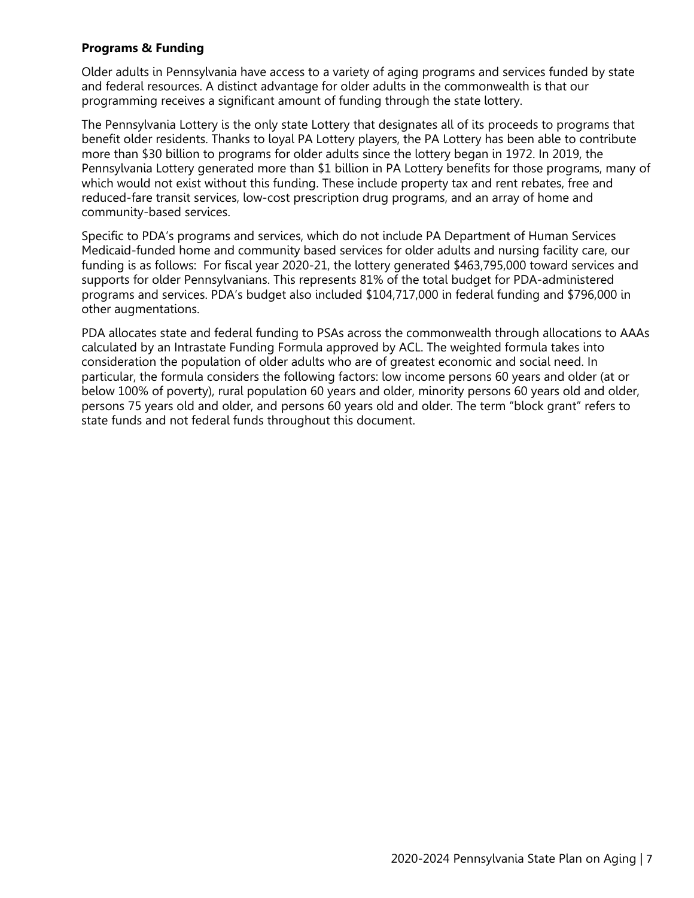**Programs & Funding**

Older adults in Pennsylvania have access to a variety of aging programs and services funded by state and federal resources. A distinct advantage for older adults in the commonwealth is that our programming receives a significant amount of funding through the state lottery.

The Pennsylvania Lottery is the only state Lottery that designates all of its proceeds to programs that benefit older residents. Thanks to loyal PA Lottery players, the PA Lottery has been able to contribute more than $30 billion to programs for older adults since the lottery began in 1972. In 2019, the Pennsylvania Lottery generated more than $1 billion in PA Lottery benefits for those programs, many of which would not exist without this funding. These include property tax and rent rebates, free and reduced-fare transit services, low-cost prescription drug programs, and an array of home and community-based services.

Specific to PDA's programs and services, which do not include PA Department of Human Services Medicaid-funded home and community based services for older adults and nursing facility care, our funding is as follows: For fiscal year 2020-21, the lottery generated $463,795,000 toward services and supports for older Pennsylvanians. This represents 81% of the total budget for PDA-administered programs and services. PDA's budget also included $104,717,000 in federal funding and $796,000 in other augmentations.

PDA allocates state and federal funding to PSAs across the commonwealth through allocations to AAAs calculated by an Intrastate Funding Formula approved by ACL. The weighted formula takes into consideration the population of older adults who are of greatest economic and social need. In particular, the formula considers the following factors: low income persons 60 years and older (at or below 100% of poverty), rural population 60 years and older, minority persons 60 years old and older, persons 75 years old and older, and persons 60 years old and older. The term "block grant" refers to state funds and not federal funds throughout this document.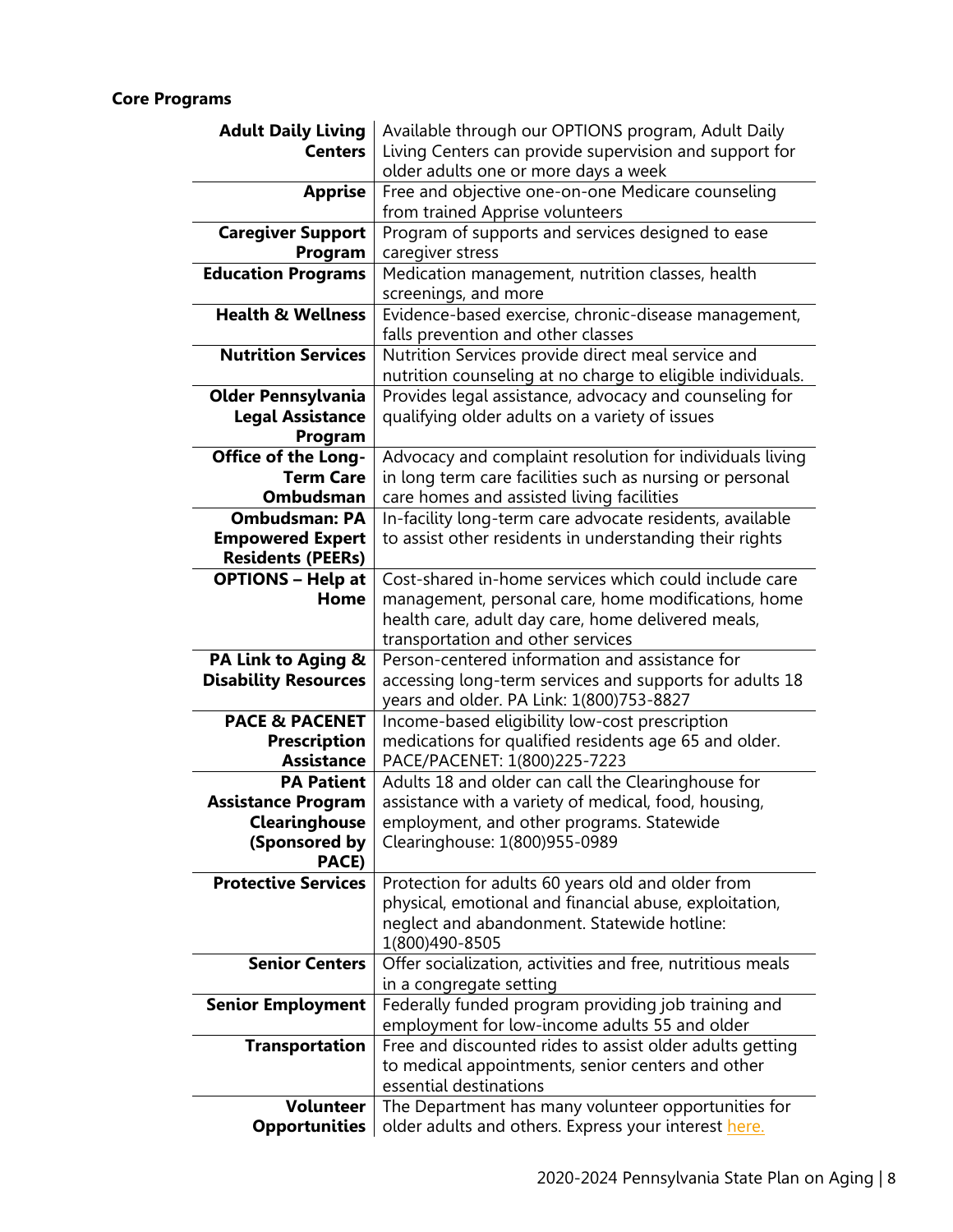**Core Programs**

| | |
|---|---|
| **Adult Daily Living Centers** | Available through our OPTIONS program, Adult Daily Living Centers can provide supervision and support for older adults one or more days a week |
| **Apprise** | Free and objective one-on-one Medicare counseling from trained Apprise volunteers |
| **Caregiver Support Program** | Program of supports and services designed to ease caregiver stress |
| **Education Programs** | Medication management, nutrition classes, health screenings, and more |
| **Health & Wellness** | Evidence-based exercise, chronic-disease management, falls prevention and other classes |
| **Nutrition Services** | Nutrition Services provide direct meal service and nutrition counseling at no charge to eligible individuals. |
| **Older Pennsylvania Legal Assistance Program** | Provides legal assistance, advocacy and counseling for qualifying older adults on a variety of issues |
| **Office of the Long-Term Care Ombudsman** | Advocacy and complaint resolution for individuals living in long term care facilities such as nursing or personal care homes and assisted living facilities |
| **Ombudsman: PA Empowered Expert Residents (PEERs)** | In-facility long-term care advocate residents, available to assist other residents in understanding their rights |
| **OPTIONS – Help at Home** | Cost-shared in-home services which could include care management, personal care, home modifications, home health care, adult day care, home delivered meals, transportation and other services |
| **PA Link to Aging & Disability Resources** | Person-centered information and assistance for accessing long-term services and supports for adults 18 years and older. PA Link: 1(800)753-8827 |
| **PACE & PACENET Prescription Assistance** | Income-based eligibility low-cost prescription medications for qualified residents age 65 and older. PACE/PACENET: 1(800)225-7223 |
| **PA Patient Assistance Program Clearinghouse (Sponsored by PACE)** | Adults 18 and older can call the Clearinghouse for assistance with a variety of medical, food, housing, employment, and other programs. Statewide Clearinghouse: 1(800)955-0989 |
| **Protective Services** | Protection for adults 60 years old and older from physical, emotional and financial abuse, exploitation, neglect and abandonment. Statewide hotline: 1(800)490-8505 |
| **Senior Centers** | Offer socialization, activities and free, nutritious meals in a congregate setting |
| **Senior Employment** | Federally funded program providing job training and employment for low-income adults 55 and older |
| **Transportation** | Free and discounted rides to assist older adults getting to medical appointments, senior centers and other essential destinations |
| **Volunteer Opportunities** | The Department has many volunteer opportunities for older adults and others. Express your interest here. |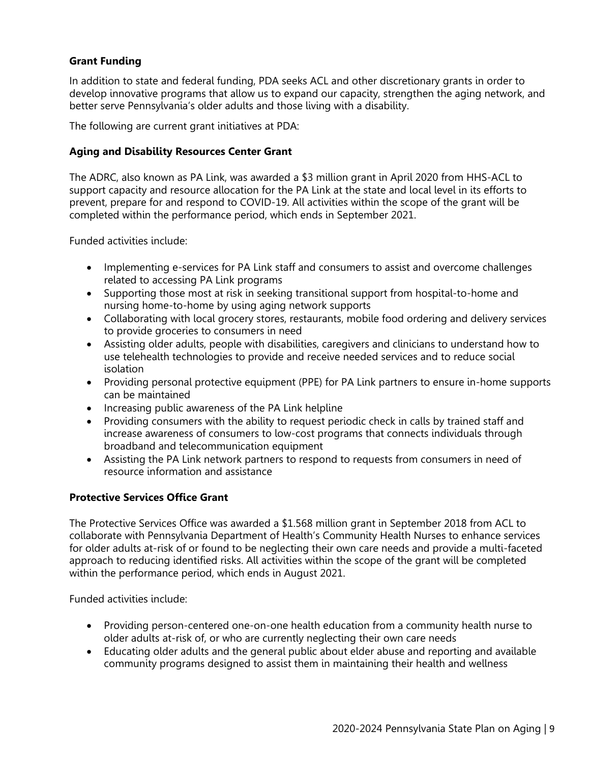### Grant Funding

In addition to state and federal funding, PDA seeks ACL and other discretionary grants in order to develop innovative programs that allow us to expand our capacity, strengthen the aging network, and better serve Pennsylvania's older adults and those living with a disability.

The following are current grant initiatives at PDA:

### Aging and Disability Resources Center Grant

The ADRC, also known as PA Link, was awarded a $3 million grant in April 2020 from HHS-ACL to support capacity and resource allocation for the PA Link at the state and local level in its efforts to prevent, prepare for and respond to COVID-19. All activities within the scope of the grant will be completed within the performance period, which ends in September 2021.

Funded activities include:

- Implementing e-services for PA Link staff and consumers to assist and overcome challenges related to accessing PA Link programs
- Supporting those most at risk in seeking transitional support from hospital-to-home and nursing home-to-home by using aging network supports
- Collaborating with local grocery stores, restaurants, mobile food ordering and delivery services to provide groceries to consumers in need
- Assisting older adults, people with disabilities, caregivers and clinicians to understand how to use telehealth technologies to provide and receive needed services and to reduce social isolation
- Providing personal protective equipment (PPE) for PA Link partners to ensure in-home supports can be maintained
- Increasing public awareness of the PA Link helpline
- Providing consumers with the ability to request periodic check in calls by trained staff and increase awareness of consumers to low-cost programs that connects individuals through broadband and telecommunication equipment
- Assisting the PA Link network partners to respond to requests from consumers in need of resource information and assistance

### Protective Services Office Grant

The Protective Services Office was awarded a $1.568 million grant in September 2018 from ACL to collaborate with Pennsylvania Department of Health's Community Health Nurses to enhance services for older adults at-risk of or found to be neglecting their own care needs and provide a multi-faceted approach to reducing identified risks. All activities within the scope of the grant will be completed within the performance period, which ends in August 2021.

Funded activities include:

- Providing person-centered one-on-one health education from a community health nurse to older adults at-risk of, or who are currently neglecting their own care needs
- Educating older adults and the general public about elder abuse and reporting and available community programs designed to assist them in maintaining their health and wellness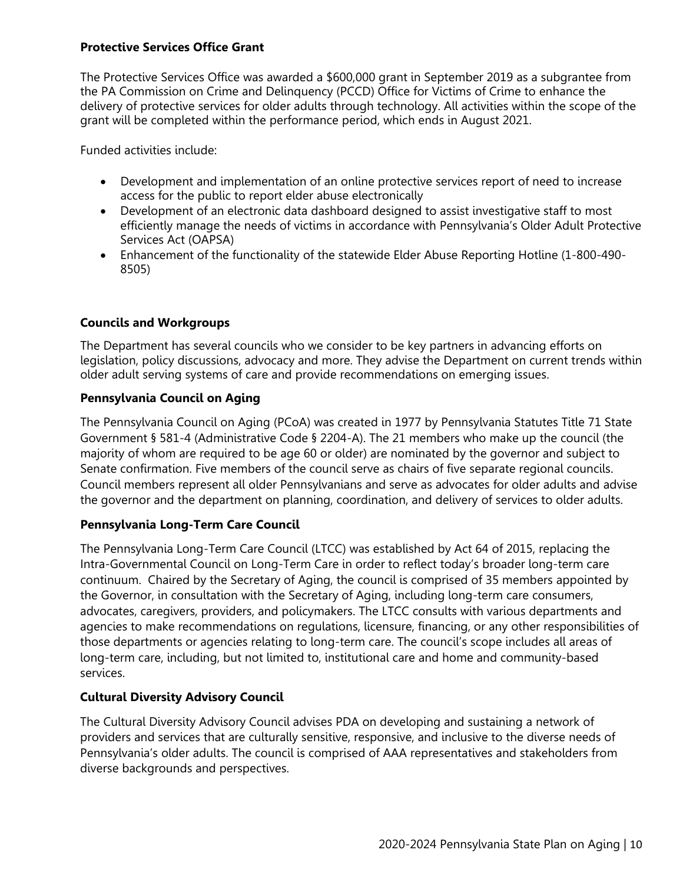**Protective Services Office Grant**

The Protective Services Office was awarded a $600,000 grant in September 2019 as a subgrantee from the PA Commission on Crime and Delinquency (PCCD) Office for Victims of Crime to enhance the delivery of protective services for older adults through technology. All activities within the scope of the grant will be completed within the performance period, which ends in August 2021.

Funded activities include:

- Development and implementation of an online protective services report of need to increase access for the public to report elder abuse electronically
- Development of an electronic data dashboard designed to assist investigative staff to most efficiently manage the needs of victims in accordance with Pennsylvania's Older Adult Protective Services Act (OAPSA)
- Enhancement of the functionality of the statewide Elder Abuse Reporting Hotline (1-800-490-8505)

**Councils and Workgroups**

The Department has several councils who we consider to be key partners in advancing efforts on legislation, policy discussions, advocacy and more. They advise the Department on current trends within older adult serving systems of care and provide recommendations on emerging issues.

**Pennsylvania Council on Aging**

The Pennsylvania Council on Aging (PCoA) was created in 1977 by Pennsylvania Statutes Title 71 State Government § 581-4 (Administrative Code § 2204-A). The 21 members who make up the council (the majority of whom are required to be age 60 or older) are nominated by the governor and subject to Senate confirmation. Five members of the council serve as chairs of five separate regional councils. Council members represent all older Pennsylvanians and serve as advocates for older adults and advise the governor and the department on planning, coordination, and delivery of services to older adults.

**Pennsylvania Long-Term Care Council**

The Pennsylvania Long-Term Care Council (LTCC) was established by Act 64 of 2015, replacing the Intra-Governmental Council on Long-Term Care in order to reflect today's broader long-term care continuum. Chaired by the Secretary of Aging, the council is comprised of 35 members appointed by the Governor, in consultation with the Secretary of Aging, including long-term care consumers, advocates, caregivers, providers, and policymakers. The LTCC consults with various departments and agencies to make recommendations on regulations, licensure, financing, or any other responsibilities of those departments or agencies relating to long-term care. The council's scope includes all areas of long-term care, including, but not limited to, institutional care and home and community-based services.

**Cultural Diversity Advisory Council**

The Cultural Diversity Advisory Council advises PDA on developing and sustaining a network of providers and services that are culturally sensitive, responsive, and inclusive to the diverse needs of Pennsylvania's older adults. The council is comprised of AAA representatives and stakeholders from diverse backgrounds and perspectives.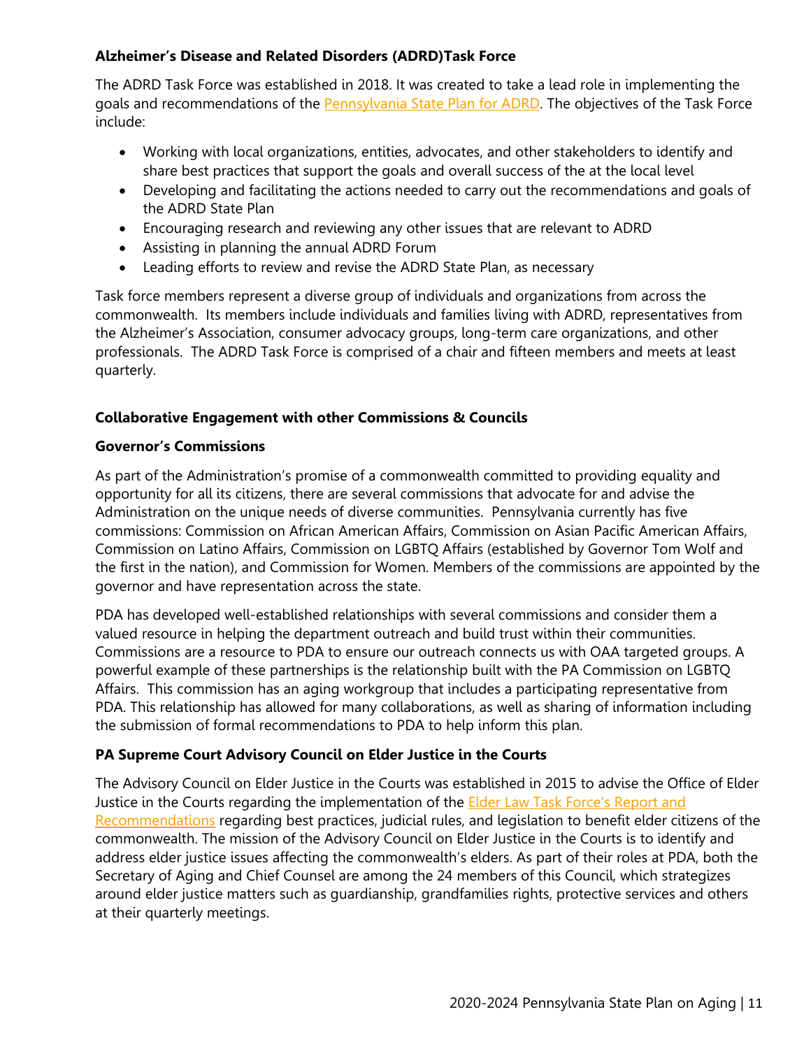**Alzheimer's Disease and Related Disorders (ADRD)Task Force**

The ADRD Task Force was established in 2018. It was created to take a lead role in implementing the goals and recommendations of the Pennsylvania State Plan for ADRD. The objectives of the Task Force include:

- Working with local organizations, entities, advocates, and other stakeholders to identify and share best practices that support the goals and overall success of the at the local level
- Developing and facilitating the actions needed to carry out the recommendations and goals of the ADRD State Plan
- Encouraging research and reviewing any other issues that are relevant to ADRD
- Assisting in planning the annual ADRD Forum
- Leading efforts to review and revise the ADRD State Plan, as necessary

Task force members represent a diverse group of individuals and organizations from across the commonwealth. Its members include individuals and families living with ADRD, representatives from the Alzheimer's Association, consumer advocacy groups, long-term care organizations, and other professionals. The ADRD Task Force is comprised of a chair and fifteen members and meets at least quarterly.

**Collaborative Engagement with other Commissions & Councils**

**Governor's Commissions**

As part of the Administration's promise of a commonwealth committed to providing equality and opportunity for all its citizens, there are several commissions that advocate for and advise the Administration on the unique needs of diverse communities. Pennsylvania currently has five commissions: Commission on African American Affairs, Commission on Asian Pacific American Affairs, Commission on Latino Affairs, Commission on LGBTQ Affairs (established by Governor Tom Wolf and the first in the nation), and Commission for Women. Members of the commissions are appointed by the governor and have representation across the state.

PDA has developed well-established relationships with several commissions and consider them a valued resource in helping the department outreach and build trust within their communities. Commissions are a resource to PDA to ensure our outreach connects us with OAA targeted groups. A powerful example of these partnerships is the relationship built with the PA Commission on LGBTQ Affairs. This commission has an aging workgroup that includes a participating representative from PDA. This relationship has allowed for many collaborations, as well as sharing of information including the submission of formal recommendations to PDA to help inform this plan.

**PA Supreme Court Advisory Council on Elder Justice in the Courts**

The Advisory Council on Elder Justice in the Courts was established in 2015 to advise the Office of Elder Justice in the Courts regarding the implementation of the Elder Law Task Force's Report and Recommendations regarding best practices, judicial rules, and legislation to benefit elder citizens of the commonwealth. The mission of the Advisory Council on Elder Justice in the Courts is to identify and address elder justice issues affecting the commonwealth's elders. As part of their roles at PDA, both the Secretary of Aging and Chief Counsel are among the 24 members of this Council, which strategizes around elder justice matters such as guardianship, grandfamilies rights, protective services and others at their quarterly meetings.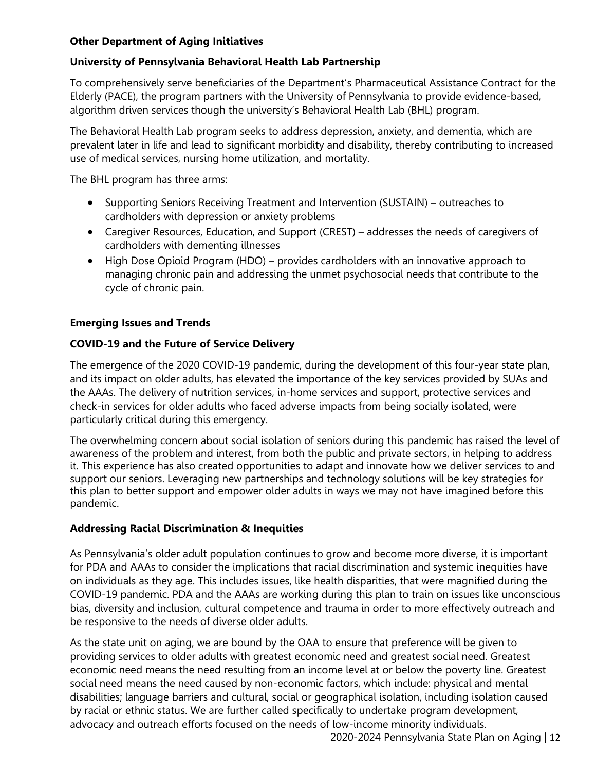**Other Department of Aging Initiatives**

**University of Pennsylvania Behavioral Health Lab Partnership**

To comprehensively serve beneficiaries of the Department's Pharmaceutical Assistance Contract for the Elderly (PACE), the program partners with the University of Pennsylvania to provide evidence-based, algorithm driven services though the university's Behavioral Health Lab (BHL) program.

The Behavioral Health Lab program seeks to address depression, anxiety, and dementia, which are prevalent later in life and lead to significant morbidity and disability, thereby contributing to increased use of medical services, nursing home utilization, and mortality.

The BHL program has three arms:

- Supporting Seniors Receiving Treatment and Intervention (SUSTAIN) – outreaches to cardholders with depression or anxiety problems
- Caregiver Resources, Education, and Support (CREST) – addresses the needs of caregivers of cardholders with dementing illnesses
- High Dose Opioid Program (HDO) – provides cardholders with an innovative approach to managing chronic pain and addressing the unmet psychosocial needs that contribute to the cycle of chronic pain.

**Emerging Issues and Trends**

**COVID-19 and the Future of Service Delivery**

The emergence of the 2020 COVID-19 pandemic, during the development of this four-year state plan, and its impact on older adults, has elevated the importance of the key services provided by SUAs and the AAAs. The delivery of nutrition services, in-home services and support, protective services and check-in services for older adults who faced adverse impacts from being socially isolated, were particularly critical during this emergency.

The overwhelming concern about social isolation of seniors during this pandemic has raised the level of awareness of the problem and interest, from both the public and private sectors, in helping to address it. This experience has also created opportunities to adapt and innovate how we deliver services to and support our seniors. Leveraging new partnerships and technology solutions will be key strategies for this plan to better support and empower older adults in ways we may not have imagined before this pandemic.

**Addressing Racial Discrimination & Inequities**

As Pennsylvania's older adult population continues to grow and become more diverse, it is important for PDA and AAAs to consider the implications that racial discrimination and systemic inequities have on individuals as they age. This includes issues, like health disparities, that were magnified during the COVID-19 pandemic. PDA and the AAAs are working during this plan to train on issues like unconscious bias, diversity and inclusion, cultural competence and trauma in order to more effectively outreach and be responsive to the needs of diverse older adults.

As the state unit on aging, we are bound by the OAA to ensure that preference will be given to providing services to older adults with greatest economic need and greatest social need. Greatest economic need means the need resulting from an income level at or below the poverty line. Greatest social need means the need caused by non-economic factors, which include: physical and mental disabilities; language barriers and cultural, social or geographical isolation, including isolation caused by racial or ethnic status. We are further called specifically to undertake program development, advocacy and outreach efforts focused on the needs of low-income minority individuals.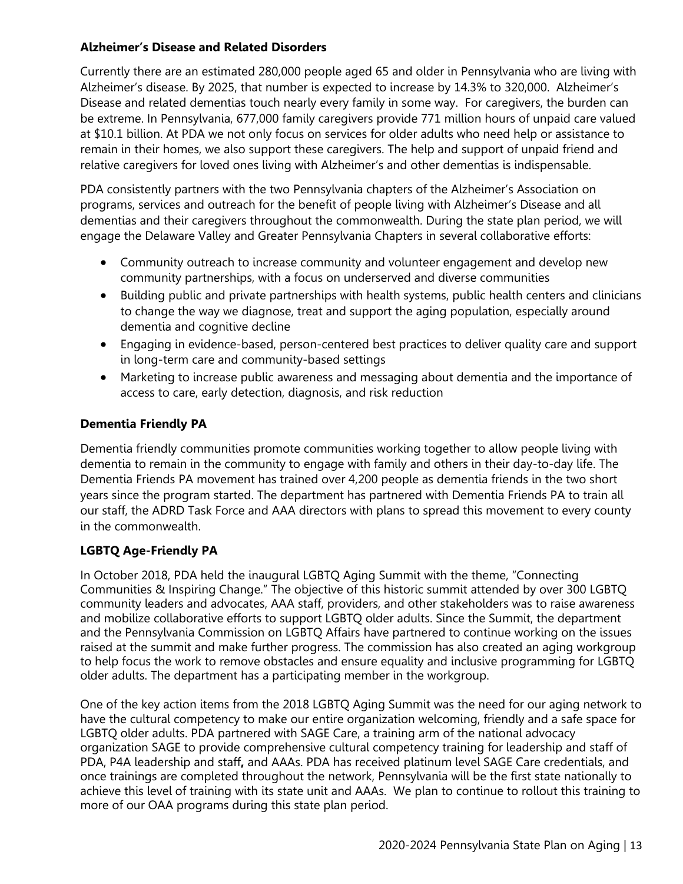### Alzheimer's Disease and Related Disorders

Currently there are an estimated 280,000 people aged 65 and older in Pennsylvania who are living with Alzheimer's disease. By 2025, that number is expected to increase by 14.3% to 320,000. Alzheimer's Disease and related dementias touch nearly every family in some way. For caregivers, the burden can be extreme. In Pennsylvania, 677,000 family caregivers provide 771 million hours of unpaid care valued at $10.1 billion. At PDA we not only focus on services for older adults who need help or assistance to remain in their homes, we also support these caregivers. The help and support of unpaid friend and relative caregivers for loved ones living with Alzheimer's and other dementias is indispensable.

PDA consistently partners with the two Pennsylvania chapters of the Alzheimer's Association on programs, services and outreach for the benefit of people living with Alzheimer's Disease and all dementias and their caregivers throughout the commonwealth. During the state plan period, we will engage the Delaware Valley and Greater Pennsylvania Chapters in several collaborative efforts:

- Community outreach to increase community and volunteer engagement and develop new community partnerships, with a focus on underserved and diverse communities
- Building public and private partnerships with health systems, public health centers and clinicians to change the way we diagnose, treat and support the aging population, especially around dementia and cognitive decline
- Engaging in evidence-based, person-centered best practices to deliver quality care and support in long-term care and community-based settings
- Marketing to increase public awareness and messaging about dementia and the importance of access to care, early detection, diagnosis, and risk reduction

### Dementia Friendly PA

Dementia friendly communities promote communities working together to allow people living with dementia to remain in the community to engage with family and others in their day-to-day life. The Dementia Friends PA movement has trained over 4,200 people as dementia friends in the two short years since the program started. The department has partnered with Dementia Friends PA to train all our staff, the ADRD Task Force and AAA directors with plans to spread this movement to every county in the commonwealth.

### LGBTQ Age-Friendly PA

In October 2018, PDA held the inaugural LGBTQ Aging Summit with the theme, "Connecting Communities & Inspiring Change." The objective of this historic summit attended by over 300 LGBTQ community leaders and advocates, AAA staff, providers, and other stakeholders was to raise awareness and mobilize collaborative efforts to support LGBTQ older adults. Since the Summit, the department and the Pennsylvania Commission on LGBTQ Affairs have partnered to continue working on the issues raised at the summit and make further progress. The commission has also created an aging workgroup to help focus the work to remove obstacles and ensure equality and inclusive programming for LGBTQ older adults. The department has a participating member in the workgroup.

One of the key action items from the 2018 LGBTQ Aging Summit was the need for our aging network to have the cultural competency to make our entire organization welcoming, friendly and a safe space for LGBTQ older adults. PDA partnered with SAGE Care, a training arm of the national advocacy organization SAGE to provide comprehensive cultural competency training for leadership and staff of PDA, P4A leadership and staff**,** and AAAs. PDA has received platinum level SAGE Care credentials, and once trainings are completed throughout the network, Pennsylvania will be the first state nationally to achieve this level of training with its state unit and AAAs. We plan to continue to rollout this training to more of our OAA programs during this state plan period.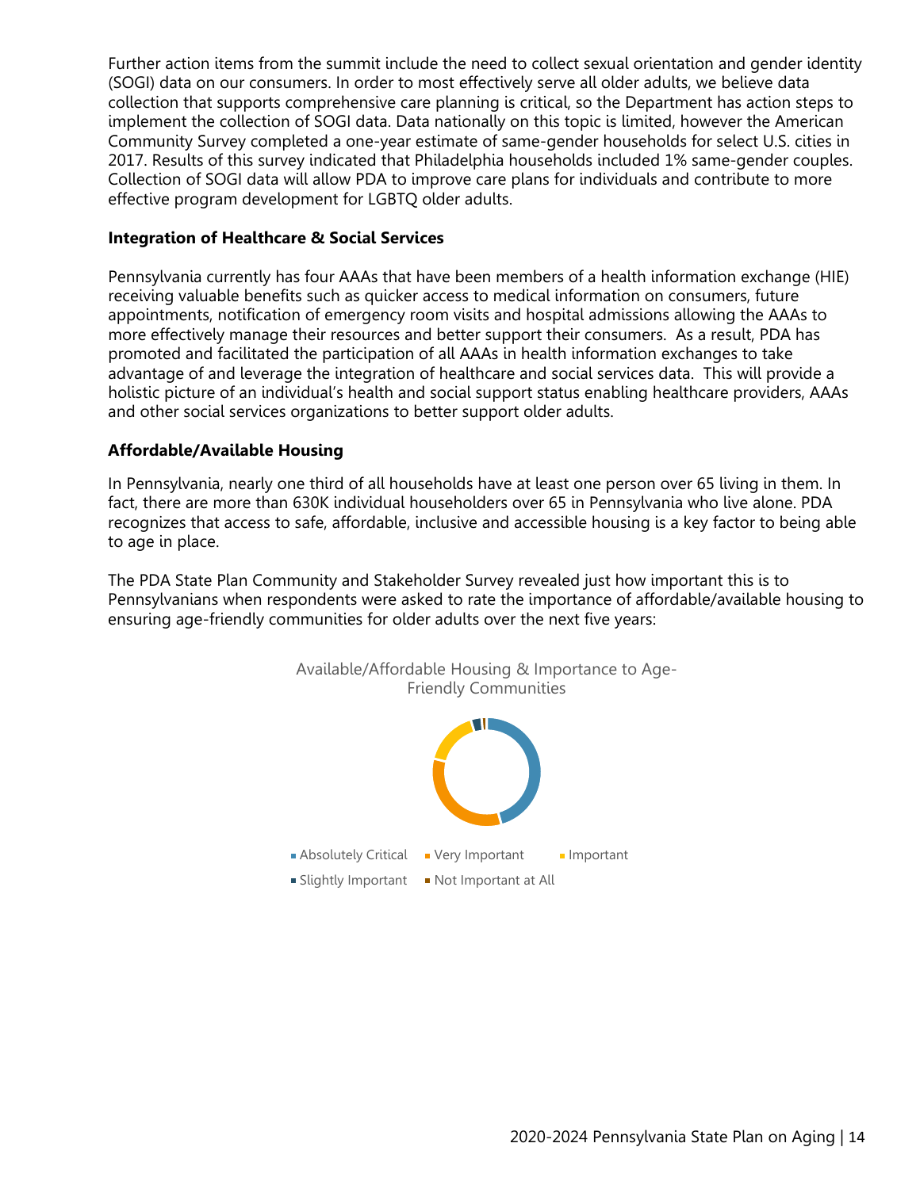Further action items from the summit include the need to collect sexual orientation and gender identity (SOGI) data on our consumers. In order to most effectively serve all older adults, we believe data collection that supports comprehensive care planning is critical, so the Department has action steps to implement the collection of SOGI data. Data nationally on this topic is limited, however the American Community Survey completed a one-year estimate of same-gender households for select U.S. cities in 2017. Results of this survey indicated that Philadelphia households included 1% same-gender couples. Collection of SOGI data will allow PDA to improve care plans for individuals and contribute to more effective program development for LGBTQ older adults.

**Integration of Healthcare & Social Services**

Pennsylvania currently has four AAAs that have been members of a health information exchange (HIE) receiving valuable benefits such as quicker access to medical information on consumers, future appointments, notification of emergency room visits and hospital admissions allowing the AAAs to more effectively manage their resources and better support their consumers. As a result, PDA has promoted and facilitated the participation of all AAAs in health information exchanges to take advantage of and leverage the integration of healthcare and social services data. This will provide a holistic picture of an individual's health and social support status enabling healthcare providers, AAAs and other social services organizations to better support older adults.

**Affordable/Available Housing**

In Pennsylvania, nearly one third of all households have at least one person over 65 living in them. In fact, there are more than 630K individual householders over 65 in Pennsylvania who live alone. PDA recognizes that access to safe, affordable, inclusive and accessible housing is a key factor to being able to age in place.

The PDA State Plan Community and Stakeholder Survey revealed just how important this is to Pennsylvanians when respondents were asked to rate the importance of affordable/available housing to ensuring age-friendly communities for older adults over the next five years:

Available/Affordable Housing & Importance to Age-Friendly Communities

Absolutely Critical · Very Important · Important · Slightly Important · Not Important at All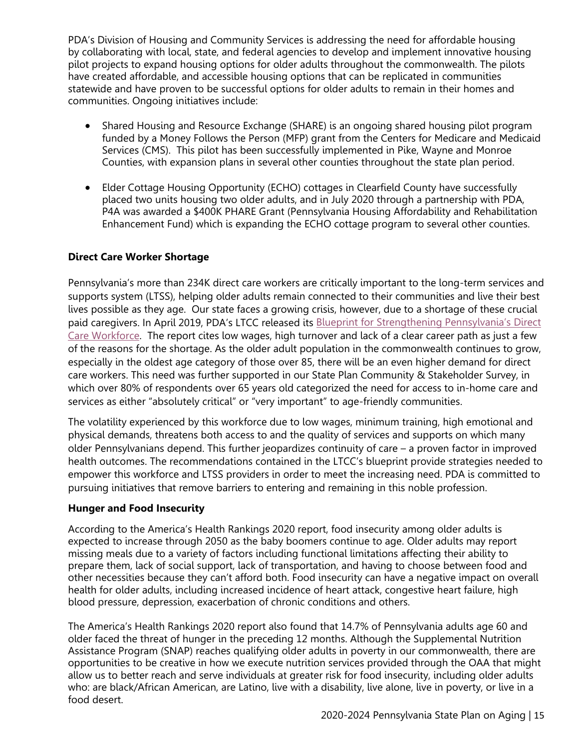PDA's Division of Housing and Community Services is addressing the need for affordable housing by collaborating with local, state, and federal agencies to develop and implement innovative housing pilot projects to expand housing options for older adults throughout the commonwealth. The pilots have created affordable, and accessible housing options that can be replicated in communities statewide and have proven to be successful options for older adults to remain in their homes and communities. Ongoing initiatives include:

- Shared Housing and Resource Exchange (SHARE) is an ongoing shared housing pilot program funded by a Money Follows the Person (MFP) grant from the Centers for Medicare and Medicaid Services (CMS). This pilot has been successfully implemented in Pike, Wayne and Monroe Counties, with expansion plans in several other counties throughout the state plan period.
- Elder Cottage Housing Opportunity (ECHO) cottages in Clearfield County have successfully placed two units housing two older adults, and in July 2020 through a partnership with PDA, P4A was awarded a $400K PHARE Grant (Pennsylvania Housing Affordability and Rehabilitation Enhancement Fund) which is expanding the ECHO cottage program to several other counties.

**Direct Care Worker Shortage**

Pennsylvania's more than 234K direct care workers are critically important to the long-term services and supports system (LTSS), helping older adults remain connected to their communities and live their best lives possible as they age. Our state faces a growing crisis, however, due to a shortage of these crucial paid caregivers. In April 2019, PDA's LTCC released its Blueprint for Strengthening Pennsylvania's Direct Care Workforce. The report cites low wages, high turnover and lack of a clear career path as just a few of the reasons for the shortage. As the older adult population in the commonwealth continues to grow, especially in the oldest age category of those over 85, there will be an even higher demand for direct care workers. This need was further supported in our State Plan Community & Stakeholder Survey, in which over 80% of respondents over 65 years old categorized the need for access to in-home care and services as either "absolutely critical" or "very important" to age-friendly communities.

The volatility experienced by this workforce due to low wages, minimum training, high emotional and physical demands, threatens both access to and the quality of services and supports on which many older Pennsylvanians depend. This further jeopardizes continuity of care – a proven factor in improved health outcomes. The recommendations contained in the LTCC's blueprint provide strategies needed to empower this workforce and LTSS providers in order to meet the increasing need. PDA is committed to pursuing initiatives that remove barriers to entering and remaining in this noble profession.

**Hunger and Food Insecurity**

According to the America's Health Rankings 2020 report, food insecurity among older adults is expected to increase through 2050 as the baby boomers continue to age. Older adults may report missing meals due to a variety of factors including functional limitations affecting their ability to prepare them, lack of social support, lack of transportation, and having to choose between food and other necessities because they can't afford both. Food insecurity can have a negative impact on overall health for older adults, including increased incidence of heart attack, congestive heart failure, high blood pressure, depression, exacerbation of chronic conditions and others.

The America's Health Rankings 2020 report also found that 14.7% of Pennsylvania adults age 60 and older faced the threat of hunger in the preceding 12 months. Although the Supplemental Nutrition Assistance Program (SNAP) reaches qualifying older adults in poverty in our commonwealth, there are opportunities to be creative in how we execute nutrition services provided through the OAA that might allow us to better reach and serve individuals at greater risk for food insecurity, including older adults who: are black/African American, are Latino, live with a disability, live alone, live in poverty, or live in a food desert.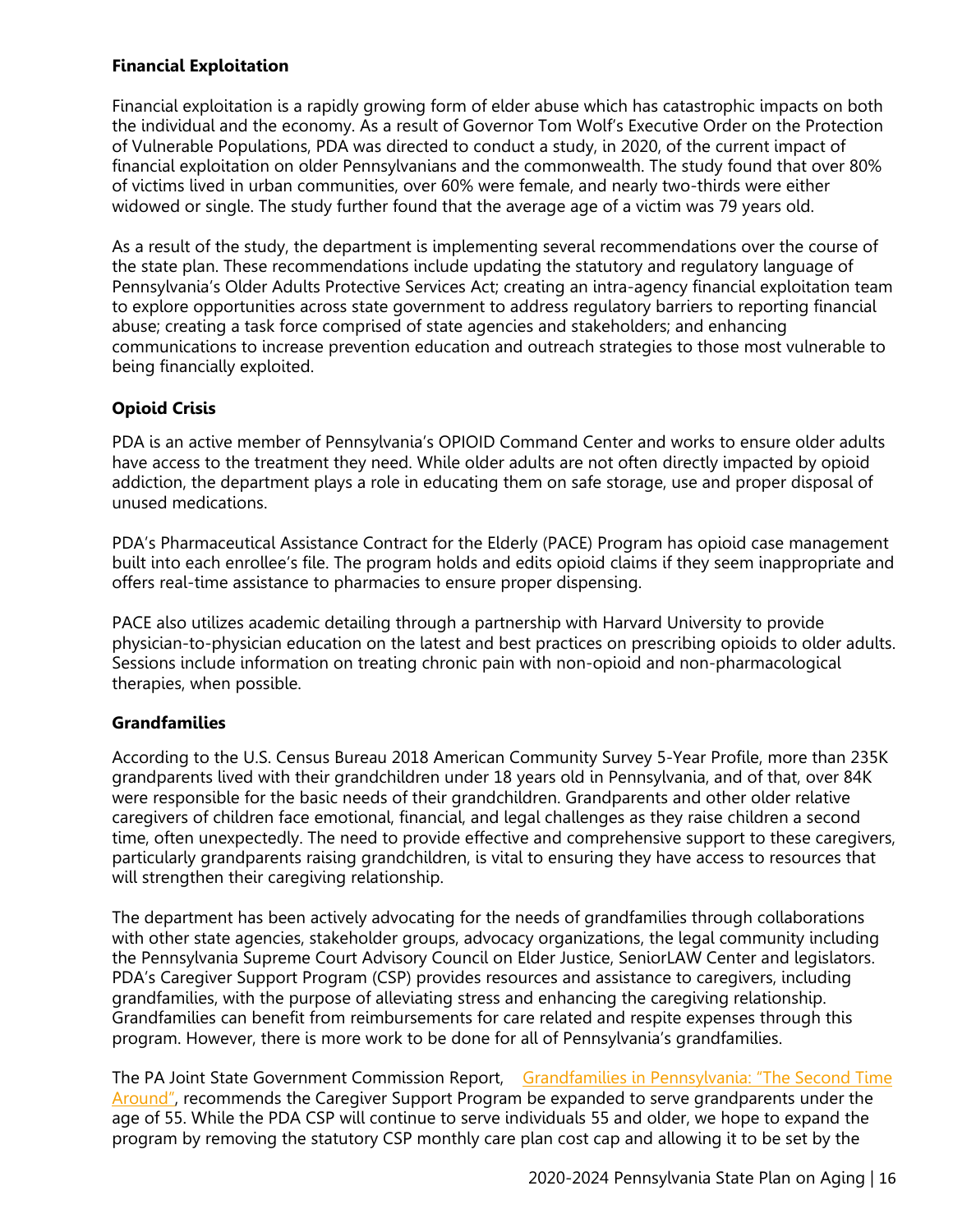### Financial Exploitation

Financial exploitation is a rapidly growing form of elder abuse which has catastrophic impacts on both the individual and the economy. As a result of Governor Tom Wolf's Executive Order on the Protection of Vulnerable Populations, PDA was directed to conduct a study, in 2020, of the current impact of financial exploitation on older Pennsylvanians and the commonwealth. The study found that over 80% of victims lived in urban communities, over 60% were female, and nearly two-thirds were either widowed or single. The study further found that the average age of a victim was 79 years old.

As a result of the study, the department is implementing several recommendations over the course of the state plan. These recommendations include updating the statutory and regulatory language of Pennsylvania's Older Adults Protective Services Act; creating an intra-agency financial exploitation team to explore opportunities across state government to address regulatory barriers to reporting financial abuse; creating a task force comprised of state agencies and stakeholders; and enhancing communications to increase prevention education and outreach strategies to those most vulnerable to being financially exploited.

### Opioid Crisis

PDA is an active member of Pennsylvania's OPIOID Command Center and works to ensure older adults have access to the treatment they need. While older adults are not often directly impacted by opioid addiction, the department plays a role in educating them on safe storage, use and proper disposal of unused medications.

PDA's Pharmaceutical Assistance Contract for the Elderly (PACE) Program has opioid case management built into each enrollee's file. The program holds and edits opioid claims if they seem inappropriate and offers real-time assistance to pharmacies to ensure proper dispensing.

PACE also utilizes academic detailing through a partnership with Harvard University to provide physician-to-physician education on the latest and best practices on prescribing opioids to older adults. Sessions include information on treating chronic pain with non-opioid and non-pharmacological therapies, when possible.

### Grandfamilies

According to the U.S. Census Bureau 2018 American Community Survey 5-Year Profile, more than 235K grandparents lived with their grandchildren under 18 years old in Pennsylvania, and of that, over 84K were responsible for the basic needs of their grandchildren. Grandparents and other older relative caregivers of children face emotional, financial, and legal challenges as they raise children a second time, often unexpectedly. The need to provide effective and comprehensive support to these caregivers, particularly grandparents raising grandchildren, is vital to ensuring they have access to resources that will strengthen their caregiving relationship.

The department has been actively advocating for the needs of grandfamilies through collaborations with other state agencies, stakeholder groups, advocacy organizations, the legal community including the Pennsylvania Supreme Court Advisory Council on Elder Justice, SeniorLAW Center and legislators. PDA's Caregiver Support Program (CSP) provides resources and assistance to caregivers, including grandfamilies, with the purpose of alleviating stress and enhancing the caregiving relationship. Grandfamilies can benefit from reimbursements for care related and respite expenses through this program. However, there is more work to be done for all of Pennsylvania's grandfamilies.

The PA Joint State Government Commission Report, Grandfamilies in Pennsylvania: "The Second Time Around", recommends the Caregiver Support Program be expanded to serve grandparents under the age of 55. While the PDA CSP will continue to serve individuals 55 and older, we hope to expand the program by removing the statutory CSP monthly care plan cost cap and allowing it to be set by the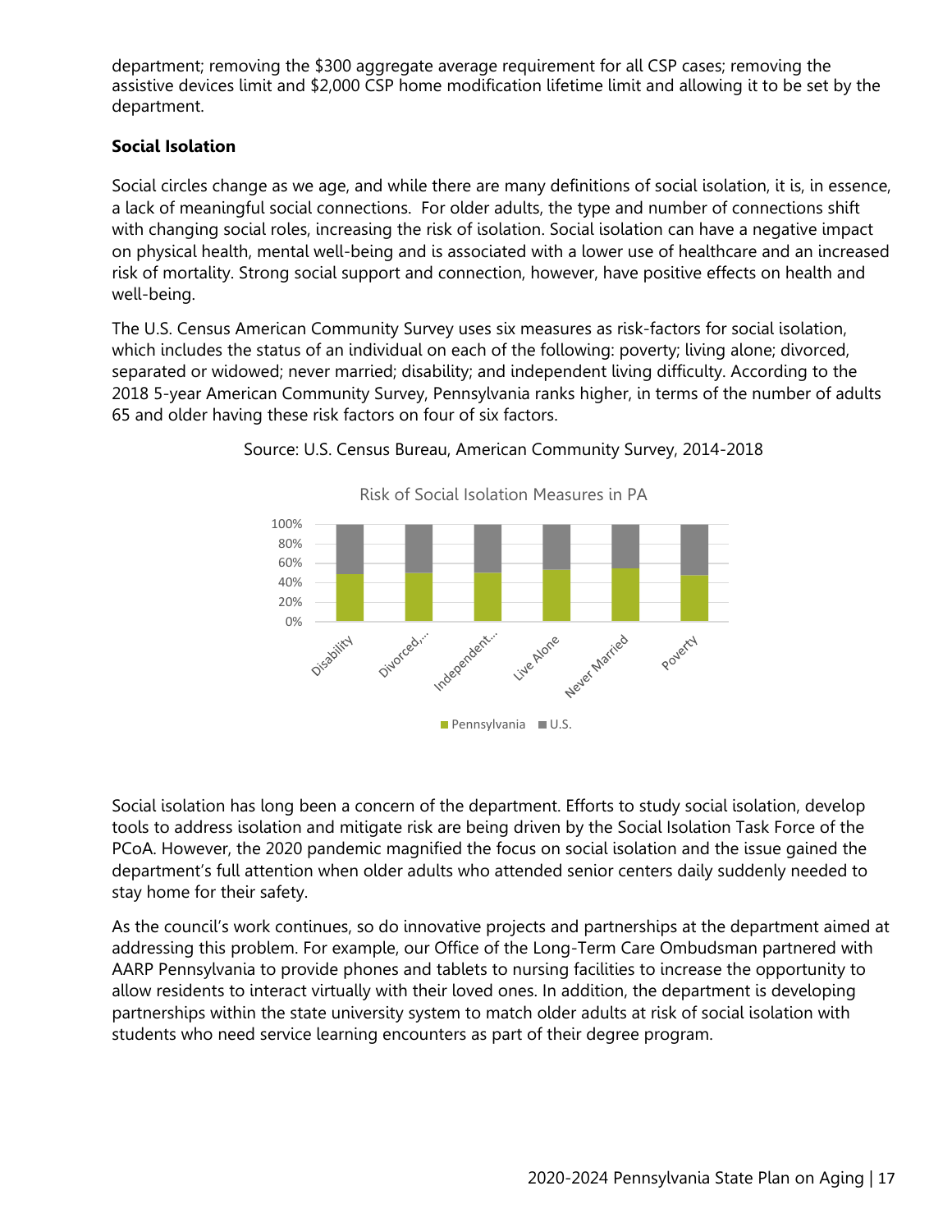department; removing the $300 aggregate average requirement for all CSP cases; removing the assistive devices limit and $2,000 CSP home modification lifetime limit and allowing it to be set by the department.

**Social Isolation**

Social circles change as we age, and while there are many definitions of social isolation, it is, in essence, a lack of meaningful social connections. For older adults, the type and number of connections shift with changing social roles, increasing the risk of isolation. Social isolation can have a negative impact on physical health, mental well-being and is associated with a lower use of healthcare and an increased risk of mortality. Strong social support and connection, however, have positive effects on health and well-being.

The U.S. Census American Community Survey uses six measures as risk-factors for social isolation, which includes the status of an individual on each of the following: poverty; living alone; divorced, separated or widowed; never married; disability; and independent living difficulty. According to the 2018 5-year American Community Survey, Pennsylvania ranks higher, in terms of the number of adults 65 and older having these risk factors on four of six factors.

Source: U.S. Census Bureau, American Community Survey, 2014-2018

Risk of Social Isolation Measures in PA

Social isolation has long been a concern of the department. Efforts to study social isolation, develop tools to address isolation and mitigate risk are being driven by the Social Isolation Task Force of the PCoA. However, the 2020 pandemic magnified the focus on social isolation and the issue gained the department's full attention when older adults who attended senior centers daily suddenly needed to stay home for their safety.

As the council's work continues, so do innovative projects and partnerships at the department aimed at addressing this problem. For example, our Office of the Long-Term Care Ombudsman partnered with AARP Pennsylvania to provide phones and tablets to nursing facilities to increase the opportunity to allow residents to interact virtually with their loved ones. In addition, the department is developing partnerships within the state university system to match older adults at risk of social isolation with students who need service learning encounters as part of their degree program.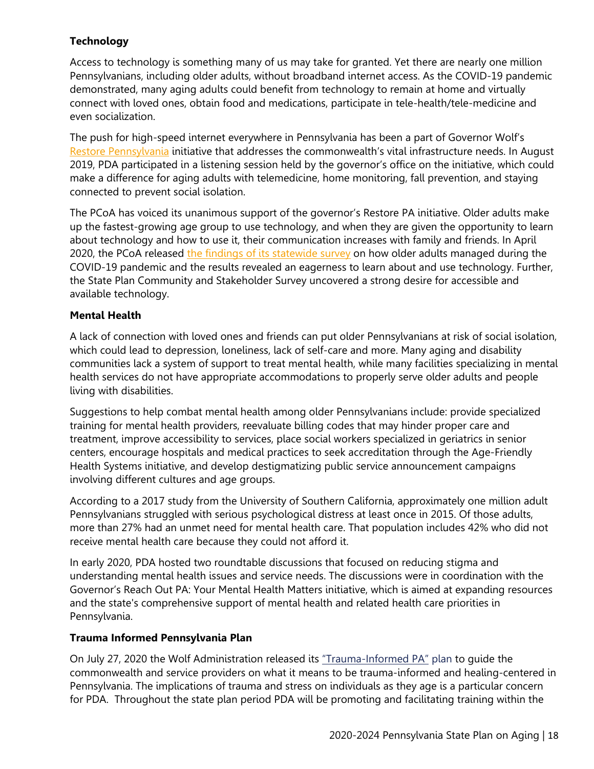**Technology**

Access to technology is something many of us may take for granted. Yet there are nearly one million Pennsylvanians, including older adults, without broadband internet access. As the COVID-19 pandemic demonstrated, many aging adults could benefit from technology to remain at home and virtually connect with loved ones, obtain food and medications, participate in tele-health/tele-medicine and even socialization.

The push for high-speed internet everywhere in Pennsylvania has been a part of Governor Wolf's Restore Pennsylvania initiative that addresses the commonwealth's vital infrastructure needs. In August 2019, PDA participated in a listening session held by the governor's office on the initiative, which could make a difference for aging adults with telemedicine, home monitoring, fall prevention, and staying connected to prevent social isolation.

The PCoA has voiced its unanimous support of the governor's Restore PA initiative. Older adults make up the fastest-growing age group to use technology, and when they are given the opportunity to learn about technology and how to use it, their communication increases with family and friends. In April 2020, the PCoA released the findings of its statewide survey on how older adults managed during the COVID-19 pandemic and the results revealed an eagerness to learn about and use technology. Further, the State Plan Community and Stakeholder Survey uncovered a strong desire for accessible and available technology.

**Mental Health**

A lack of connection with loved ones and friends can put older Pennsylvanians at risk of social isolation, which could lead to depression, loneliness, lack of self-care and more. Many aging and disability communities lack a system of support to treat mental health, while many facilities specializing in mental health services do not have appropriate accommodations to properly serve older adults and people living with disabilities.

Suggestions to help combat mental health among older Pennsylvanians include: provide specialized training for mental health providers, reevaluate billing codes that may hinder proper care and treatment, improve accessibility to services, place social workers specialized in geriatrics in senior centers, encourage hospitals and medical practices to seek accreditation through the Age-Friendly Health Systems initiative, and develop destigmatizing public service announcement campaigns involving different cultures and age groups.

According to a 2017 study from the University of Southern California, approximately one million adult Pennsylvanians struggled with serious psychological distress at least once in 2015. Of those adults, more than 27% had an unmet need for mental health care. That population includes 42% who did not receive mental health care because they could not afford it.

In early 2020, PDA hosted two roundtable discussions that focused on reducing stigma and understanding mental health issues and service needs. The discussions were in coordination with the Governor's Reach Out PA: Your Mental Health Matters initiative, which is aimed at expanding resources and the state's comprehensive support of mental health and related health care priorities in Pennsylvania.

**Trauma Informed Pennsylvania Plan**

On July 27, 2020 the Wolf Administration released its "Trauma-Informed PA" plan to guide the commonwealth and service providers on what it means to be trauma-informed and healing-centered in Pennsylvania. The implications of trauma and stress on individuals as they age is a particular concern for PDA. Throughout the state plan period PDA will be promoting and facilitating training within the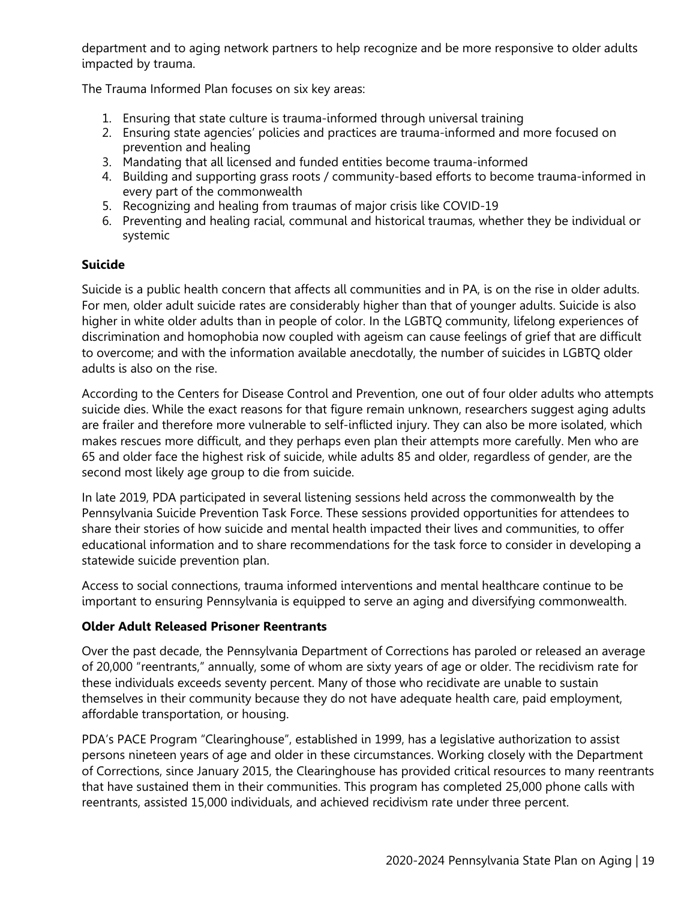department and to aging network partners to help recognize and be more responsive to older adults impacted by trauma.

The Trauma Informed Plan focuses on six key areas:

1. Ensuring that state culture is trauma-informed through universal training
2. Ensuring state agencies' policies and practices are trauma-informed and more focused on prevention and healing
3. Mandating that all licensed and funded entities become trauma-informed
4. Building and supporting grass roots / community-based efforts to become trauma-informed in every part of the commonwealth
5. Recognizing and healing from traumas of major crisis like COVID-19
6. Preventing and healing racial, communal and historical traumas, whether they be individual or systemic

**Suicide**

Suicide is a public health concern that affects all communities and in PA, is on the rise in older adults. For men, older adult suicide rates are considerably higher than that of younger adults. Suicide is also higher in white older adults than in people of color. In the LGBTQ community, lifelong experiences of discrimination and homophobia now coupled with ageism can cause feelings of grief that are difficult to overcome; and with the information available anecdotally, the number of suicides in LGBTQ older adults is also on the rise.

According to the Centers for Disease Control and Prevention, one out of four older adults who attempts suicide dies. While the exact reasons for that figure remain unknown, researchers suggest aging adults are frailer and therefore more vulnerable to self-inflicted injury. They can also be more isolated, which makes rescues more difficult, and they perhaps even plan their attempts more carefully. Men who are 65 and older face the highest risk of suicide, while adults 85 and older, regardless of gender, are the second most likely age group to die from suicide.

In late 2019, PDA participated in several listening sessions held across the commonwealth by the Pennsylvania Suicide Prevention Task Force. These sessions provided opportunities for attendees to share their stories of how suicide and mental health impacted their lives and communities, to offer educational information and to share recommendations for the task force to consider in developing a statewide suicide prevention plan.

Access to social connections, trauma informed interventions and mental healthcare continue to be important to ensuring Pennsylvania is equipped to serve an aging and diversifying commonwealth.

**Older Adult Released Prisoner Reentrants**

Over the past decade, the Pennsylvania Department of Corrections has paroled or released an average of 20,000 "reentrants," annually, some of whom are sixty years of age or older. The recidivism rate for these individuals exceeds seventy percent. Many of those who recidivate are unable to sustain themselves in their community because they do not have adequate health care, paid employment, affordable transportation, or housing.

PDA's PACE Program "Clearinghouse", established in 1999, has a legislative authorization to assist persons nineteen years of age and older in these circumstances. Working closely with the Department of Corrections, since January 2015, the Clearinghouse has provided critical resources to many reentrants that have sustained them in their communities. This program has completed 25,000 phone calls with reentrants, assisted 15,000 individuals, and achieved recidivism rate under three percent.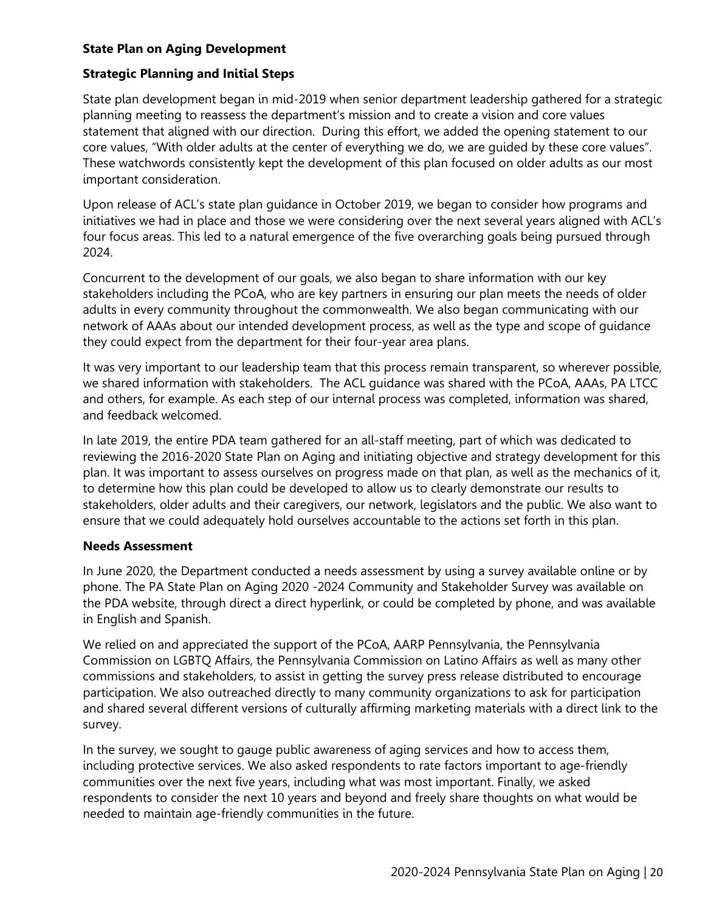### State Plan on Aging Development

### Strategic Planning and Initial Steps

State plan development began in mid-2019 when senior department leadership gathered for a strategic planning meeting to reassess the department's mission and to create a vision and core values statement that aligned with our direction. During this effort, we added the opening statement to our core values, "With older adults at the center of everything we do, we are guided by these core values". These watchwords consistently kept the development of this plan focused on older adults as our most important consideration.

Upon release of ACL's state plan guidance in October 2019, we began to consider how programs and initiatives we had in place and those we were considering over the next several years aligned with ACL's four focus areas. This led to a natural emergence of the five overarching goals being pursued through 2024.

Concurrent to the development of our goals, we also began to share information with our key stakeholders including the PCoA, who are key partners in ensuring our plan meets the needs of older adults in every community throughout the commonwealth. We also began communicating with our network of AAAs about our intended development process, as well as the type and scope of guidance they could expect from the department for their four-year area plans.

It was very important to our leadership team that this process remain transparent, so wherever possible, we shared information with stakeholders. The ACL guidance was shared with the PCoA, AAAs, PA LTCC and others, for example. As each step of our internal process was completed, information was shared, and feedback welcomed.

In late 2019, the entire PDA team gathered for an all-staff meeting, part of which was dedicated to reviewing the 2016-2020 State Plan on Aging and initiating objective and strategy development for this plan. It was important to assess ourselves on progress made on that plan, as well as the mechanics of it, to determine how this plan could be developed to allow us to clearly demonstrate our results to stakeholders, older adults and their caregivers, our network, legislators and the public. We also want to ensure that we could adequately hold ourselves accountable to the actions set forth in this plan.

### Needs Assessment

In June 2020, the Department conducted a needs assessment by using a survey available online or by phone. The PA State Plan on Aging 2020 -2024 Community and Stakeholder Survey was available on the PDA website, through direct a direct hyperlink, or could be completed by phone, and was available in English and Spanish.

We relied on and appreciated the support of the PCoA, AARP Pennsylvania, the Pennsylvania Commission on LGBTQ Affairs, the Pennsylvania Commission on Latino Affairs as well as many other commissions and stakeholders, to assist in getting the survey press release distributed to encourage participation. We also outreached directly to many community organizations to ask for participation and shared several different versions of culturally affirming marketing materials with a direct link to the survey.

In the survey, we sought to gauge public awareness of aging services and how to access them, including protective services. We also asked respondents to rate factors important to age-friendly communities over the next five years, including what was most important. Finally, we asked respondents to consider the next 10 years and beyond and freely share thoughts on what would be needed to maintain age-friendly communities in the future.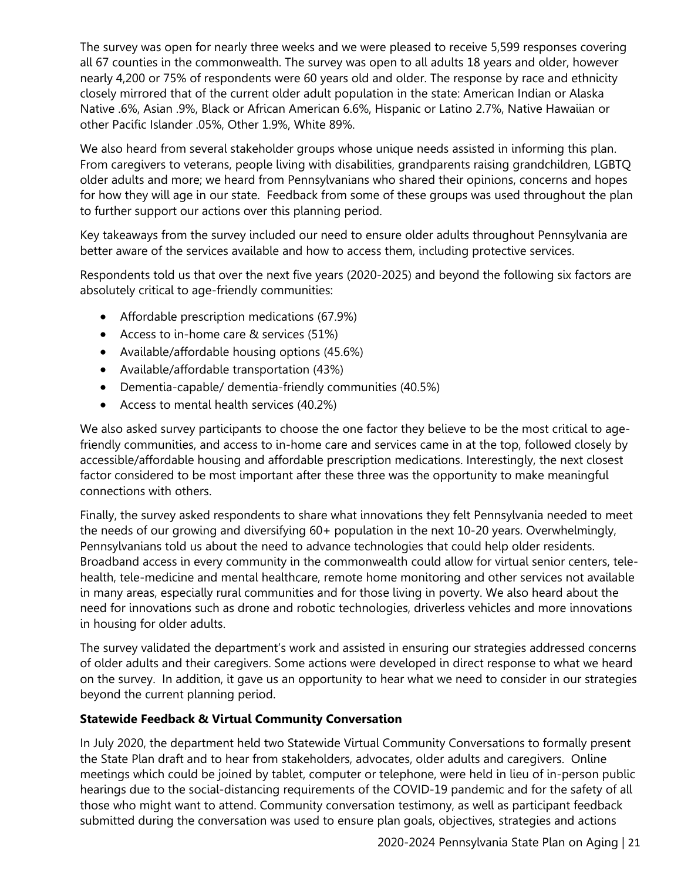The survey was open for nearly three weeks and we were pleased to receive 5,599 responses covering all 67 counties in the commonwealth. The survey was open to all adults 18 years and older, however nearly 4,200 or 75% of respondents were 60 years old and older. The response by race and ethnicity closely mirrored that of the current older adult population in the state: American Indian or Alaska Native .6%, Asian .9%, Black or African American 6.6%, Hispanic or Latino 2.7%, Native Hawaiian or other Pacific Islander .05%, Other 1.9%, White 89%.

We also heard from several stakeholder groups whose unique needs assisted in informing this plan. From caregivers to veterans, people living with disabilities, grandparents raising grandchildren, LGBTQ older adults and more; we heard from Pennsylvanians who shared their opinions, concerns and hopes for how they will age in our state. Feedback from some of these groups was used throughout the plan to further support our actions over this planning period.

Key takeaways from the survey included our need to ensure older adults throughout Pennsylvania are better aware of the services available and how to access them, including protective services.

Respondents told us that over the next five years (2020-2025) and beyond the following six factors are absolutely critical to age-friendly communities:

- Affordable prescription medications (67.9%)
- Access to in-home care & services (51%)
- Available/affordable housing options (45.6%)
- Available/affordable transportation (43%)
- Dementia-capable/ dementia-friendly communities (40.5%)
- Access to mental health services (40.2%)

We also asked survey participants to choose the one factor they believe to be the most critical to age-friendly communities, and access to in-home care and services came in at the top, followed closely by accessible/affordable housing and affordable prescription medications. Interestingly, the next closest factor considered to be most important after these three was the opportunity to make meaningful connections with others.

Finally, the survey asked respondents to share what innovations they felt Pennsylvania needed to meet the needs of our growing and diversifying 60+ population in the next 10-20 years. Overwhelmingly, Pennsylvanians told us about the need to advance technologies that could help older residents. Broadband access in every community in the commonwealth could allow for virtual senior centers, tele-health, tele-medicine and mental healthcare, remote home monitoring and other services not available in many areas, especially rural communities and for those living in poverty. We also heard about the need for innovations such as drone and robotic technologies, driverless vehicles and more innovations in housing for older adults.

The survey validated the department's work and assisted in ensuring our strategies addressed concerns of older adults and their caregivers. Some actions were developed in direct response to what we heard on the survey. In addition, it gave us an opportunity to hear what we need to consider in our strategies beyond the current planning period.

**Statewide Feedback & Virtual Community Conversation**

In July 2020, the department held two Statewide Virtual Community Conversations to formally present the State Plan draft and to hear from stakeholders, advocates, older adults and caregivers. Online meetings which could be joined by tablet, computer or telephone, were held in lieu of in-person public hearings due to the social-distancing requirements of the COVID-19 pandemic and for the safety of all those who might want to attend. Community conversation testimony, as well as participant feedback submitted during the conversation was used to ensure plan goals, objectives, strategies and actions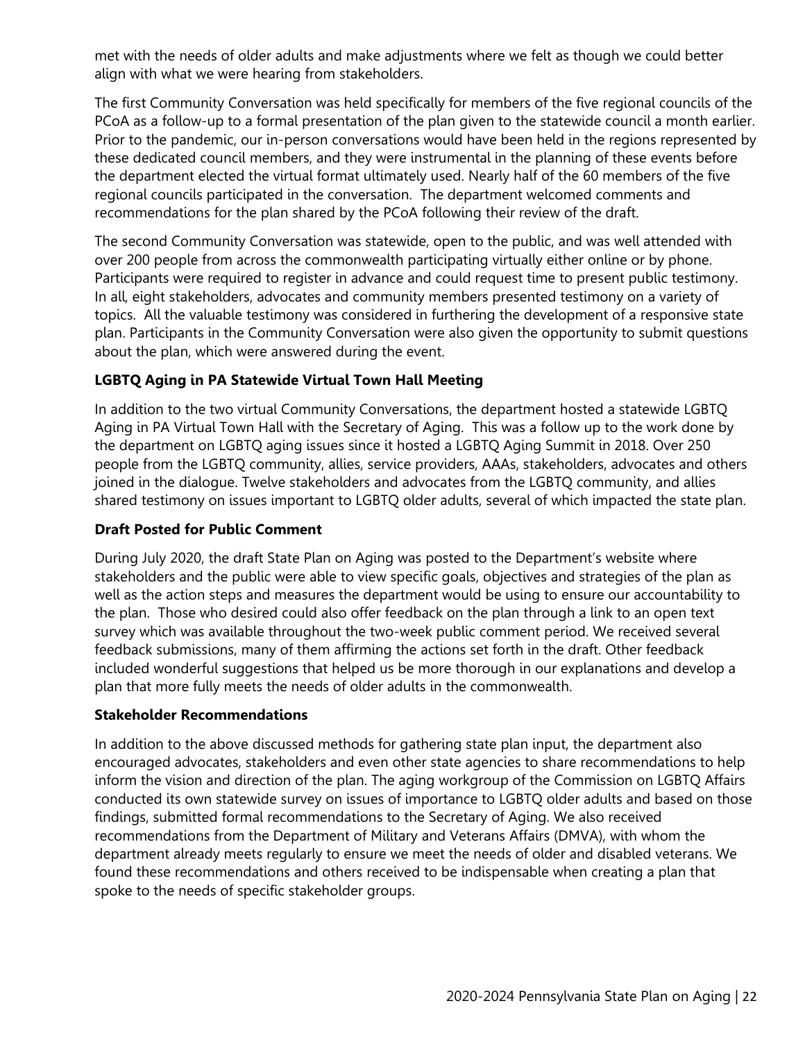met with the needs of older adults and make adjustments where we felt as though we could better align with what we were hearing from stakeholders.

The first Community Conversation was held specifically for members of the five regional councils of the PCoA as a follow-up to a formal presentation of the plan given to the statewide council a month earlier. Prior to the pandemic, our in-person conversations would have been held in the regions represented by these dedicated council members, and they were instrumental in the planning of these events before the department elected the virtual format ultimately used. Nearly half of the 60 members of the five regional councils participated in the conversation. The department welcomed comments and recommendations for the plan shared by the PCoA following their review of the draft.

The second Community Conversation was statewide, open to the public, and was well attended with over 200 people from across the commonwealth participating virtually either online or by phone. Participants were required to register in advance and could request time to present public testimony. In all, eight stakeholders, advocates and community members presented testimony on a variety of topics. All the valuable testimony was considered in furthering the development of a responsive state plan. Participants in the Community Conversation were also given the opportunity to submit questions about the plan, which were answered during the event.

**LGBTQ Aging in PA Statewide Virtual Town Hall Meeting**

In addition to the two virtual Community Conversations, the department hosted a statewide LGBTQ Aging in PA Virtual Town Hall with the Secretary of Aging. This was a follow up to the work done by the department on LGBTQ aging issues since it hosted a LGBTQ Aging Summit in 2018. Over 250 people from the LGBTQ community, allies, service providers, AAAs, stakeholders, advocates and others joined in the dialogue. Twelve stakeholders and advocates from the LGBTQ community, and allies shared testimony on issues important to LGBTQ older adults, several of which impacted the state plan.

**Draft Posted for Public Comment**

During July 2020, the draft State Plan on Aging was posted to the Department's website where stakeholders and the public were able to view specific goals, objectives and strategies of the plan as well as the action steps and measures the department would be using to ensure our accountability to the plan. Those who desired could also offer feedback on the plan through a link to an open text survey which was available throughout the two-week public comment period. We received several feedback submissions, many of them affirming the actions set forth in the draft. Other feedback included wonderful suggestions that helped us be more thorough in our explanations and develop a plan that more fully meets the needs of older adults in the commonwealth.

**Stakeholder Recommendations**

In addition to the above discussed methods for gathering state plan input, the department also encouraged advocates, stakeholders and even other state agencies to share recommendations to help inform the vision and direction of the plan. The aging workgroup of the Commission on LGBTQ Affairs conducted its own statewide survey on issues of importance to LGBTQ older adults and based on those findings, submitted formal recommendations to the Secretary of Aging. We also received recommendations from the Department of Military and Veterans Affairs (DMVA), with whom the department already meets regularly to ensure we meet the needs of older and disabled veterans. We found these recommendations and others received to be indispensable when creating a plan that spoke to the needs of specific stakeholder groups.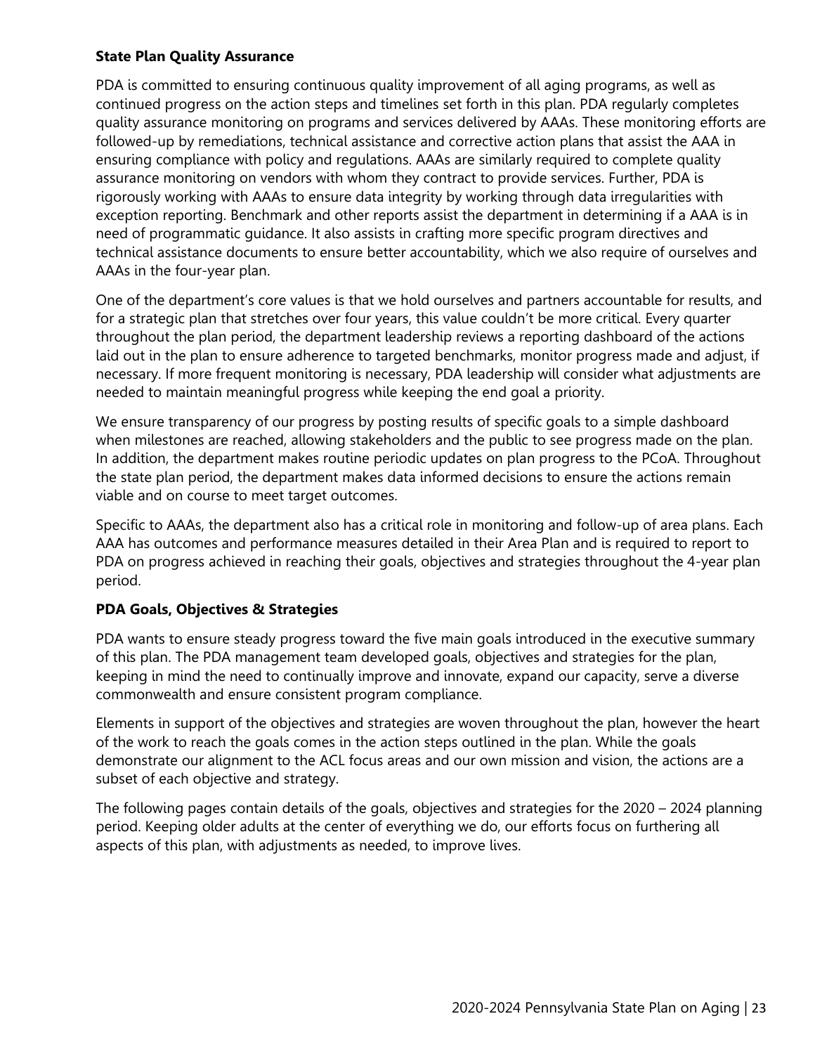**State Plan Quality Assurance**

PDA is committed to ensuring continuous quality improvement of all aging programs, as well as continued progress on the action steps and timelines set forth in this plan. PDA regularly completes quality assurance monitoring on programs and services delivered by AAAs. These monitoring efforts are followed-up by remediations, technical assistance and corrective action plans that assist the AAA in ensuring compliance with policy and regulations. AAAs are similarly required to complete quality assurance monitoring on vendors with whom they contract to provide services. Further, PDA is rigorously working with AAAs to ensure data integrity by working through data irregularities with exception reporting. Benchmark and other reports assist the department in determining if a AAA is in need of programmatic guidance. It also assists in crafting more specific program directives and technical assistance documents to ensure better accountability, which we also require of ourselves and AAAs in the four-year plan.

One of the department's core values is that we hold ourselves and partners accountable for results, and for a strategic plan that stretches over four years, this value couldn't be more critical. Every quarter throughout the plan period, the department leadership reviews a reporting dashboard of the actions laid out in the plan to ensure adherence to targeted benchmarks, monitor progress made and adjust, if necessary. If more frequent monitoring is necessary, PDA leadership will consider what adjustments are needed to maintain meaningful progress while keeping the end goal a priority.

We ensure transparency of our progress by posting results of specific goals to a simple dashboard when milestones are reached, allowing stakeholders and the public to see progress made on the plan. In addition, the department makes routine periodic updates on plan progress to the PCoA. Throughout the state plan period, the department makes data informed decisions to ensure the actions remain viable and on course to meet target outcomes.

Specific to AAAs, the department also has a critical role in monitoring and follow-up of area plans. Each AAA has outcomes and performance measures detailed in their Area Plan and is required to report to PDA on progress achieved in reaching their goals, objectives and strategies throughout the 4-year plan period.

**PDA Goals, Objectives & Strategies**

PDA wants to ensure steady progress toward the five main goals introduced in the executive summary of this plan. The PDA management team developed goals, objectives and strategies for the plan, keeping in mind the need to continually improve and innovate, expand our capacity, serve a diverse commonwealth and ensure consistent program compliance.

Elements in support of the objectives and strategies are woven throughout the plan, however the heart of the work to reach the goals comes in the action steps outlined in the plan. While the goals demonstrate our alignment to the ACL focus areas and our own mission and vision, the actions are a subset of each objective and strategy.

The following pages contain details of the goals, objectives and strategies for the 2020 – 2024 planning period. Keeping older adults at the center of everything we do, our efforts focus on furthering all aspects of this plan, with adjustments as needed, to improve lives.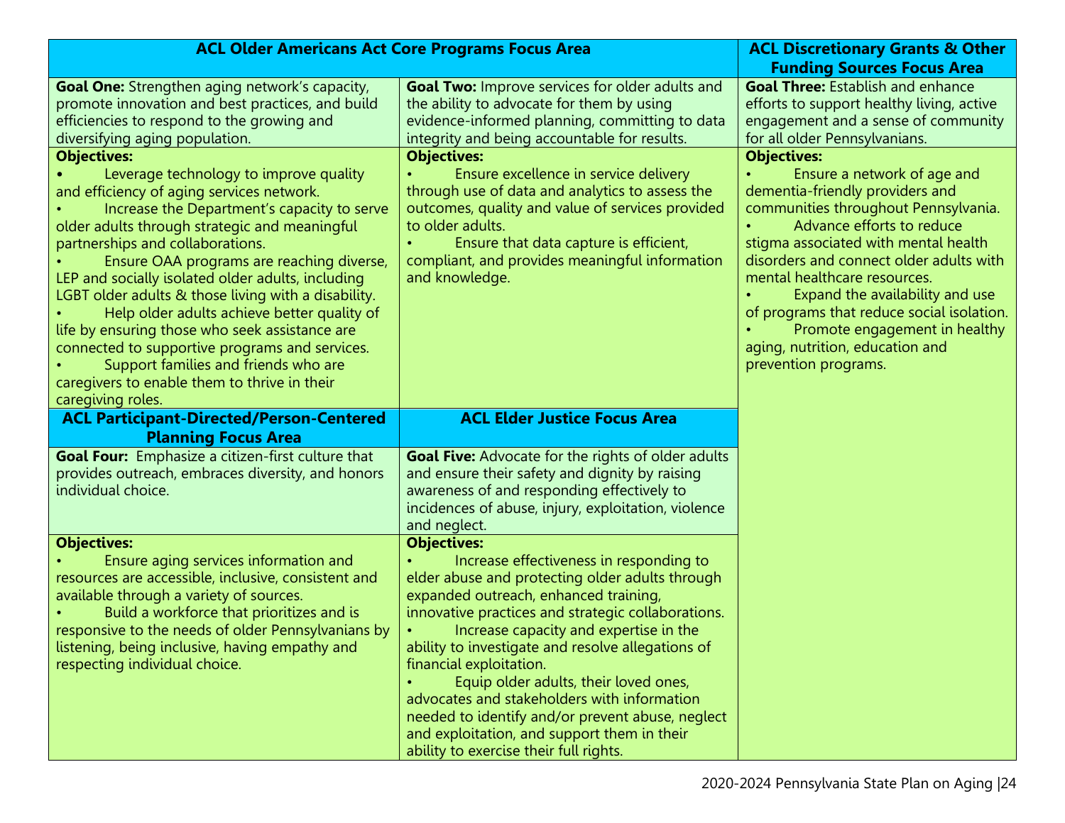| ACL Older Americans Act Core Programs Focus Area | | ACL Discretionary Grants & Other Funding Sources Focus Area |
|---|---|---|
| **Goal One:** Strengthen aging network's capacity, promote innovation and best practices, and build efficiencies to respond to the growing and diversifying aging population. | **Goal Two:** Improve services for older adults and the ability to advocate for them by using evidence-informed planning, committing to data integrity and being accountable for results. | **Goal Three:** Establish and enhance efforts to support healthy living, active engagement and a sense of community for all older Pennsylvanians. |
| **Objectives:**<br>• Leverage technology to improve quality and efficiency of aging services network.<br>• Increase the Department's capacity to serve older adults through strategic and meaningful partnerships and collaborations.<br>• Ensure OAA programs are reaching diverse, LEP and socially isolated older adults, including LGBT older adults & those living with a disability.<br>• Help older adults achieve better quality of life by ensuring those who seek assistance are connected to supportive programs and services.<br>• Support families and friends who are caregivers to enable them to thrive in their caregiving roles. | **Objectives:**<br>• Ensure excellence in service delivery through use of data and analytics to assess the outcomes, quality and value of services provided to older adults.<br>• Ensure that data capture is efficient, compliant, and provides meaningful information and knowledge. | **Objectives:**<br>• Ensure a network of age and dementia-friendly providers and communities throughout Pennsylvania.<br>• Advance efforts to reduce stigma associated with mental health disorders and connect older adults with mental healthcare resources.<br>• Expand the availability and use of programs that reduce social isolation.<br>• Promote engagement in healthy aging, nutrition, education and prevention programs. |
| **ACL Participant-Directed/Person-Centered Planning Focus Area** | **ACL Elder Justice Focus Area** | |
| **Goal Four:** Emphasize a citizen-first culture that provides outreach, embraces diversity, and honors individual choice. | **Goal Five:** Advocate for the rights of older adults and ensure their safety and dignity by raising awareness of and responding effectively to incidences of abuse, injury, exploitation, violence and neglect. | |
| **Objectives:**<br>• Ensure aging services information and resources are accessible, inclusive, consistent and available through a variety of sources.<br>• Build a workforce that prioritizes and is responsive to the needs of older Pennsylvanians by listening, being inclusive, having empathy and respecting individual choice. | **Objectives:**<br>• Increase effectiveness in responding to elder abuse and protecting older adults through expanded outreach, enhanced training, innovative practices and strategic collaborations.<br>• Increase capacity and expertise in the ability to investigate and resolve allegations of financial exploitation.<br>• Equip older adults, their loved ones, advocates and stakeholders with information needed to identify and/or prevent abuse, neglect and exploitation, and support them in their ability to exercise their full rights. | |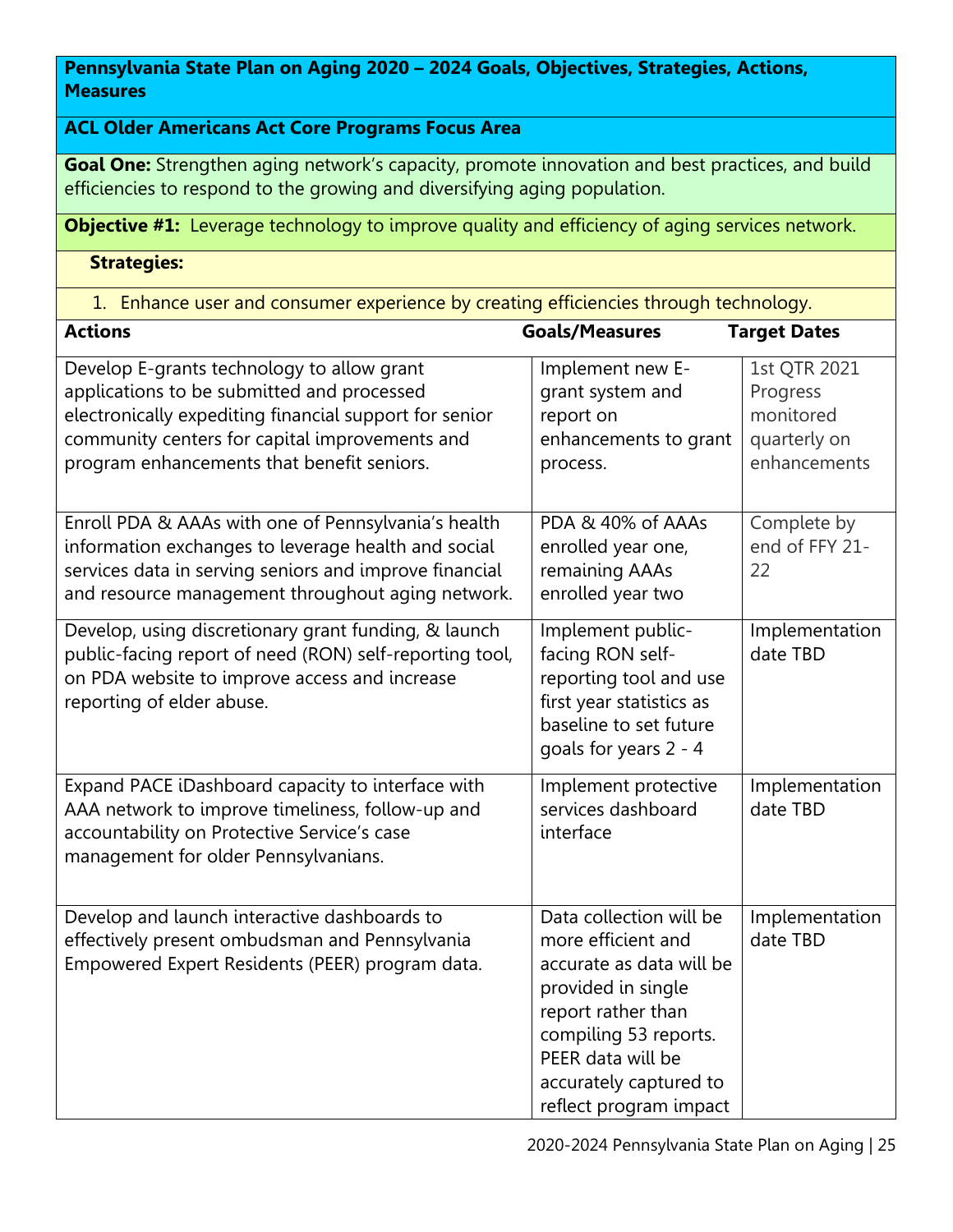**Pennsylvania State Plan on Aging 2020 – 2024 Goals, Objectives, Strategies, Actions, Measures**

**ACL Older Americans Act Core Programs Focus Area**

**Goal One:** Strengthen aging network's capacity, promote innovation and best practices, and build efficiencies to respond to the growing and diversifying aging population.

**Objective #1:** Leverage technology to improve quality and efficiency of aging services network.

**Strategies:**

1. Enhance user and consumer experience by creating efficiencies through technology.

| Actions | Goals/Measures | Target Dates |
|---|---|---|
| Develop E-grants technology to allow grant applications to be submitted and processed electronically expediting financial support for senior community centers for capital improvements and program enhancements that benefit seniors. | Implement new E-grant system and report on enhancements to grant process. | 1st QTR 2021 Progress monitored quarterly on enhancements |
| Enroll PDA & AAAs with one of Pennsylvania's health information exchanges to leverage health and social services data in serving seniors and improve financial and resource management throughout aging network. | PDA & 40% of AAAs enrolled year one, remaining AAAs enrolled year two | Complete by end of FFY 21-22 |
| Develop, using discretionary grant funding, & launch public-facing report of need (RON) self-reporting tool, on PDA website to improve access and increase reporting of elder abuse. | Implement public-facing RON self-reporting tool and use first year statistics as baseline to set future goals for years 2 - 4 | Implementation date TBD |
| Expand PACE iDashboard capacity to interface with AAA network to improve timeliness, follow-up and accountability on Protective Service's case management for older Pennsylvanians. | Implement protective services dashboard interface | Implementation date TBD |
| Develop and launch interactive dashboards to effectively present ombudsman and Pennsylvania Empowered Expert Residents (PEER) program data. | Data collection will be more efficient and accurate as data will be provided in single report rather than compiling 53 reports. PEER data will be accurately captured to reflect program impact | Implementation date TBD |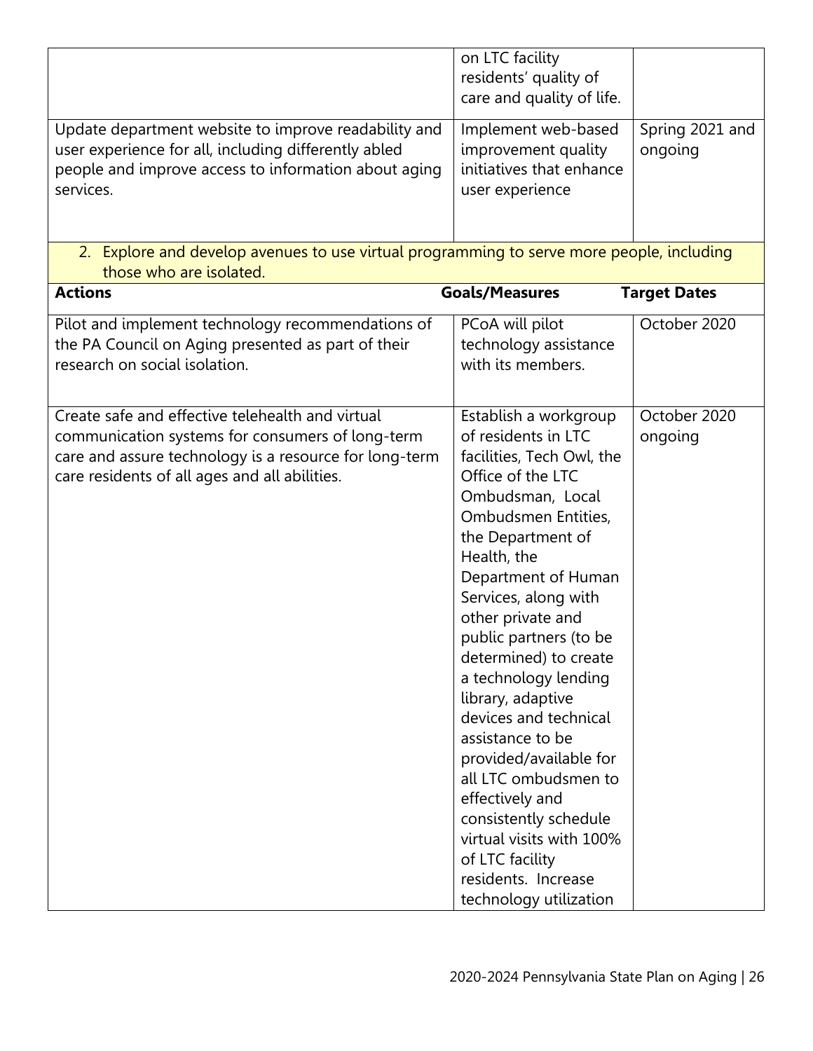| | | |
|---|---|---|
| | on LTC facility residents' quality of care and quality of life. | |
| Update department website to improve readability and user experience for all, including differently abled people and improve access to information about aging services. | Implement web-based improvement quality initiatives that enhance user experience | Spring 2021 and ongoing |

2. Explore and develop avenues to use virtual programming to serve more people, including those who are isolated.

| **Actions** | **Goals/Measures** | **Target Dates** |
|---|---|---|
| Pilot and implement technology recommendations of the PA Council on Aging presented as part of their research on social isolation. | PCoA will pilot technology assistance with its members. | October 2020 |
| Create safe and effective telehealth and virtual communication systems for consumers of long-term care and assure technology is a resource for long-term care residents of all ages and all abilities. | Establish a workgroup of residents in LTC facilities, Tech Owl, the Office of the LTC Ombudsman, Local Ombudsmen Entities, the Department of Health, the Department of Human Services, along with other private and public partners (to be determined) to create a technology lending library, adaptive devices and technical assistance to be provided/available for all LTC ombudsmen to effectively and consistently schedule virtual visits with 100% of LTC facility residents. Increase technology utilization | October 2020 ongoing |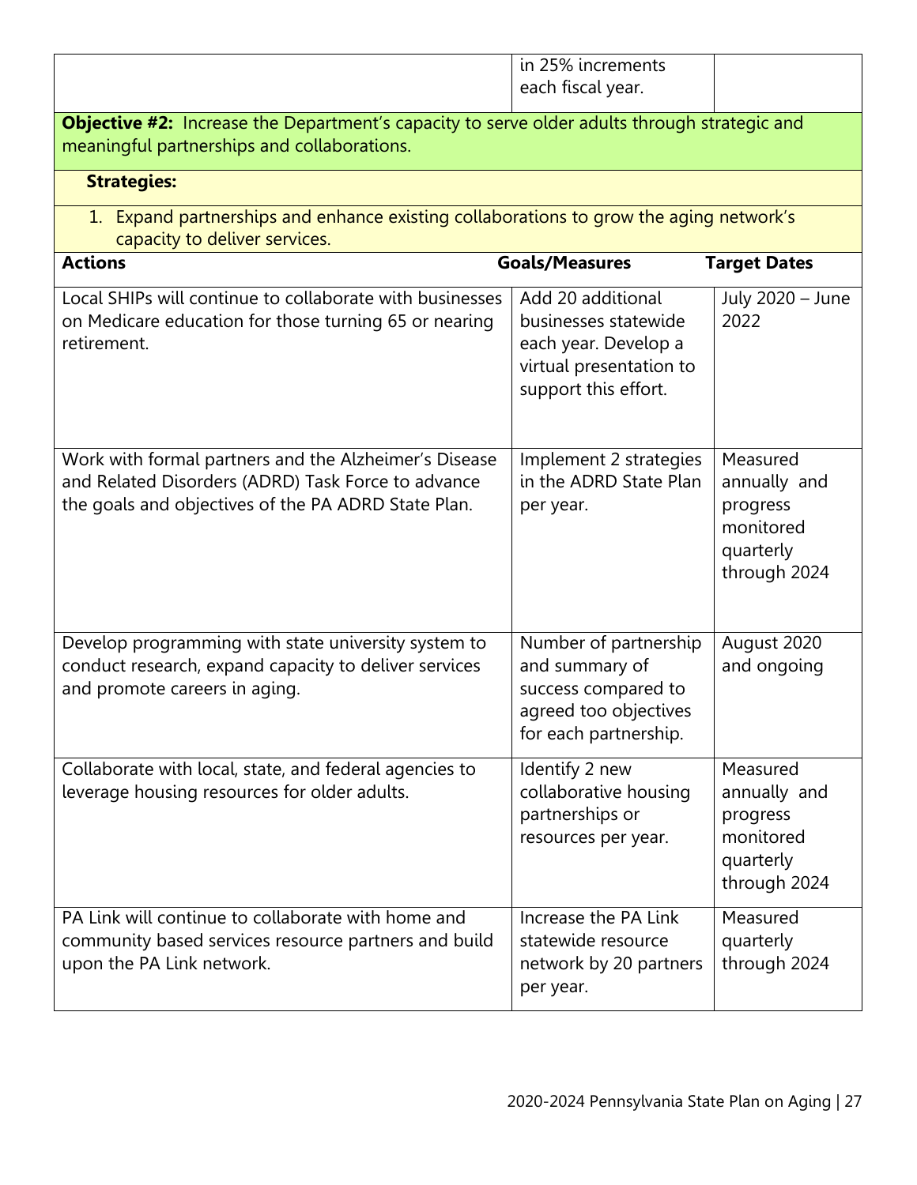| | in 25% increments each fiscal year. | |
|---|---|---|

**Objective #2:** Increase the Department's capacity to serve older adults through strategic and meaningful partnerships and collaborations.

**Strategies:**

1. Expand partnerships and enhance existing collaborations to grow the aging network's capacity to deliver services.

| Actions | Goals/Measures | Target Dates |
|---|---|---|
| Local SHIPs will continue to collaborate with businesses on Medicare education for those turning 65 or nearing retirement. | Add 20 additional businesses statewide each year. Develop a virtual presentation to support this effort. | July 2020 – June 2022 |
| Work with formal partners and the Alzheimer's Disease and Related Disorders (ADRD) Task Force to advance the goals and objectives of the PA ADRD State Plan. | Implement 2 strategies in the ADRD State Plan per year. | Measured annually and progress monitored quarterly through 2024 |
| Develop programming with state university system to conduct research, expand capacity to deliver services and promote careers in aging. | Number of partnership and summary of success compared to agreed too objectives for each partnership. | August 2020 and ongoing |
| Collaborate with local, state, and federal agencies to leverage housing resources for older adults. | Identify 2 new collaborative housing partnerships or resources per year. | Measured annually and progress monitored quarterly through 2024 |
| PA Link will continue to collaborate with home and community based services resource partners and build upon the PA Link network. | Increase the PA Link statewide resource network by 20 partners per year. | Measured quarterly through 2024 |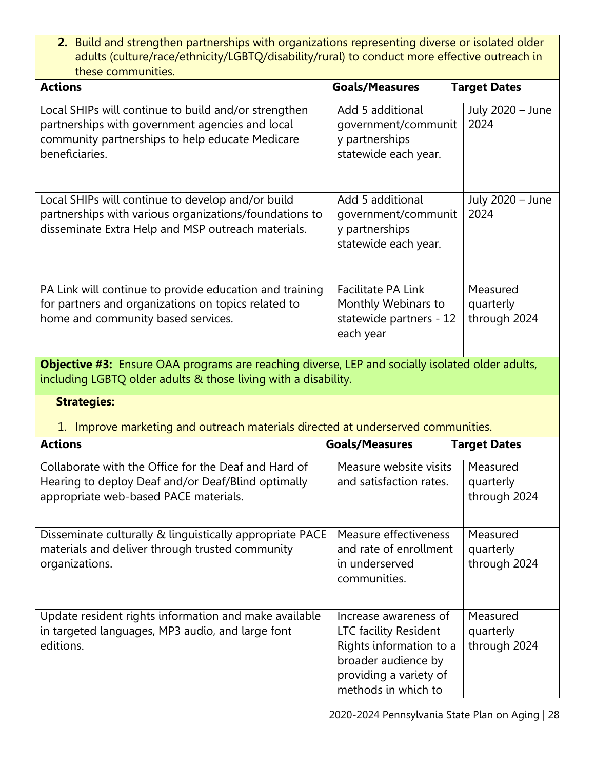**2.** Build and strengthen partnerships with organizations representing diverse or isolated older adults (culture/race/ethnicity/LGBTQ/disability/rural) to conduct more effective outreach in these communities.

| Actions | Goals/Measures | Target Dates |
|---|---|---|
| Local SHIPs will continue to build and/or strengthen partnerships with government agencies and local community partnerships to help educate Medicare beneficiaries. | Add 5 additional government/community partnerships statewide each year. | July 2020 – June 2024 |
| Local SHIPs will continue to develop and/or build partnerships with various organizations/foundations to disseminate Extra Help and MSP outreach materials. | Add 5 additional government/community partnerships statewide each year. | July 2020 – June 2024 |
| PA Link will continue to provide education and training for partners and organizations on topics related to home and community based services. | Facilitate PA Link Monthly Webinars to statewide partners - 12 each year | Measured quarterly through 2024 |

**Objective #3:** Ensure OAA programs are reaching diverse, LEP and socially isolated older adults, including LGBTQ older adults & those living with a disability.

**Strategies:**

1. Improve marketing and outreach materials directed at underserved communities.

| Actions | Goals/Measures | Target Dates |
|---|---|---|
| Collaborate with the Office for the Deaf and Hard of Hearing to deploy Deaf and/or Deaf/Blind optimally appropriate web-based PACE materials. | Measure website visits and satisfaction rates. | Measured quarterly through 2024 |
| Disseminate culturally & linguistically appropriate PACE materials and deliver through trusted community organizations. | Measure effectiveness and rate of enrollment in underserved communities. | Measured quarterly through 2024 |
| Update resident rights information and make available in targeted languages, MP3 audio, and large font editions. | Increase awareness of LTC facility Resident Rights information to a broader audience by providing a variety of methods in which to | Measured quarterly through 2024 |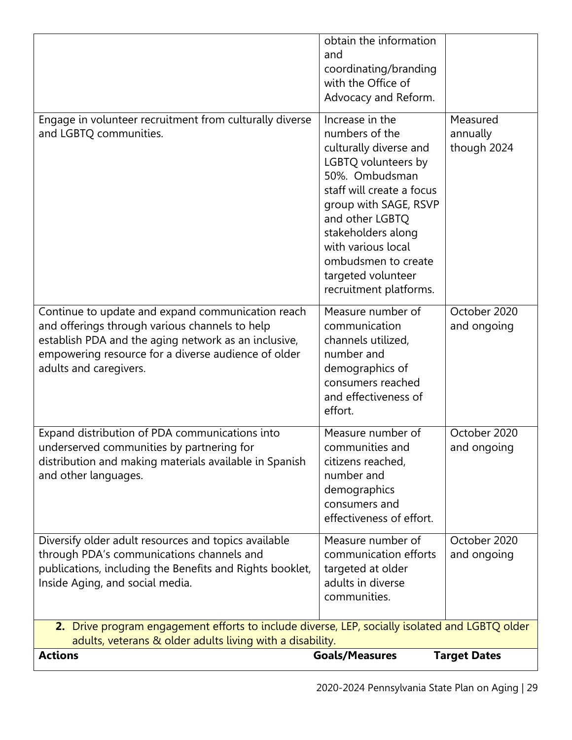| | | |
|---|---|---|
| | obtain the information and coordinating/branding with the Office of Advocacy and Reform. | |
| Engage in volunteer recruitment from culturally diverse and LGBTQ communities. | Increase in the numbers of the culturally diverse and LGBTQ volunteers by 50%. Ombudsman staff will create a focus group with SAGE, RSVP and other LGBTQ stakeholders along with various local ombudsmen to create targeted volunteer recruitment platforms. | Measured annually though 2024 |
| Continue to update and expand communication reach and offerings through various channels to help establish PDA and the aging network as an inclusive, empowering resource for a diverse audience of older adults and caregivers. | Measure number of communication channels utilized, number and demographics of consumers reached and effectiveness of effort. | October 2020 and ongoing |
| Expand distribution of PDA communications into underserved communities by partnering for distribution and making materials available in Spanish and other languages. | Measure number of communities and citizens reached, number and demographics consumers and effectiveness of effort. | October 2020 and ongoing |
| Diversify older adult resources and topics available through PDA's communications channels and publications, including the Benefits and Rights booklet, Inside Aging, and social media. | Measure number of communication efforts targeted at older adults in diverse communities. | October 2020 and ongoing |

**2.** Drive program engagement efforts to include diverse, LEP, socially isolated and LGBTQ older adults, veterans & older adults living with a disability.

| Actions | Goals/Measures | Target Dates |
|---|---|---|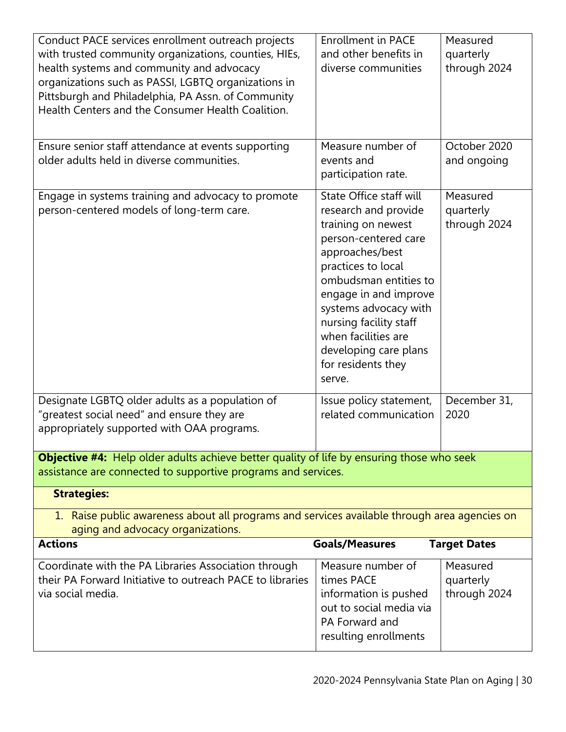| Actions | Goals/Measures | Target Dates |
|---|---|---|
| Conduct PACE services enrollment outreach projects with trusted community organizations, counties, HIEs, health systems and community and advocacy organizations such as PASSI, LGBTQ organizations in Pittsburgh and Philadelphia, PA Assn. of Community Health Centers and the Consumer Health Coalition. | Enrollment in PACE and other benefits in diverse communities | Measured quarterly through 2024 |
| Ensure senior staff attendance at events supporting older adults held in diverse communities. | Measure number of events and participation rate. | October 2020 and ongoing |
| Engage in systems training and advocacy to promote person-centered models of long-term care. | State Office staff will research and provide training on newest person-centered care approaches/best practices to local ombudsman entities to engage in and improve systems advocacy with nursing facility staff when facilities are developing care plans for residents they serve. | Measured quarterly through 2024 |
| Designate LGBTQ older adults as a population of "greatest social need" and ensure they are appropriately supported with OAA programs. | Issue policy statement, related communication | December 31, 2020 |

**Objective #4:** Help older adults achieve better quality of life by ensuring those who seek assistance are connected to supportive programs and services.

**Strategies:**

1. Raise public awareness about all programs and services available through area agencies on aging and advocacy organizations.

| Actions | Goals/Measures | Target Dates |
|---|---|---|
| Coordinate with the PA Libraries Association through their PA Forward Initiative to outreach PACE to libraries via social media. | Measure number of times PACE information is pushed out to social media via PA Forward and resulting enrollments | Measured quarterly through 2024 |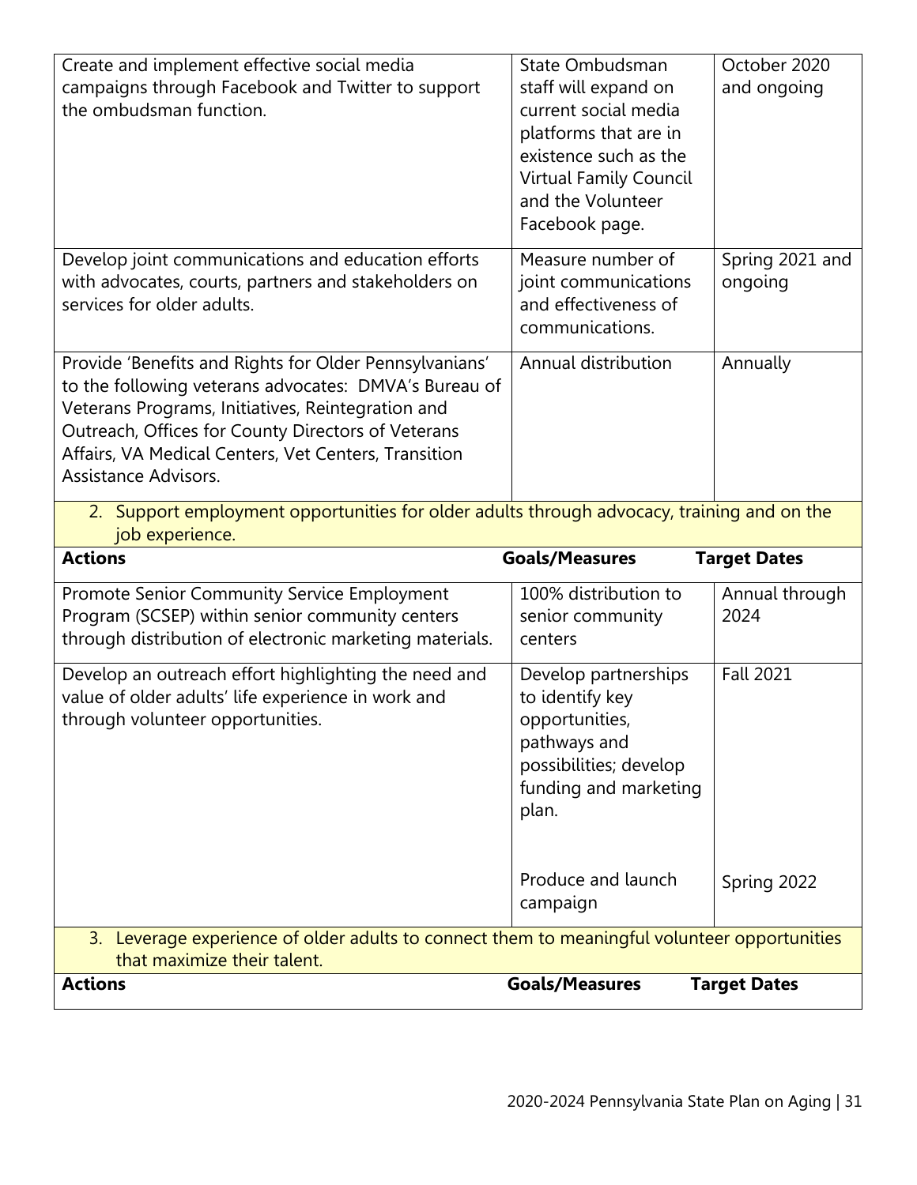| Actions | Goals/Measures | Target Dates |
|---|---|---|
| Create and implement effective social media campaigns through Facebook and Twitter to support the ombudsman function. | State Ombudsman staff will expand on current social media platforms that are in existence such as the Virtual Family Council and the Volunteer Facebook page. | October 2020 and ongoing |
| Develop joint communications and education efforts with advocates, courts, partners and stakeholders on services for older adults. | Measure number of joint communications and effectiveness of communications. | Spring 2021 and ongoing |
| Provide 'Benefits and Rights for Older Pennsylvanians' to the following veterans advocates: DMVA's Bureau of Veterans Programs, Initiatives, Reintegration and Outreach, Offices for County Directors of Veterans Affairs, VA Medical Centers, Vet Centers, Transition Assistance Advisors. | Annual distribution | Annually |

2. Support employment opportunities for older adults through advocacy, training and on the job experience.

| Actions | Goals/Measures | Target Dates |
|---|---|---|
| Promote Senior Community Service Employment Program (SCSEP) within senior community centers through distribution of electronic marketing materials. | 100% distribution to senior community centers | Annual through 2024 |
| Develop an outreach effort highlighting the need and value of older adults' life experience in work and through volunteer opportunities. | Develop partnerships to identify key opportunities, pathways and possibilities; develop funding and marketing plan. | Fall 2021 |
| | Produce and launch campaign | Spring 2022 |

3. Leverage experience of older adults to connect them to meaningful volunteer opportunities that maximize their talent.

| Actions | Goals/Measures | Target Dates |
|---|---|---|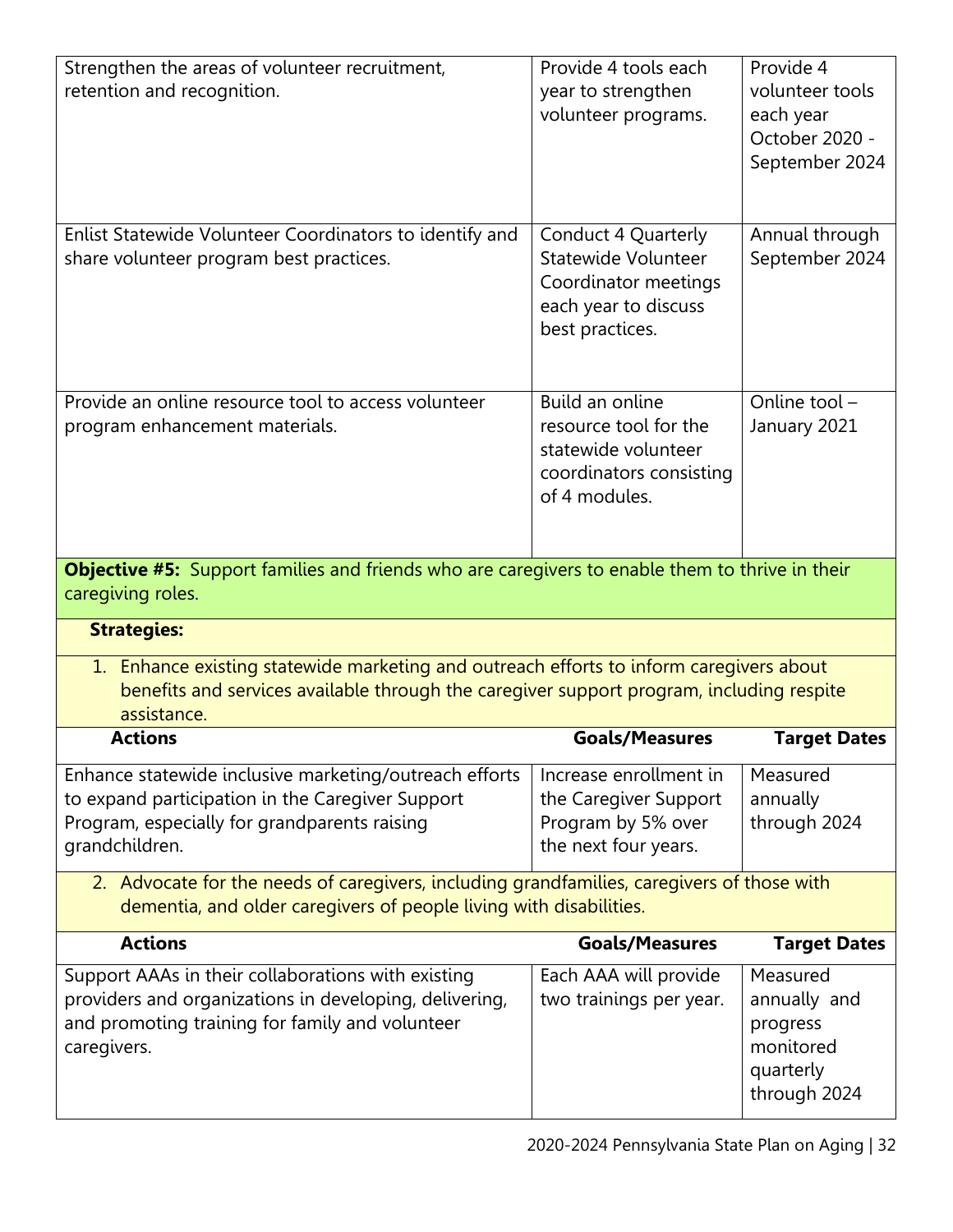| | | |
|---|---|---|
| Strengthen the areas of volunteer recruitment, retention and recognition. | Provide 4 tools each year to strengthen volunteer programs. | Provide 4 volunteer tools each year October 2020 - September 2024 |
| Enlist Statewide Volunteer Coordinators to identify and share volunteer program best practices. | Conduct 4 Quarterly Statewide Volunteer Coordinator meetings each year to discuss best practices. | Annual through September 2024 |
| Provide an online resource tool to access volunteer program enhancement materials. | Build an online resource tool for the statewide volunteer coordinators consisting of 4 modules. | Online tool – January 2021 |

**Objective #5:** Support families and friends who are caregivers to enable them to thrive in their caregiving roles.

**Strategies:**

1. Enhance existing statewide marketing and outreach efforts to inform caregivers about benefits and services available through the caregiver support program, including respite assistance.

| Actions | Goals/Measures | Target Dates |
|---|---|---|
| Enhance statewide inclusive marketing/outreach efforts to expand participation in the Caregiver Support Program, especially for grandparents raising grandchildren. | Increase enrollment in the Caregiver Support Program by 5% over the next four years. | Measured annually through 2024 |

2. Advocate for the needs of caregivers, including grandfamilies, caregivers of those with dementia, and older caregivers of people living with disabilities.

| Actions | Goals/Measures | Target Dates |
|---|---|---|
| Support AAAs in their collaborations with existing providers and organizations in developing, delivering, and promoting training for family and volunteer caregivers. | Each AAA will provide two trainings per year. | Measured annually and progress monitored quarterly through 2024 |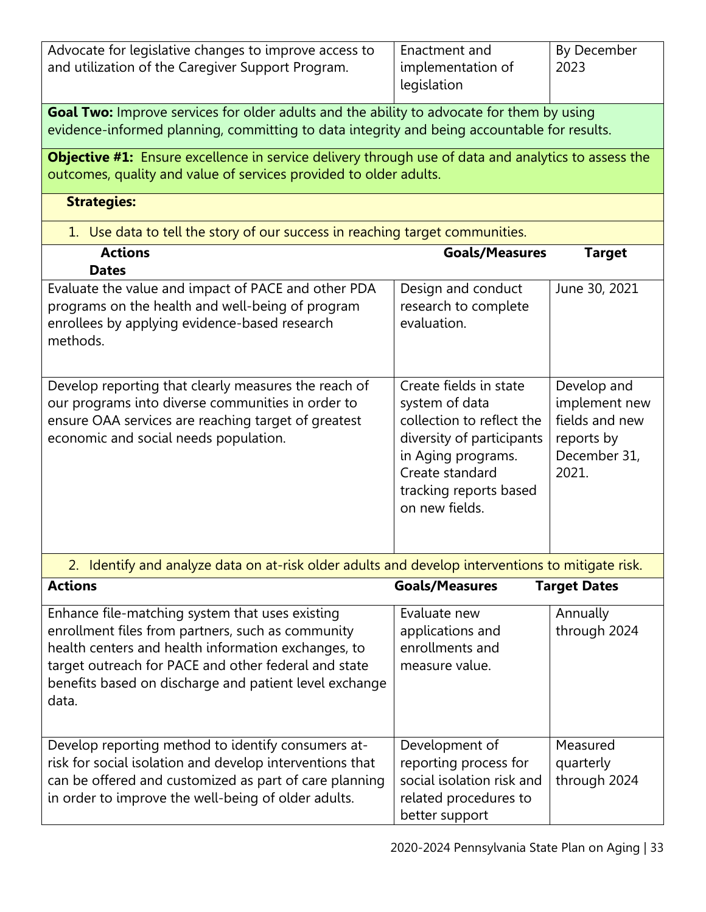| Advocate for legislative changes to improve access to and utilization of the Caregiver Support Program. | Enactment and implementation of legislation | By December 2023 |
|---|---|---|

**Goal Two:** Improve services for older adults and the ability to advocate for them by using evidence-informed planning, committing to data integrity and being accountable for results.

**Objective #1:** Ensure excellence in service delivery through use of data and analytics to assess the outcomes, quality and value of services provided to older adults.

**Strategies:**

1. Use data to tell the story of our success in reaching target communities.

| Actions | Goals/Measures | Target Dates |
|---|---|---|
| Evaluate the value and impact of PACE and other PDA programs on the health and well-being of program enrollees by applying evidence-based research methods. | Design and conduct research to complete evaluation. | June 30, 2021 |
| Develop reporting that clearly measures the reach of our programs into diverse communities in order to ensure OAA services are reaching target of greatest economic and social needs population. | Create fields in state system of data collection to reflect the diversity of participants in Aging programs. Create standard tracking reports based on new fields. | Develop and implement new fields and new reports by December 31, 2021. |

2. Identify and analyze data on at-risk older adults and develop interventions to mitigate risk.

| Actions | Goals/Measures | Target Dates |
|---|---|---|
| Enhance file-matching system that uses existing enrollment files from partners, such as community health centers and health information exchanges, to target outreach for PACE and other federal and state benefits based on discharge and patient level exchange data. | Evaluate new applications and enrollments and measure value. | Annually through 2024 |
| Develop reporting method to identify consumers at-risk for social isolation and develop interventions that can be offered and customized as part of care planning in order to improve the well-being of older adults. | Development of reporting process for social isolation risk and related procedures to better support | Measured quarterly through 2024 |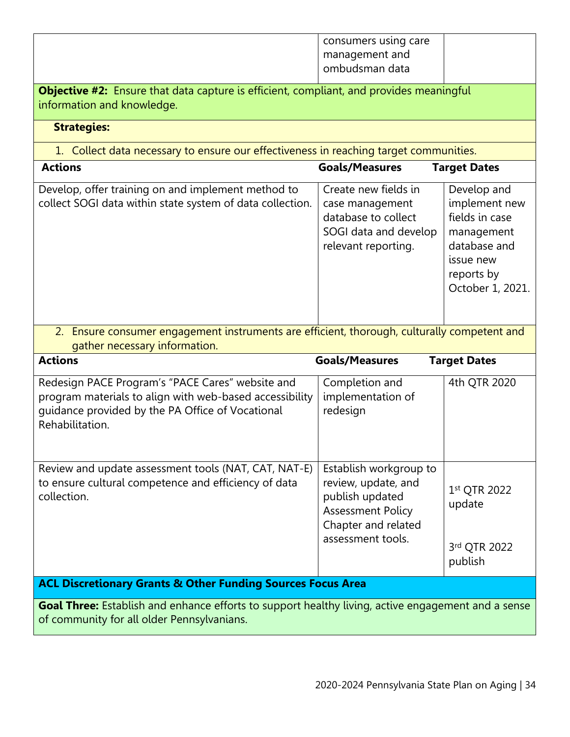| | consumers using care management and ombudsman data | |
|---|---|---|

**Objective #2:** Ensure that data capture is efficient, compliant, and provides meaningful information and knowledge.

**Strategies:**

1. Collect data necessary to ensure our effectiveness in reaching target communities.

| **Actions** | **Goals/Measures** | **Target Dates** |
|---|---|---|
| Develop, offer training on and implement method to collect SOGI data within state system of data collection. | Create new fields in case management database to collect SOGI data and develop relevant reporting. | Develop and implement new fields in case management database and issue new reports by October 1, 2021. |

2. Ensure consumer engagement instruments are efficient, thorough, culturally competent and gather necessary information.

| **Actions** | **Goals/Measures** | **Target Dates** |
|---|---|---|
| Redesign PACE Program's "PACE Cares" website and program materials to align with web-based accessibility guidance provided by the PA Office of Vocational Rehabilitation. | Completion and implementation of redesign | 4th QTR 2020 |
| Review and update assessment tools (NAT, CAT, NAT-E) to ensure cultural competence and efficiency of data collection. | Establish workgroup to review, update, and publish updated Assessment Policy Chapter and related assessment tools. | 1st QTR 2022 update<br><br>3rd QTR 2022 publish |

**ACL Discretionary Grants & Other Funding Sources Focus Area**

**Goal Three:** Establish and enhance efforts to support healthy living, active engagement and a sense of community for all older Pennsylvanians.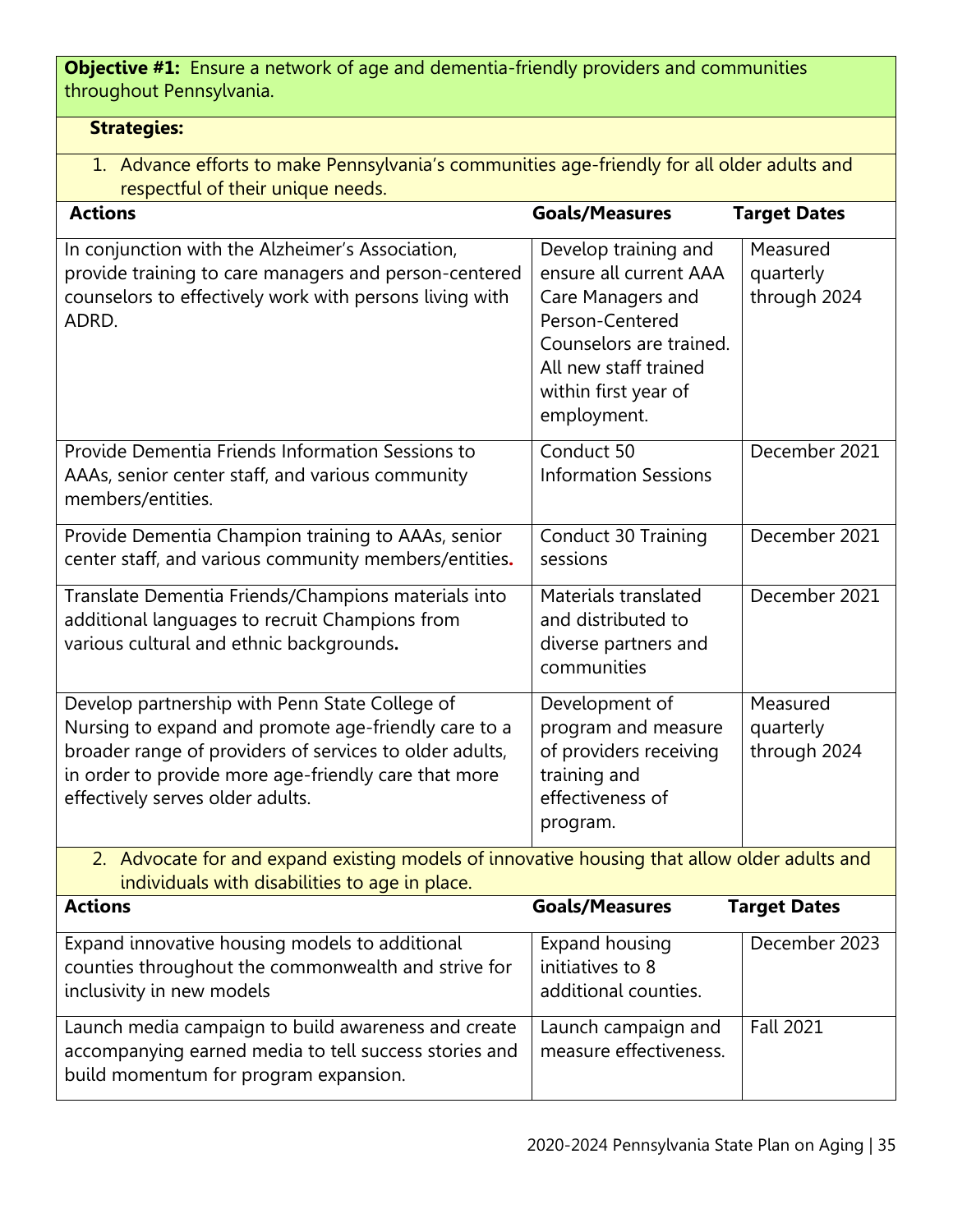**Objective #1:** Ensure a network of age and dementia-friendly providers and communities throughout Pennsylvania.

**Strategies:**

1. Advance efforts to make Pennsylvania's communities age-friendly for all older adults and respectful of their unique needs.

| Actions | Goals/Measures | Target Dates |
|---|---|---|
| In conjunction with the Alzheimer's Association, provide training to care managers and person-centered counselors to effectively work with persons living with ADRD. | Develop training and ensure all current AAA Care Managers and Person-Centered Counselors are trained. All new staff trained within first year of employment. | Measured quarterly through 2024 |
| Provide Dementia Friends Information Sessions to AAAs, senior center staff, and various community members/entities. | Conduct 50 Information Sessions | December 2021 |
| Provide Dementia Champion training to AAAs, senior center staff, and various community members/entities. | Conduct 30 Training sessions | December 2021 |
| Translate Dementia Friends/Champions materials into additional languages to recruit Champions from various cultural and ethnic backgrounds. | Materials translated and distributed to diverse partners and communities | December 2021 |
| Develop partnership with Penn State College of Nursing to expand and promote age-friendly care to a broader range of providers of services to older adults, in order to provide more age-friendly care that more effectively serves older adults. | Development of program and measure of providers receiving training and effectiveness of program. | Measured quarterly through 2024 |

2. Advocate for and expand existing models of innovative housing that allow older adults and individuals with disabilities to age in place.

| Actions | Goals/Measures | Target Dates |
|---|---|---|
| Expand innovative housing models to additional counties throughout the commonwealth and strive for inclusivity in new models | Expand housing initiatives to 8 additional counties. | December 2023 |
| Launch media campaign to build awareness and create accompanying earned media to tell success stories and build momentum for program expansion. | Launch campaign and measure effectiveness. | Fall 2021 |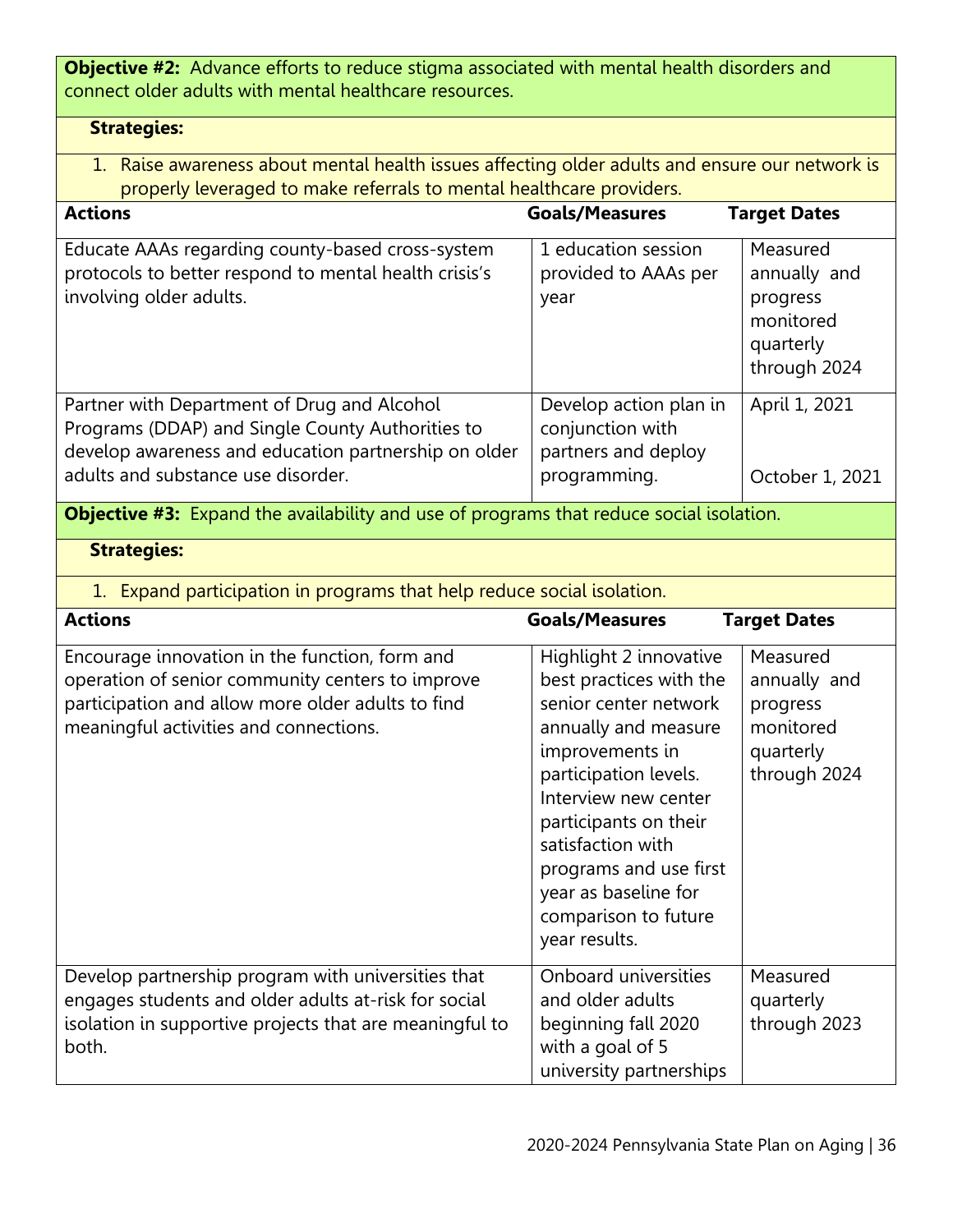**Objective #2:** Advance efforts to reduce stigma associated with mental health disorders and connect older adults with mental healthcare resources.

**Strategies:**

1. Raise awareness about mental health issues affecting older adults and ensure our network is properly leveraged to make referrals to mental healthcare providers.

| Actions | Goals/Measures | Target Dates |
|---|---|---|
| Educate AAAs regarding county-based cross-system protocols to better respond to mental health crisis's involving older adults. | 1 education session provided to AAAs per year | Measured annually and progress monitored quarterly through 2024 |
| Partner with Department of Drug and Alcohol Programs (DDAP) and Single County Authorities to develop awareness and education partnership on older adults and substance use disorder. | Develop action plan in conjunction with partners and deploy programming. | April 1, 2021<br><br>October 1, 2021 |

**Objective #3:** Expand the availability and use of programs that reduce social isolation.

**Strategies:**

1. Expand participation in programs that help reduce social isolation.

| Actions | Goals/Measures | Target Dates |
|---|---|---|
| Encourage innovation in the function, form and operation of senior community centers to improve participation and allow more older adults to find meaningful activities and connections. | Highlight 2 innovative best practices with the senior center network annually and measure improvements in participation levels. Interview new center participants on their satisfaction with programs and use first year as baseline for comparison to future year results. | Measured annually and progress monitored quarterly through 2024 |
| Develop partnership program with universities that engages students and older adults at-risk for social isolation in supportive projects that are meaningful to both. | Onboard universities and older adults beginning fall 2020 with a goal of 5 university partnerships | Measured quarterly through 2023 |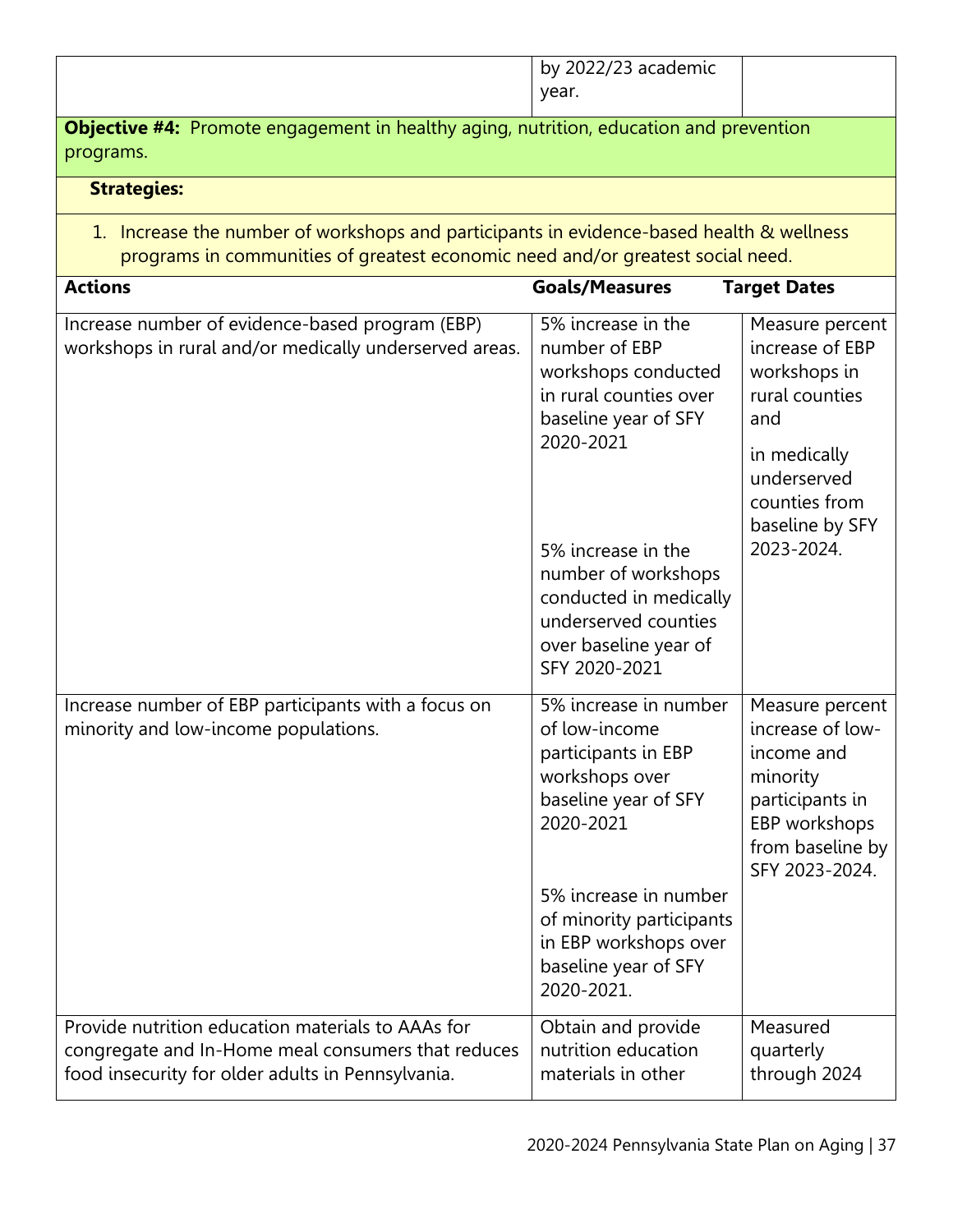| | | |
|---|---|---|
| | by 2022/23 academic year. | |

**Objective #4:** Promote engagement in healthy aging, nutrition, education and prevention programs.

**Strategies:**

1. Increase the number of workshops and participants in evidence-based health & wellness programs in communities of greatest economic need and/or greatest social need.

| Actions | Goals/Measures | Target Dates |
|---|---|---|
| Increase number of evidence-based program (EBP) workshops in rural and/or medically underserved areas. | 5% increase in the number of EBP workshops conducted in rural counties over baseline year of SFY 2020-2021<br><br>5% increase in the number of workshops conducted in medically underserved counties over baseline year of SFY 2020-2021 | Measure percent increase of EBP workshops in rural counties and in medically underserved counties from baseline by SFY 2023-2024. |
| Increase number of EBP participants with a focus on minority and low-income populations. | 5% increase in number of low-income participants in EBP workshops over baseline year of SFY 2020-2021<br><br>5% increase in number of minority participants in EBP workshops over baseline year of SFY 2020-2021. | Measure percent increase of low-income and minority participants in EBP workshops from baseline by SFY 2023-2024. |
| Provide nutrition education materials to AAAs for congregate and In-Home meal consumers that reduces food insecurity for older adults in Pennsylvania. | Obtain and provide nutrition education materials in other | Measured quarterly through 2024 |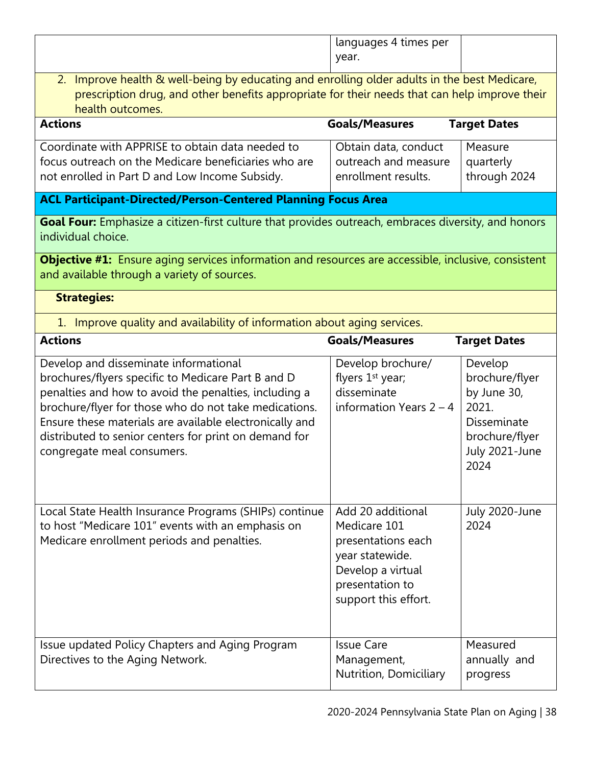| | languages 4 times per year. | |
|---|---|---|

2. Improve health & well-being by educating and enrolling older adults in the best Medicare, prescription drug, and other benefits appropriate for their needs that can help improve their health outcomes.

| Actions | Goals/Measures | Target Dates |
|---|---|---|
| Coordinate with APPRISE to obtain data needed to focus outreach on the Medicare beneficiaries who are not enrolled in Part D and Low Income Subsidy. | Obtain data, conduct outreach and measure enrollment results. | Measure quarterly through 2024 |

**ACL Participant-Directed/Person-Centered Planning Focus Area**

**Goal Four:** Emphasize a citizen-first culture that provides outreach, embraces diversity, and honors individual choice.

**Objective #1:** Ensure aging services information and resources are accessible, inclusive, consistent and available through a variety of sources.

**Strategies:**

1. Improve quality and availability of information about aging services.

| Actions | Goals/Measures | Target Dates |
|---|---|---|
| Develop and disseminate informational brochures/flyers specific to Medicare Part B and D penalties and how to avoid the penalties, including a brochure/flyer for those who do not take medications. Ensure these materials are available electronically and distributed to senior centers for print on demand for congregate meal consumers. | Develop brochure/ flyers 1st year; disseminate information Years 2 – 4 | Develop brochure/flyer by June 30, 2021. Disseminate brochure/flyer July 2021-June 2024 |
| Local State Health Insurance Programs (SHIPs) continue to host "Medicare 101" events with an emphasis on Medicare enrollment periods and penalties. | Add 20 additional Medicare 101 presentations each year statewide. Develop a virtual presentation to support this effort. | July 2020-June 2024 |
| Issue updated Policy Chapters and Aging Program Directives to the Aging Network. | Issue Care Management, Nutrition, Domiciliary | Measured annually and progress |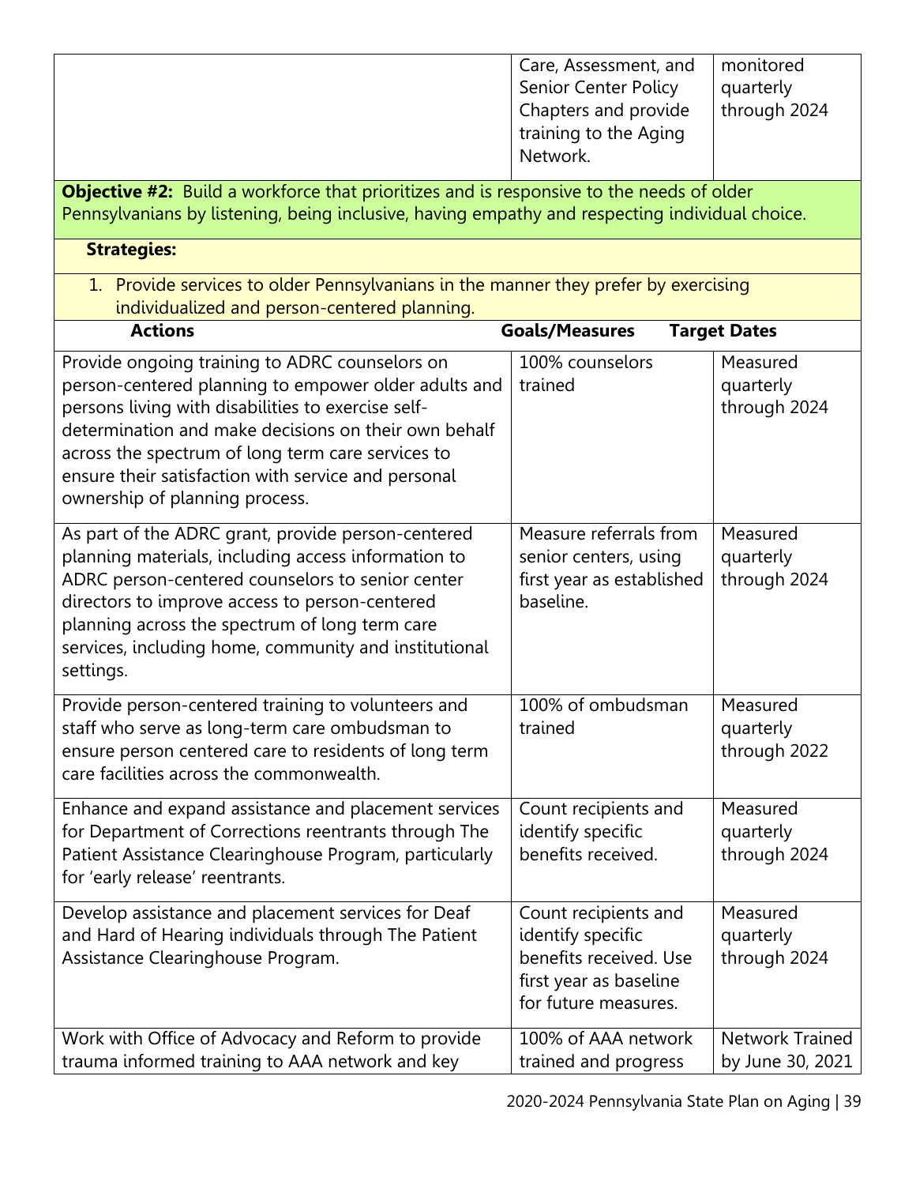| | | |
|---|---|---|
| | Care, Assessment, and Senior Center Policy Chapters and provide training to the Aging Network. | monitored quarterly through 2024 |

**Objective #2:** Build a workforce that prioritizes and is responsive to the needs of older Pennsylvanians by listening, being inclusive, having empathy and respecting individual choice.

**Strategies:**

1. Provide services to older Pennsylvanians in the manner they prefer by exercising individualized and person-centered planning.

| Actions | Goals/Measures | Target Dates |
|---|---|---|
| Provide ongoing training to ADRC counselors on person-centered planning to empower older adults and persons living with disabilities to exercise self-determination and make decisions on their own behalf across the spectrum of long term care services to ensure their satisfaction with service and personal ownership of planning process. | 100% counselors trained | Measured quarterly through 2024 |
| As part of the ADRC grant, provide person-centered planning materials, including access information to ADRC person-centered counselors to senior center directors to improve access to person-centered planning across the spectrum of long term care services, including home, community and institutional settings. | Measure referrals from senior centers, using first year as established baseline. | Measured quarterly through 2024 |
| Provide person-centered training to volunteers and staff who serve as long-term care ombudsman to ensure person centered care to residents of long term care facilities across the commonwealth. | 100% of ombudsman trained | Measured quarterly through 2022 |
| Enhance and expand assistance and placement services for Department of Corrections reentrants through The Patient Assistance Clearinghouse Program, particularly for 'early release' reentrants. | Count recipients and identify specific benefits received. | Measured quarterly through 2024 |
| Develop assistance and placement services for Deaf and Hard of Hearing individuals through The Patient Assistance Clearinghouse Program. | Count recipients and identify specific benefits received. Use first year as baseline for future measures. | Measured quarterly through 2024 |
| Work with Office of Advocacy and Reform to provide trauma informed training to AAA network and key | 100% of AAA network trained and progress | Network Trained by June 30, 2021 |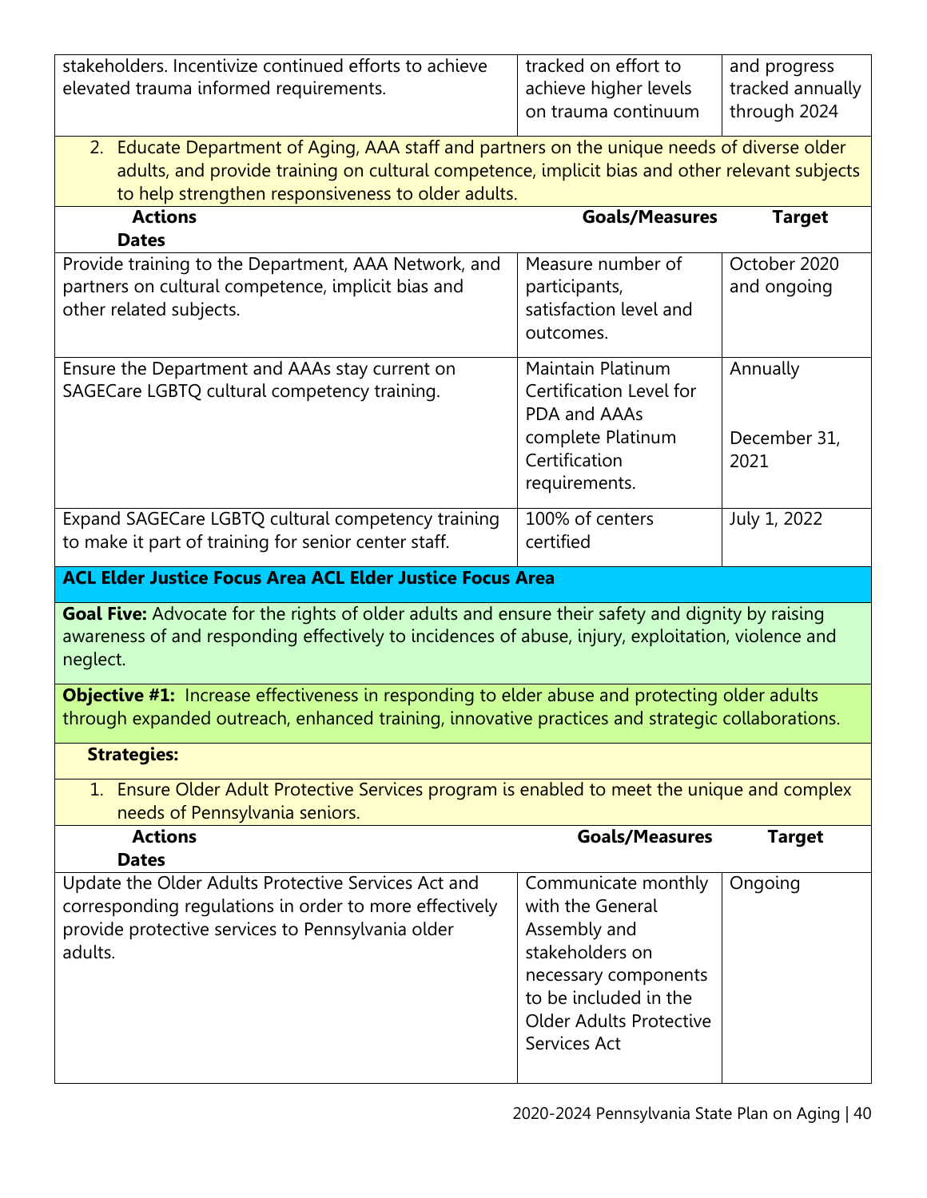| | | |
|---|---|---|
| stakeholders. Incentivize continued efforts to achieve elevated trauma informed requirements. | tracked on effort to achieve higher levels on trauma continuum | and progress tracked annually through 2024 |

2. Educate Department of Aging, AAA staff and partners on the unique needs of diverse older adults, and provide training on cultural competence, implicit bias and other relevant subjects to help strengthen responsiveness to older adults.

| **Actions** | **Goals/Measures** | **Target Dates** |
|---|---|---|
| Provide training to the Department, AAA Network, and partners on cultural competence, implicit bias and other related subjects. | Measure number of participants, satisfaction level and outcomes. | October 2020 and ongoing |
| Ensure the Department and AAAs stay current on SAGECare LGBTQ cultural competency training. | Maintain Platinum Certification Level for PDA and AAAs complete Platinum Certification requirements. | Annually<br><br>December 31, 2021 |
| Expand SAGECare LGBTQ cultural competency training to make it part of training for senior center staff. | 100% of centers certified | July 1, 2022 |

**ACL Elder Justice Focus Area ACL Elder Justice Focus Area**

**Goal Five:** Advocate for the rights of older adults and ensure their safety and dignity by raising awareness of and responding effectively to incidences of abuse, injury, exploitation, violence and neglect.

**Objective #1:** Increase effectiveness in responding to elder abuse and protecting older adults through expanded outreach, enhanced training, innovative practices and strategic collaborations.

**Strategies:**

1. Ensure Older Adult Protective Services program is enabled to meet the unique and complex needs of Pennsylvania seniors.

| **Actions** | **Goals/Measures** | **Target Dates** |
|---|---|---|
| Update the Older Adults Protective Services Act and corresponding regulations in order to more effectively provide protective services to Pennsylvania older adults. | Communicate monthly with the General Assembly and stakeholders on necessary components to be included in the Older Adults Protective Services Act | Ongoing |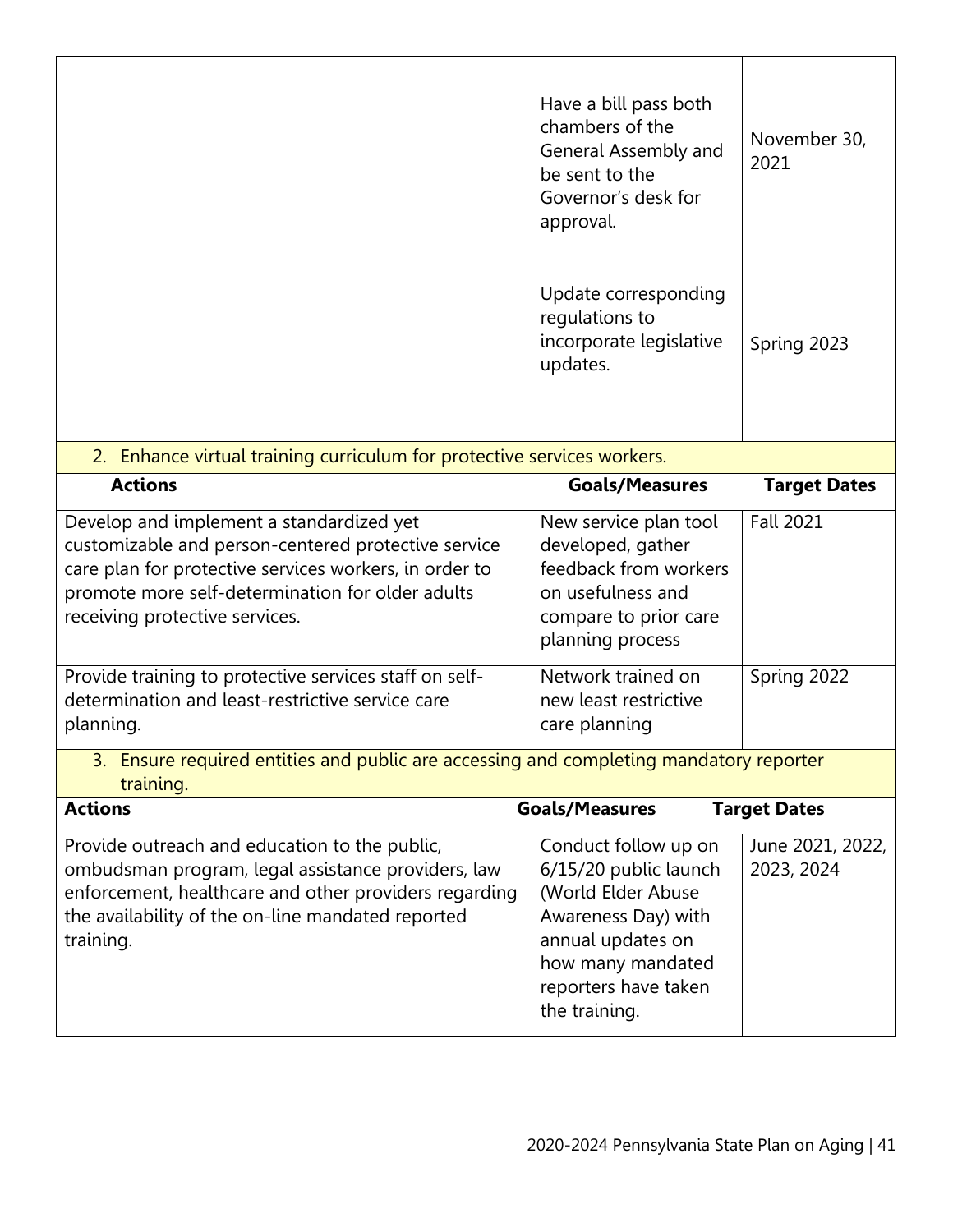| | | |
|---|---|---|
| | Have a bill pass both chambers of the General Assembly and be sent to the Governor's desk for approval. | November 30, 2021 |
| | Update corresponding regulations to incorporate legislative updates. | Spring 2023 |

2. Enhance virtual training curriculum for protective services workers.

| Actions | Goals/Measures | Target Dates |
|---|---|---|
| Develop and implement a standardized yet customizable and person-centered protective service care plan for protective services workers, in order to promote more self-determination for older adults receiving protective services. | New service plan tool developed, gather feedback from workers on usefulness and compare to prior care planning process | Fall 2021 |
| Provide training to protective services staff on self-determination and least-restrictive service care planning. | Network trained on new least restrictive care planning | Spring 2022 |

3. Ensure required entities and public are accessing and completing mandatory reporter training.

| Actions | Goals/Measures | Target Dates |
|---|---|---|
| Provide outreach and education to the public, ombudsman program, legal assistance providers, law enforcement, healthcare and other providers regarding the availability of the on-line mandated reported training. | Conduct follow up on 6/15/20 public launch (World Elder Abuse Awareness Day) with annual updates on how many mandated reporters have taken the training. | June 2021, 2022, 2023, 2024 |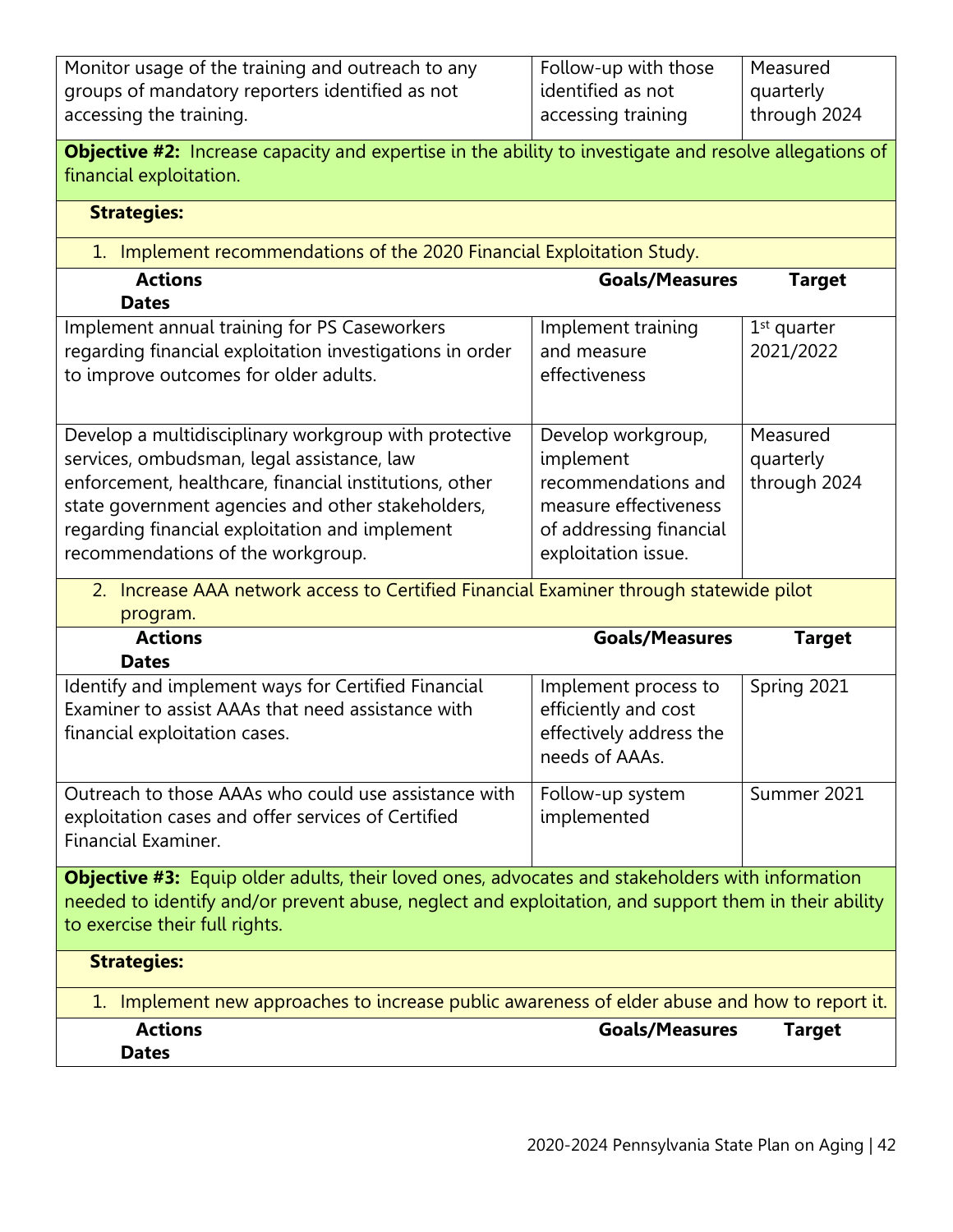| Monitor usage of the training and outreach to any groups of mandatory reporters identified as not accessing the training. | Follow-up with those identified as not accessing training | Measured quarterly through 2024 |
|---|---|---|

**Objective #2:** Increase capacity and expertise in the ability to investigate and resolve allegations of financial exploitation.

**Strategies:**

1. Implement recommendations of the 2020 Financial Exploitation Study.

| Actions | Goals/Measures | Target Dates |
|---|---|---|
| Implement annual training for PS Caseworkers regarding financial exploitation investigations in order to improve outcomes for older adults. | Implement training and measure effectiveness | 1st quarter 2021/2022 |
| Develop a multidisciplinary workgroup with protective services, ombudsman, legal assistance, law enforcement, healthcare, financial institutions, other state government agencies and other stakeholders, regarding financial exploitation and implement recommendations of the workgroup. | Develop workgroup, implement recommendations and measure effectiveness of addressing financial exploitation issue. | Measured quarterly through 2024 |

2. Increase AAA network access to Certified Financial Examiner through statewide pilot program.

| Actions | Goals/Measures | Target Dates |
|---|---|---|
| Identify and implement ways for Certified Financial Examiner to assist AAAs that need assistance with financial exploitation cases. | Implement process to efficiently and cost effectively address the needs of AAAs. | Spring 2021 |
| Outreach to those AAAs who could use assistance with exploitation cases and offer services of Certified Financial Examiner. | Follow-up system implemented | Summer 2021 |

**Objective #3:** Equip older adults, their loved ones, advocates and stakeholders with information needed to identify and/or prevent abuse, neglect and exploitation, and support them in their ability to exercise their full rights.

**Strategies:**

1. Implement new approaches to increase public awareness of elder abuse and how to report it.

| Actions | Goals/Measures | Target Dates |
|---|---|---|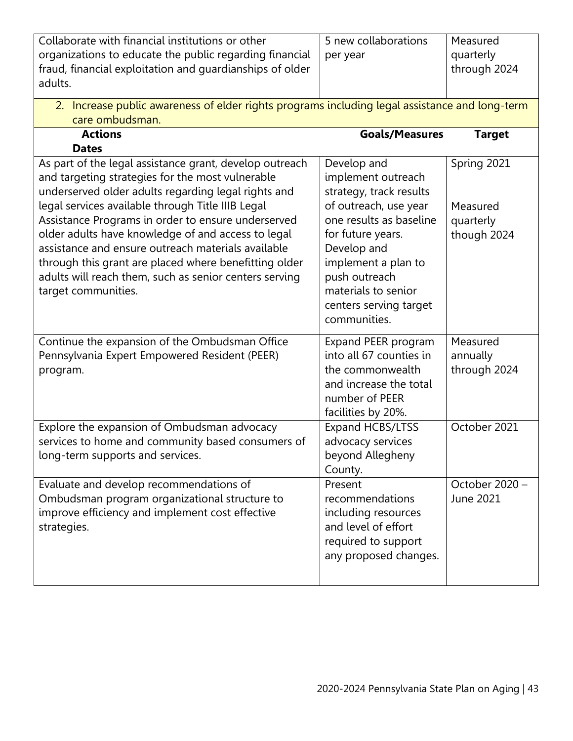| | | |
|---|---|---|
| Collaborate with financial institutions or other organizations to educate the public regarding financial fraud, financial exploitation and guardianships of older adults. | 5 new collaborations per year | Measured quarterly through 2024 |

2. Increase public awareness of elder rights programs including legal assistance and long-term care ombudsman.

| Actions | Goals/Measures | Target Dates |
|---|---|---|
| As part of the legal assistance grant, develop outreach and targeting strategies for the most vulnerable underserved older adults regarding legal rights and legal services available through Title IIIB Legal Assistance Programs in order to ensure underserved older adults have knowledge of and access to legal assistance and ensure outreach materials available through this grant are placed where benefitting older adults will reach them, such as senior centers serving target communities. | Develop and implement outreach strategy, track results of outreach, use year one results as baseline for future years. Develop and implement a plan to push outreach materials to senior centers serving target communities. | Spring 2021<br><br>Measured quarterly though 2024 |
| Continue the expansion of the Ombudsman Office Pennsylvania Expert Empowered Resident (PEER) program. | Expand PEER program into all 67 counties in the commonwealth and increase the total number of PEER facilities by 20%. | Measured annually through 2024 |
| Explore the expansion of Ombudsman advocacy services to home and community based consumers of long-term supports and services. | Expand HCBS/LTSS advocacy services beyond Allegheny County. | October 2021 |
| Evaluate and develop recommendations of Ombudsman program organizational structure to improve efficiency and implement cost effective strategies. | Present recommendations including resources and level of effort required to support any proposed changes. | October 2020 – June 2021 |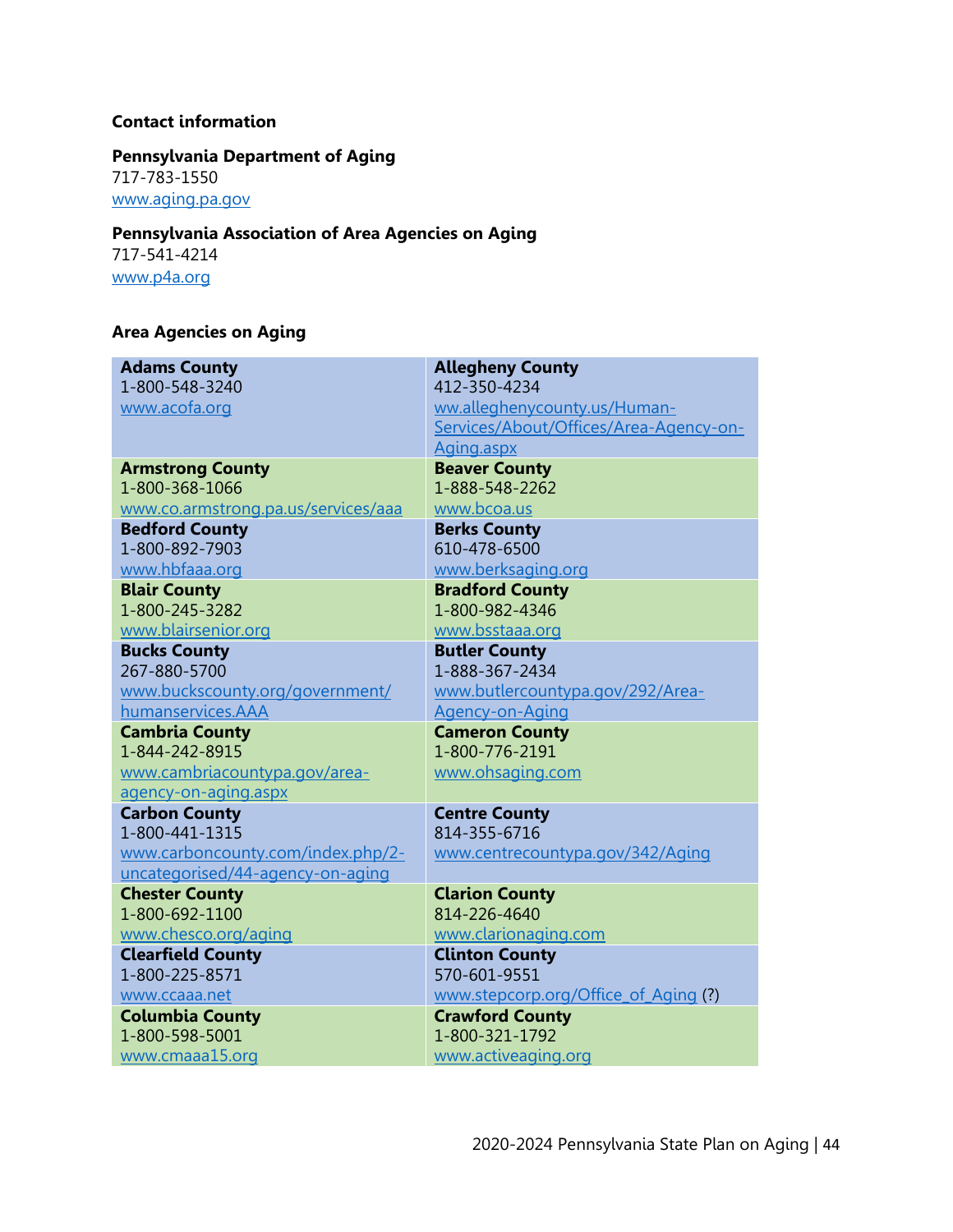**Contact information**

**Pennsylvania Department of Aging**
717-783-1550
www.aging.pa.gov

**Pennsylvania Association of Area Agencies on Aging**
717-541-4214
www.p4a.org

**Area Agencies on Aging**

| | |
|---|---|
| **Adams County**<br>1-800-548-3240<br>www.acofa.org | **Allegheny County**<br>412-350-4234<br>ww.alleghenycounty.us/Human-Services/About/Offices/Area-Agency-on-Aging.aspx |
| **Armstrong County**<br>1-800-368-1066<br>www.co.armstrong.pa.us/services/aaa | **Beaver County**<br>1-888-548-2262<br>www.bcoa.us |
| **Bedford County**<br>1-800-892-7903<br>www.hbfaaa.org | **Berks County**<br>610-478-6500<br>www.berksaging.org |
| **Blair County**<br>1-800-245-3282<br>www.blairsenior.org | **Bradford County**<br>1-800-982-4346<br>www.bsstaaa.org |
| **Bucks County**<br>267-880-5700<br>www.buckscounty.org/government/humanservices.AAA | **Butler County**<br>1-888-367-2434<br>www.butlercountypa.gov/292/Area-Agency-on-Aging |
| **Cambria County**<br>1-844-242-8915<br>www.cambriacountypa.gov/area-agency-on-aging.aspx | **Cameron County**<br>1-800-776-2191<br>www.ohsaging.com |
| **Carbon County**<br>1-800-441-1315<br>www.carboncounty.com/index.php/2-uncategorised/44-agency-on-aging | **Centre County**<br>814-355-6716<br>www.centrecountypa.gov/342/Aging |
| **Chester County**<br>1-800-692-1100<br>www.chesco.org/aging | **Clarion County**<br>814-226-4640<br>www.clarionaging.com |
| **Clearfield County**<br>1-800-225-8571<br>www.ccaaa.net | **Clinton County**<br>570-601-9551<br>www.stepcorp.org/Office_of_Aging (?) |
| **Columbia County**<br>1-800-598-5001<br>www.cmaaa15.org | **Crawford County**<br>1-800-321-1792<br>www.activeaging.org |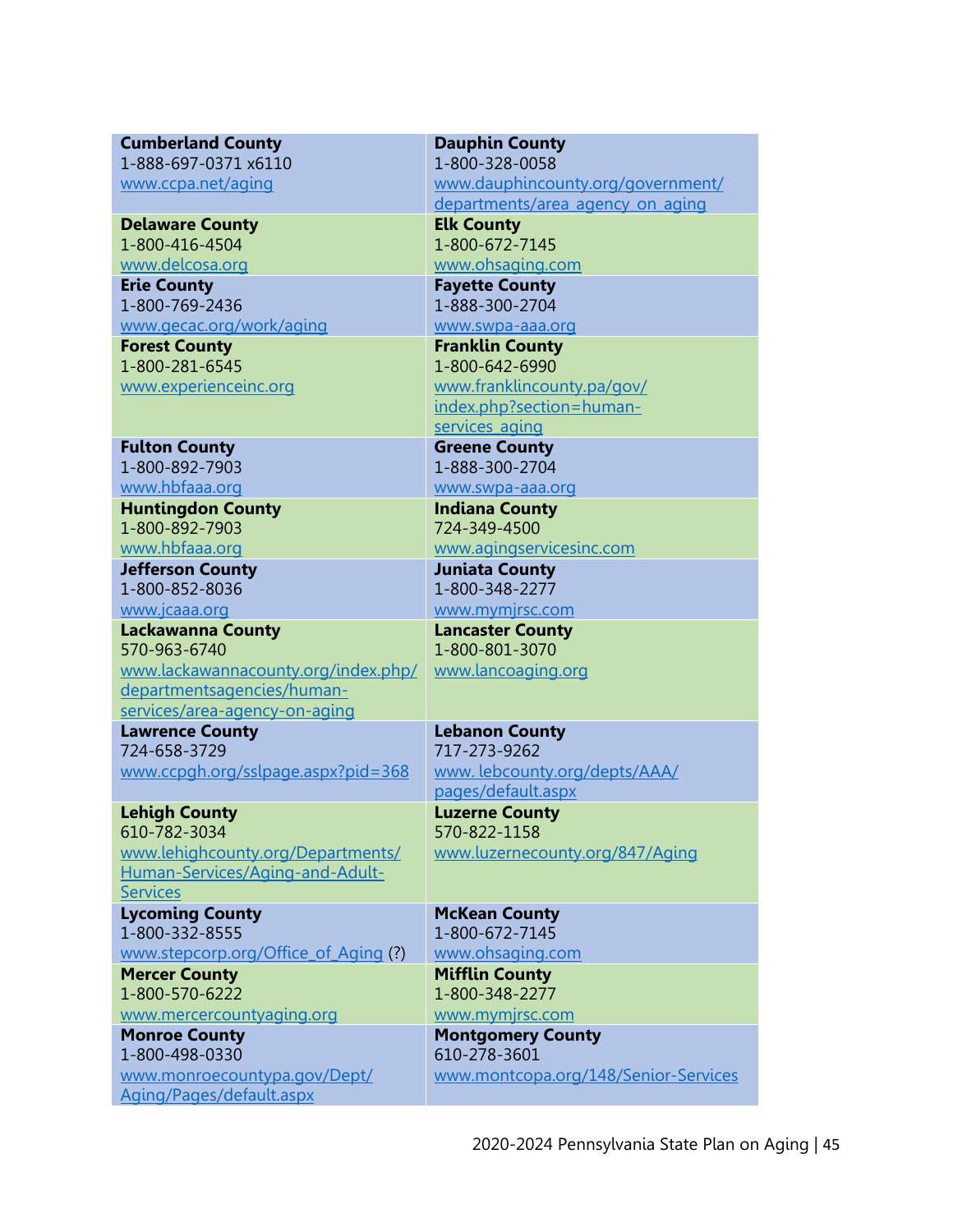| | |
|---|---|
| **Cumberland County**<br>1-888-697-0371 x6110<br>www.ccpa.net/aging | **Dauphin County**<br>1-800-328-0058<br>www.dauphincounty.org/government/departments/area_agency_on_aging |
| **Delaware County**<br>1-800-416-4504<br>www.delcosa.org | **Elk County**<br>1-800-672-7145<br>www.ohsaging.com |
| **Erie County**<br>1-800-769-2436<br>www.gecac.org/work/aging | **Fayette County**<br>1-888-300-2704<br>www.swpa-aaa.org |
| **Forest County**<br>1-800-281-6545<br>www.experienceinc.org | **Franklin County**<br>1-800-642-6990<br>www.franklincounty.pa/gov/index.php?section=human-services_aging |
| **Fulton County**<br>1-800-892-7903<br>www.hbfaaa.org | **Greene County**<br>1-888-300-2704<br>www.swpa-aaa.org |
| **Huntingdon County**<br>1-800-892-7903<br>www.hbfaaa.org | **Indiana County**<br>724-349-4500<br>www.agingservicesinc.com |
| **Jefferson County**<br>1-800-852-8036<br>www.jcaaa.org | **Juniata County**<br>1-800-348-2277<br>www.mymjrsc.com |
| **Lackawanna County**<br>570-963-6740<br>www.lackawannacounty.org/index.php/departmentsagencies/human-services/area-agency-on-aging | **Lancaster County**<br>1-800-801-3070<br>www.lancoaging.org |
| **Lawrence County**<br>724-658-3729<br>www.ccpgh.org/sslpage.aspx?pid=368 | **Lebanon County**<br>717-273-9262<br>www. lebcounty.org/depts/AAA/pages/default.aspx |
| **Lehigh County**<br>610-782-3034<br>www.lehighcounty.org/Departments/Human-Services/Aging-and-Adult-Services | **Luzerne County**<br>570-822-1158<br>www.luzernecounty.org/847/Aging |
| **Lycoming County**<br>1-800-332-8555<br>www.stepcorp.org/Office_of_Aging (?) | **McKean County**<br>1-800-672-7145<br>www.ohsaging.com |
| **Mercer County**<br>1-800-570-6222<br>www.mercercountyaging.org | **Mifflin County**<br>1-800-348-2277<br>www.mymjrsc.com |
| **Monroe County**<br>1-800-498-0330<br>www.monroecountypa.gov/Dept/Aging/Pages/default.aspx | **Montgomery County**<br>610-278-3601<br>www.montcopa.org/148/Senior-Services |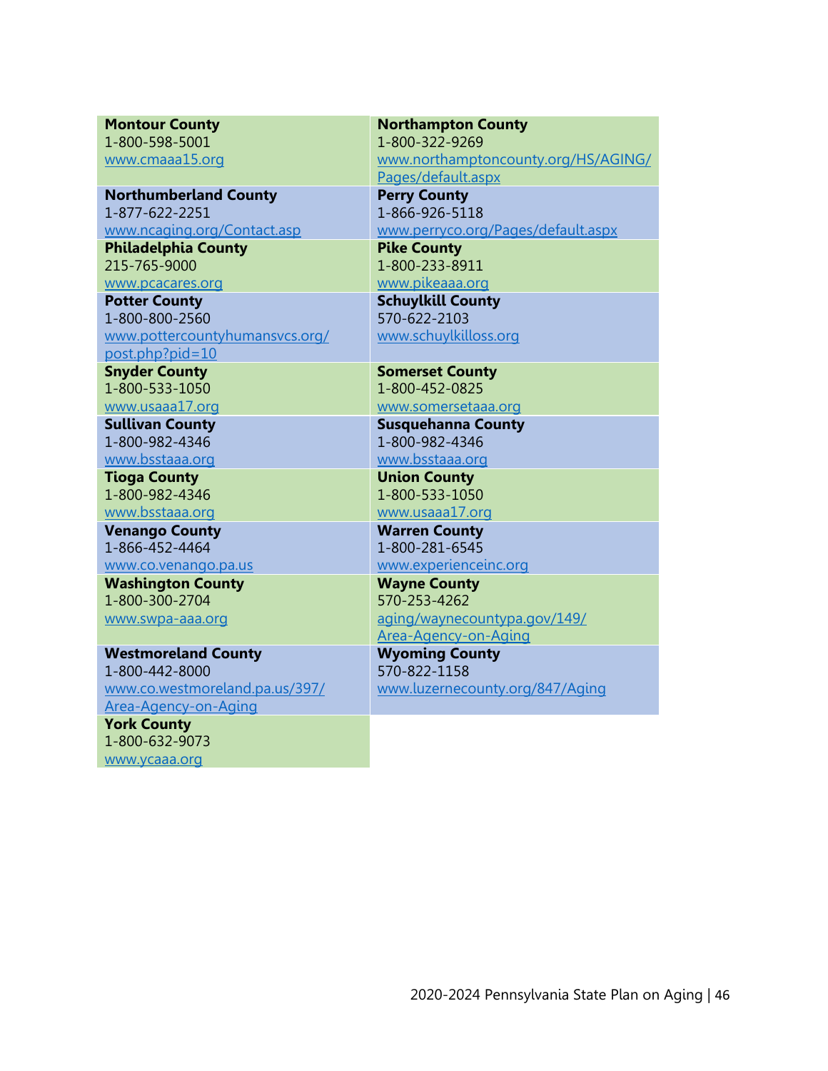| | |
|---|---|
| **Montour County**<br>1-800-598-5001<br>www.cmaaa15.org | **Northampton County**<br>1-800-322-9269<br>www.northamptoncounty.org/HS/AGING/Pages/default.aspx |
| **Northumberland County**<br>1-877-622-2251<br>www.ncaging.org/Contact.asp | **Perry County**<br>1-866-926-5118<br>www.perryco.org/Pages/default.aspx |
| **Philadelphia County**<br>215-765-9000<br>www.pcacares.org | **Pike County**<br>1-800-233-8911<br>www.pikeaaa.org |
| **Potter County**<br>1-800-800-2560<br>www.pottercountyhumansvcs.org/post.php?pid=10 | **Schuylkill County**<br>570-622-2103<br>www.schuylkilloss.org |
| **Snyder County**<br>1-800-533-1050<br>www.usaaa17.org | **Somerset County**<br>1-800-452-0825<br>www.somersetaaa.org |
| **Sullivan County**<br>1-800-982-4346<br>www.bsstaaa.org | **Susquehanna County**<br>1-800-982-4346<br>www.bsstaaa.org |
| **Tioga County**<br>1-800-982-4346<br>www.bsstaaa.org | **Union County**<br>1-800-533-1050<br>www.usaaa17.org |
| **Venango County**<br>1-866-452-4464<br>www.co.venango.pa.us | **Warren County**<br>1-800-281-6545<br>www.experienceinc.org |
| **Washington County**<br>1-800-300-2704<br>www.swpa-aaa.org | **Wayne County**<br>570-253-4262<br>aging/waynecountypa.gov/149/Area-Agency-on-Aging |
| **Westmoreland County**<br>1-800-442-8000<br>www.co.westmoreland.pa.us/397/Area-Agency-on-Aging | **Wyoming County**<br>570-822-1158<br>www.luzernecounty.org/847/Aging |
| **York County**<br>1-800-632-9073<br>www.ycaaa.org | |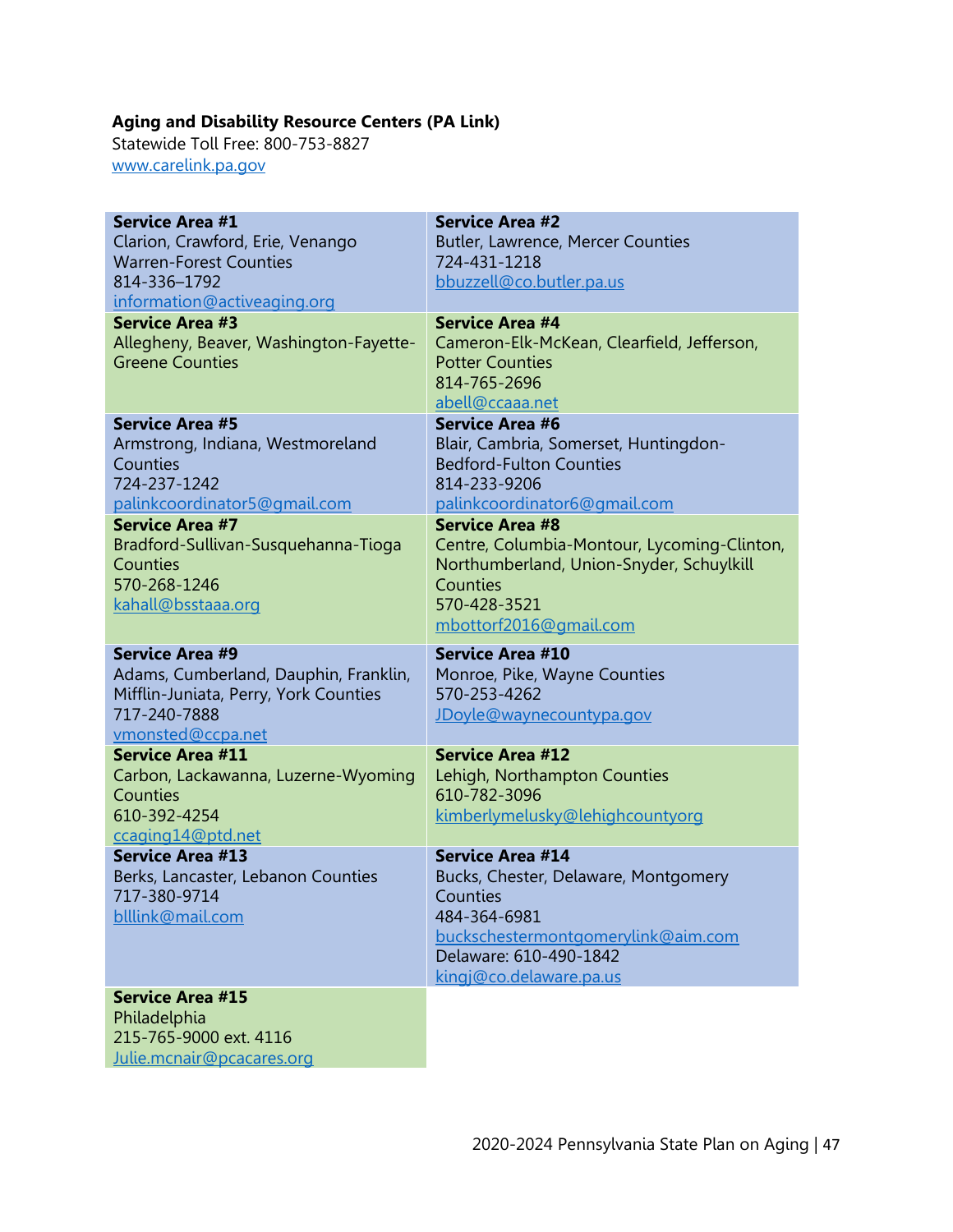**Aging and Disability Resource Centers (PA Link)**
Statewide Toll Free: 800-753-8827
www.carelink.pa.gov

| | |
|---|---|
| **Service Area #1**<br>Clarion, Crawford, Erie, Venango<br>Warren-Forest Counties<br>814-336–1792<br>information@activeaging.org | **Service Area #2**<br>Butler, Lawrence, Mercer Counties<br>724-431-1218<br>bbuzzell@co.butler.pa.us |
| **Service Area #3**<br>Allegheny, Beaver, Washington-Fayette-Greene Counties | **Service Area #4**<br>Cameron-Elk-McKean, Clearfield, Jefferson, Potter Counties<br>814-765-2696<br>abell@ccaaa.net |
| **Service Area #5**<br>Armstrong, Indiana, Westmoreland Counties<br>724-237-1242<br>palinkcoordinator5@gmail.com | **Service Area #6**<br>Blair, Cambria, Somerset, Huntingdon-Bedford-Fulton Counties<br>814-233-9206<br>palinkcoordinator6@gmail.com |
| **Service Area #7**<br>Bradford-Sullivan-Susquehanna-Tioga Counties<br>570-268-1246<br>kahall@bsstaaa.org | **Service Area #8**<br>Centre, Columbia-Montour, Lycoming-Clinton, Northumberland, Union-Snyder, Schuylkill Counties<br>570-428-3521<br>mbottorf2016@gmail.com |
| **Service Area #9**<br>Adams, Cumberland, Dauphin, Franklin, Mifflin-Juniata, Perry, York Counties<br>717-240-7888<br>vmonsted@ccpa.net | **Service Area #10**<br>Monroe, Pike, Wayne Counties<br>570-253-4262<br>JDoyle@waynecountypa.gov |
| **Service Area #11**<br>Carbon, Lackawanna, Luzerne-Wyoming Counties<br>610-392-4254<br>ccaging14@ptd.net | **Service Area #12**<br>Lehigh, Northampton Counties<br>610-782-3096<br>kimberlymelusky@lehighcountyorg |
| **Service Area #13**<br>Berks, Lancaster, Lebanon Counties<br>717-380-9714<br>blllink@mail.com | **Service Area #14**<br>Bucks, Chester, Delaware, Montgomery Counties<br>484-364-6981<br>buckschestermontgomerylink@aim.com<br>Delaware: 610-490-1842<br>kingj@co.delaware.pa.us |
| **Service Area #15**<br>Philadelphia<br>215-765-9000 ext. 4116<br>Julie.mcnair@pcacares.org | |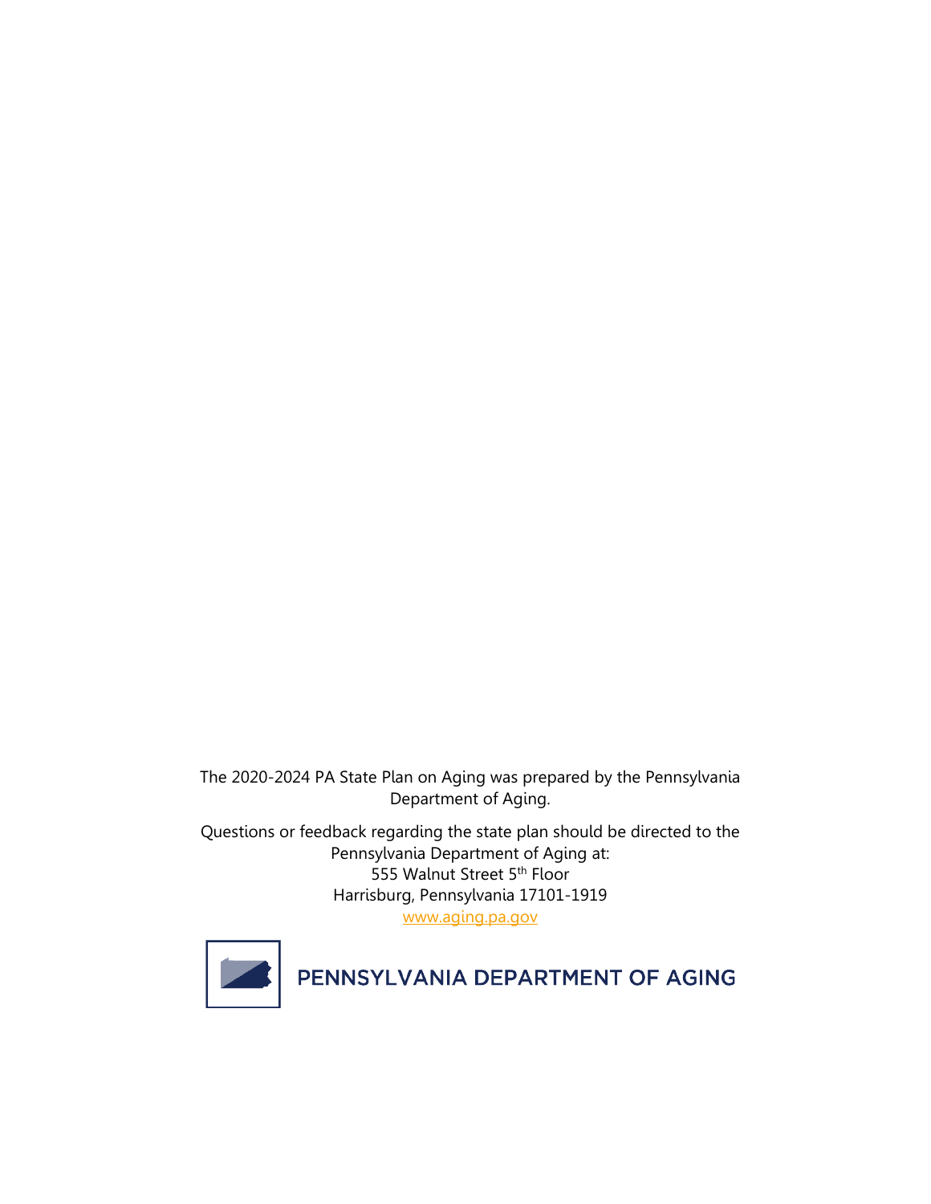The 2020-2024 PA State Plan on Aging was prepared by the Pennsylvania Department of Aging.

Questions or feedback regarding the state plan should be directed to the Pennsylvania Department of Aging at:
555 Walnut Street 5th Floor
Harrisburg, Pennsylvania 17101-1919
www.aging.pa.gov

PENNSYLVANIA DEPARTMENT OF AGING